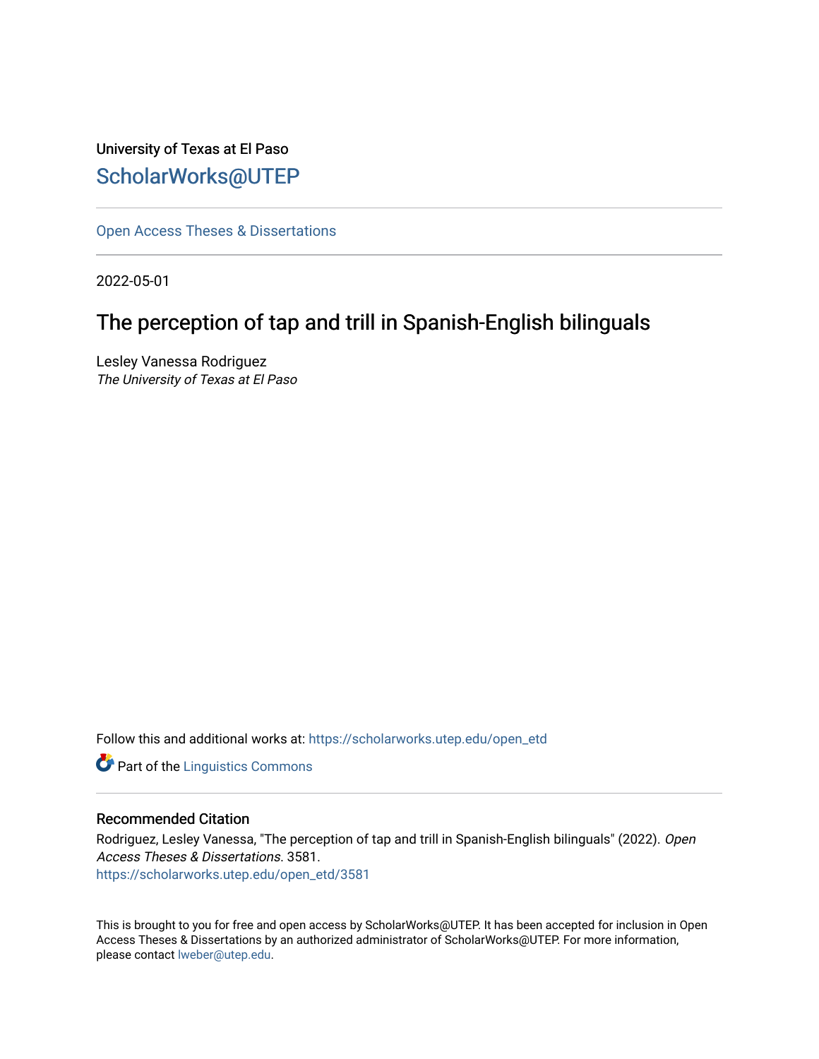University of Texas at El Paso

ScholarWorks@UTEP

Open Access Theses & Dissertations

2022-05-01

# The perception of tap and trill in Spanish-English bilinguals

Lesley Vanessa Rodriguez
*The University of Texas at El Paso*

Follow this and additional works at: https://scholarworks.utep.edu/open_etd

Part of the Linguistics Commons

## Recommended Citation

Rodriguez, Lesley Vanessa, "The perception of tap and trill in Spanish-English bilinguals" (2022). *Open Access Theses & Dissertations*. 3581.
https://scholarworks.utep.edu/open_etd/3581

This is brought to you for free and open access by ScholarWorks@UTEP. It has been accepted for inclusion in Open Access Theses & Dissertations by an authorized administrator of ScholarWorks@UTEP. For more information, please contact lweber@utep.edu.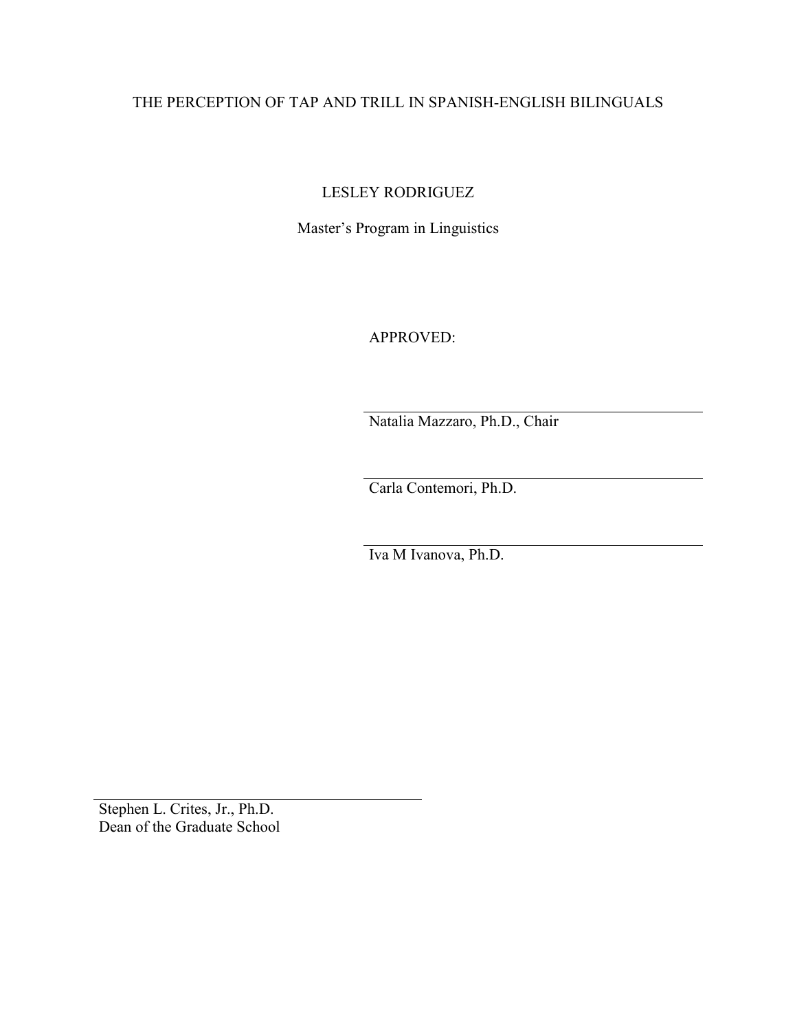THE PERCEPTION OF TAP AND TRILL IN SPANISH-ENGLISH BILINGUALS

LESLEY RODRIGUEZ

Master's Program in Linguistics

APPROVED:

Natalia Mazzaro, Ph.D., Chair

Carla Contemori, Ph.D.

Iva M Ivanova, Ph.D.

Stephen L. Crites, Jr., Ph.D.
Dean of the Graduate School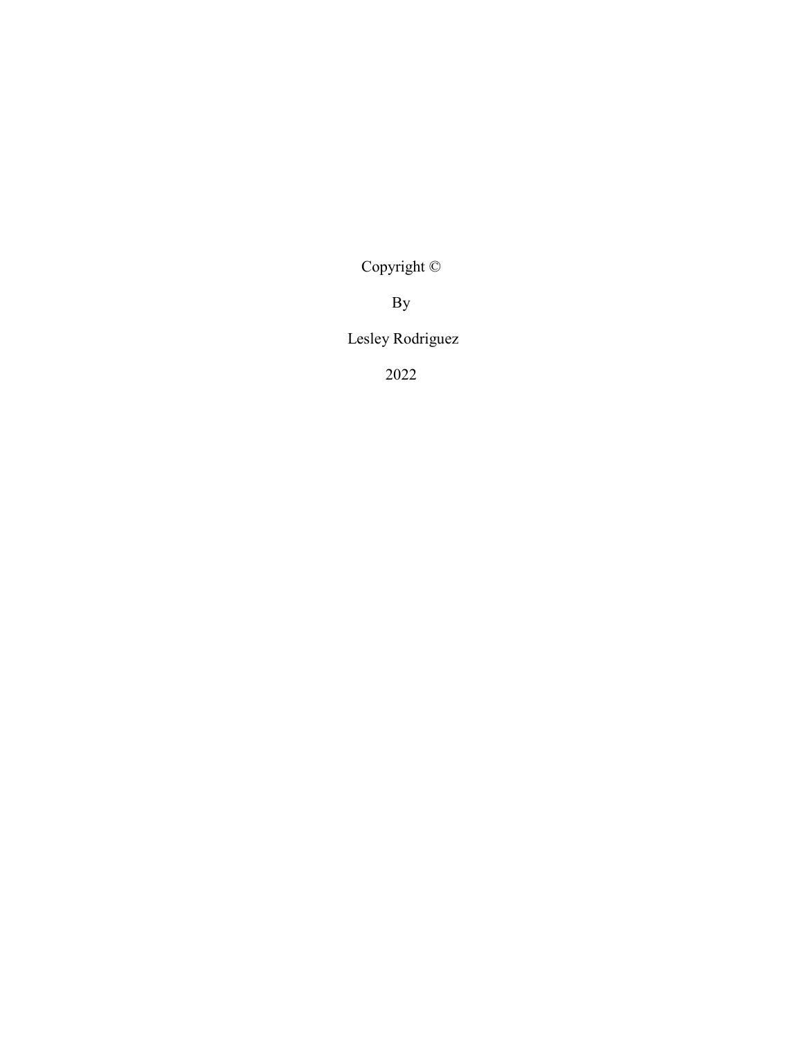Copyright ©

By

Lesley Rodriguez

2022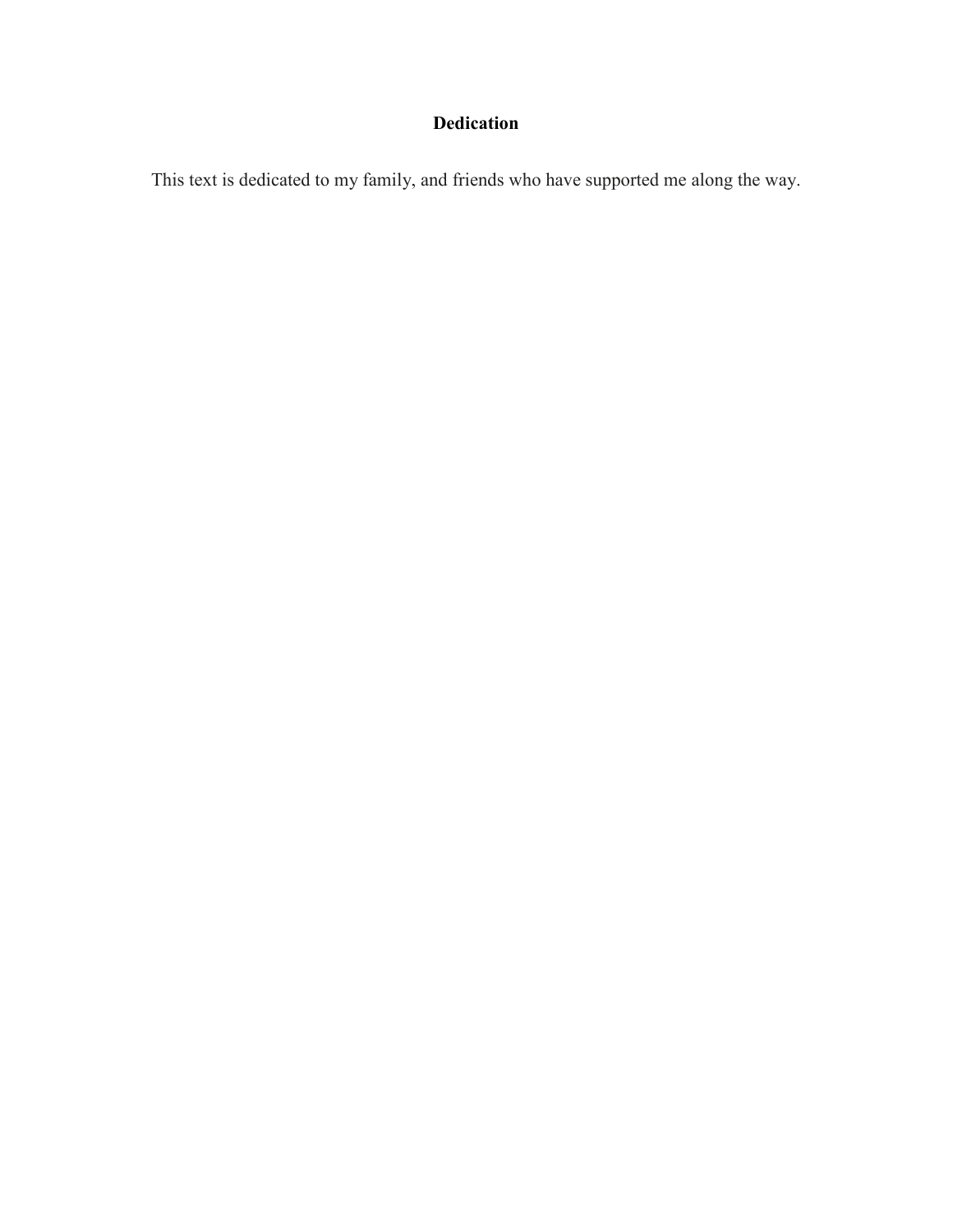## Dedication

This text is dedicated to my family, and friends who have supported me along the way.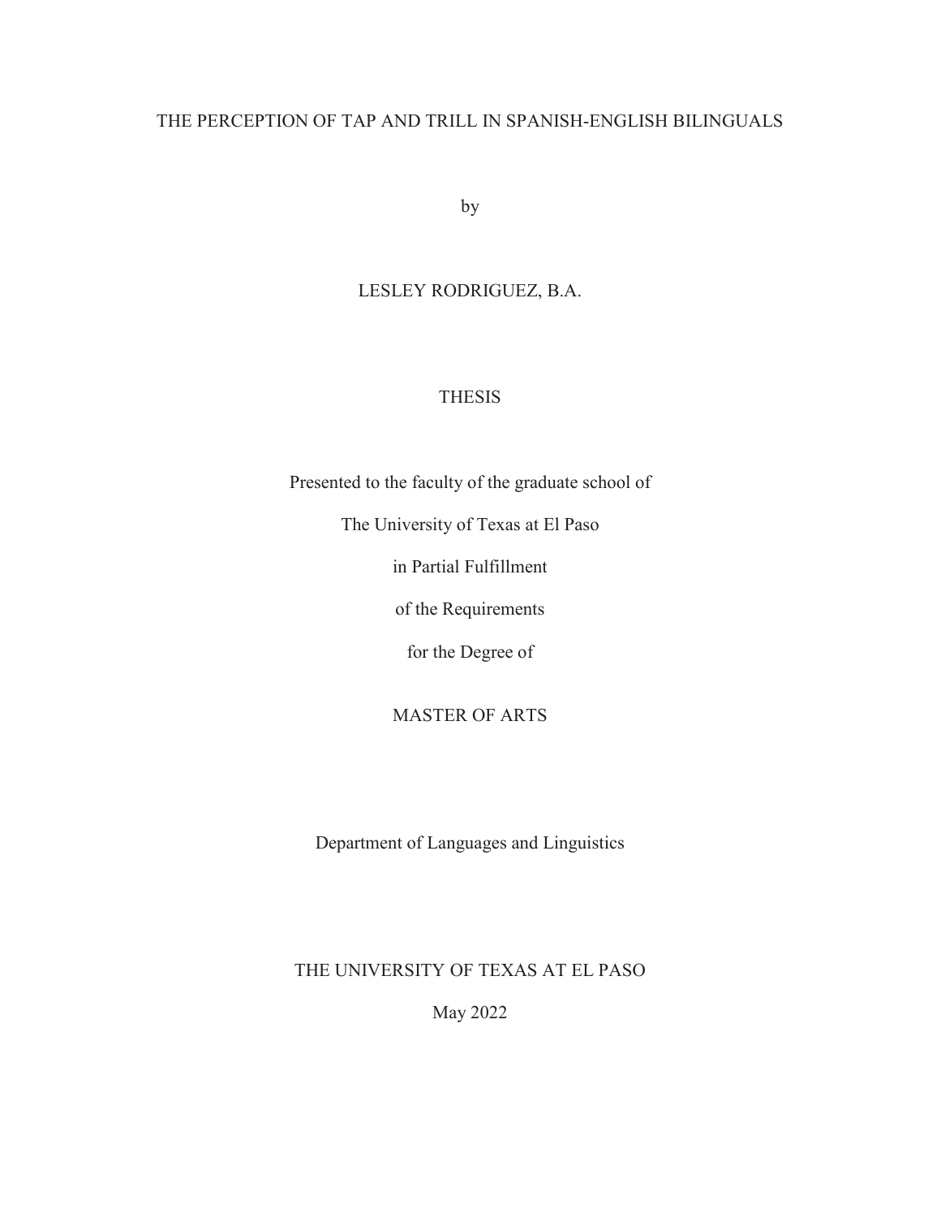# THE PERCEPTION OF TAP AND TRILL IN SPANISH-ENGLISH BILINGUALS

by

LESLEY RODRIGUEZ, B.A.

THESIS

Presented to the faculty of the graduate school of

The University of Texas at El Paso

in Partial Fulfillment

of the Requirements

for the Degree of

MASTER OF ARTS

Department of Languages and Linguistics

THE UNIVERSITY OF TEXAS AT EL PASO

May 2022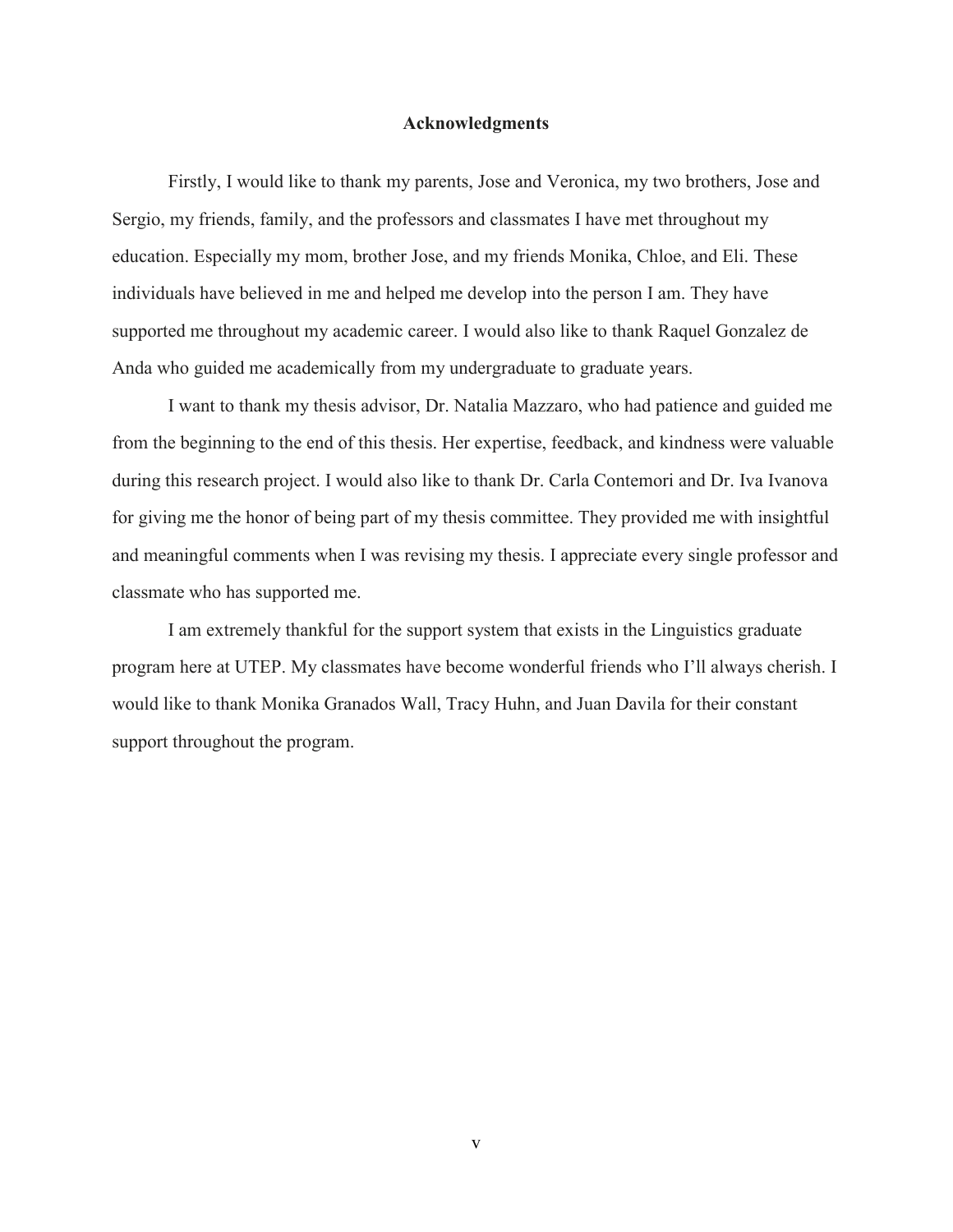# Acknowledgments

Firstly, I would like to thank my parents, Jose and Veronica, my two brothers, Jose and Sergio, my friends, family, and the professors and classmates I have met throughout my education. Especially my mom, brother Jose, and my friends Monika, Chloe, and Eli. These individuals have believed in me and helped me develop into the person I am. They have supported me throughout my academic career. I would also like to thank Raquel Gonzalez de Anda who guided me academically from my undergraduate to graduate years.

I want to thank my thesis advisor, Dr. Natalia Mazzaro, who had patience and guided me from the beginning to the end of this thesis. Her expertise, feedback, and kindness were valuable during this research project. I would also like to thank Dr. Carla Contemori and Dr. Iva Ivanova for giving me the honor of being part of my thesis committee. They provided me with insightful and meaningful comments when I was revising my thesis. I appreciate every single professor and classmate who has supported me.

I am extremely thankful for the support system that exists in the Linguistics graduate program here at UTEP. My classmates have become wonderful friends who I'll always cherish. I would like to thank Monika Granados Wall, Tracy Huhn, and Juan Davila for their constant support throughout the program.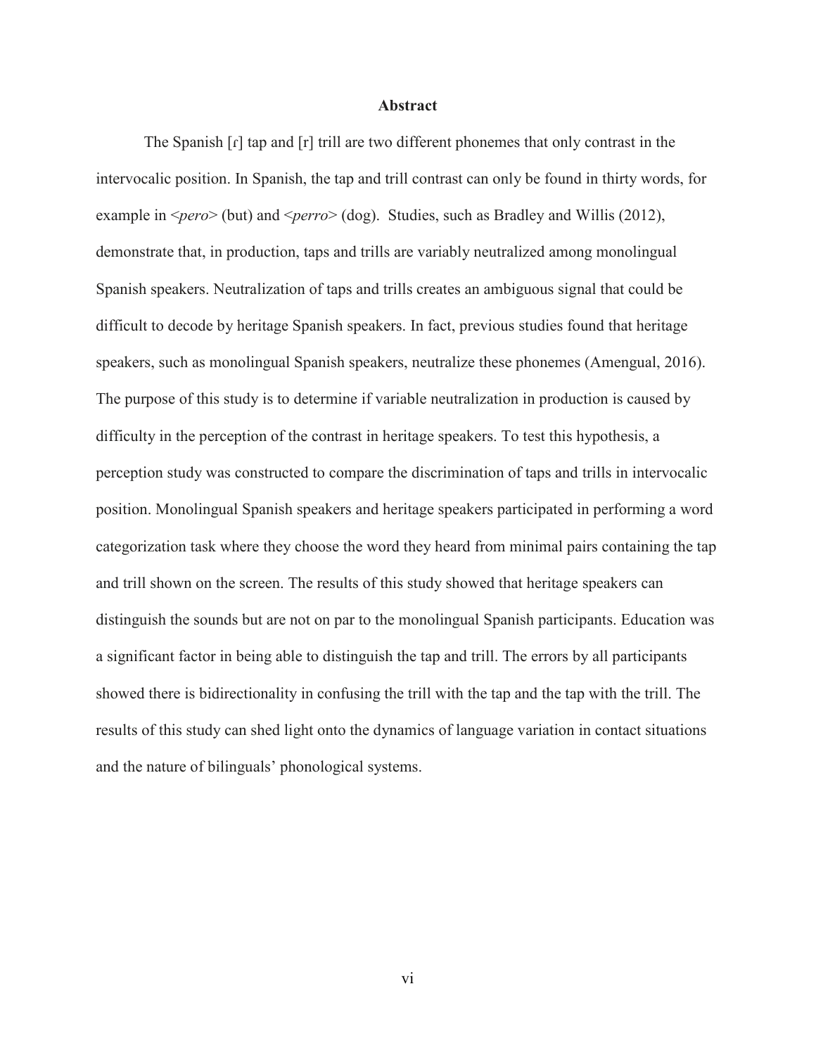# Abstract

The Spanish [ɾ] tap and [r] trill are two different phonemes that only contrast in the intervocalic position. In Spanish, the tap and trill contrast can only be found in thirty words, for example in <*pero*> (but) and <*perro*> (dog). Studies, such as Bradley and Willis (2012), demonstrate that, in production, taps and trills are variably neutralized among monolingual Spanish speakers. Neutralization of taps and trills creates an ambiguous signal that could be difficult to decode by heritage Spanish speakers. In fact, previous studies found that heritage speakers, such as monolingual Spanish speakers, neutralize these phonemes (Amengual, 2016). The purpose of this study is to determine if variable neutralization in production is caused by difficulty in the perception of the contrast in heritage speakers. To test this hypothesis, a perception study was constructed to compare the discrimination of taps and trills in intervocalic position. Monolingual Spanish speakers and heritage speakers participated in performing a word categorization task where they choose the word they heard from minimal pairs containing the tap and trill shown on the screen. The results of this study showed that heritage speakers can distinguish the sounds but are not on par to the monolingual Spanish participants. Education was a significant factor in being able to distinguish the tap and trill. The errors by all participants showed there is bidirectionality in confusing the trill with the tap and the tap with the trill. The results of this study can shed light onto the dynamics of language variation in contact situations and the nature of bilinguals' phonological systems.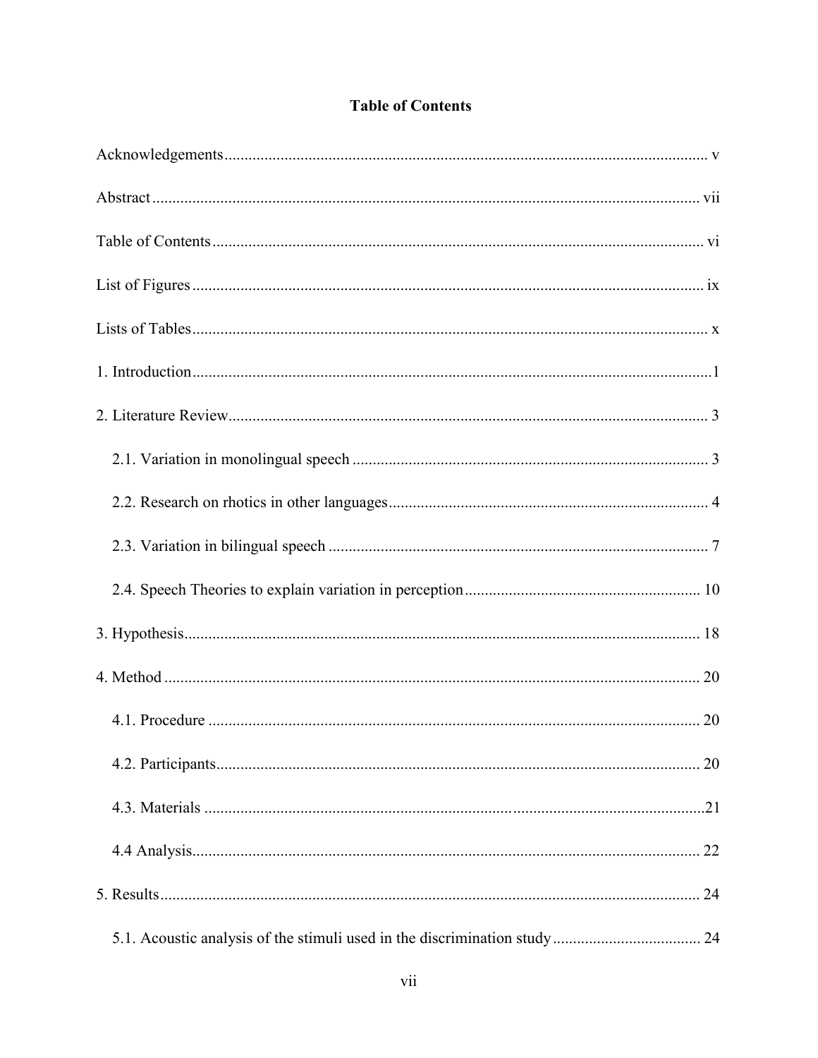# Table of Contents

Acknowledgements .......... v

Abstract .......... vii

Table of Contents .......... vi

List of Figures .......... ix

Lists of Tables .......... x

1. Introduction .......... 1

2. Literature Review .......... 3

   2.1. Variation in monolingual speech .......... 3

   2.2. Research on rhotics in other languages .......... 4

   2.3. Variation in bilingual speech .......... 7

   2.4. Speech Theories to explain variation in perception .......... 10

3. Hypothesis .......... 18

4. Method .......... 20

   4.1. Procedure .......... 20

   4.2. Participants .......... 20

   4.3. Materials .......... 21

   4.4 Analysis .......... 22

5. Results .......... 24

   5.1. Acoustic analysis of the stimuli used in the discrimination study .......... 24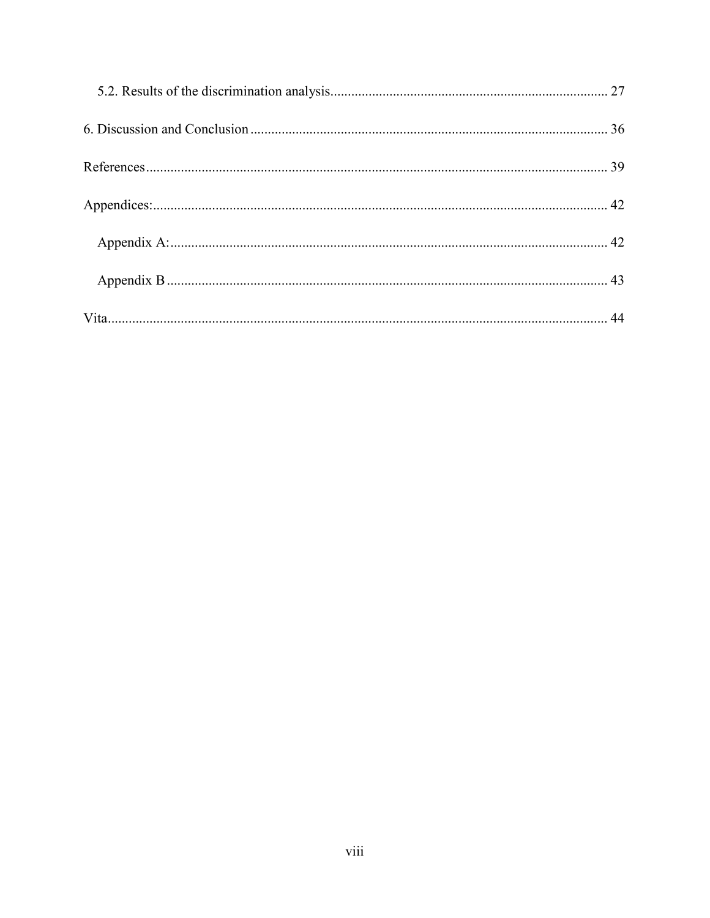5.2. Results of the discrimination analysis ........................................................................... 27

6. Discussion and Conclusion ................................................................................................. 36

References ............................................................................................................................ 39

Appendices: .......................................................................................................................... 42

Appendix A: ..................................................................................................................... 42

Appendix B ...................................................................................................................... 43

Vita ....................................................................................................................................... 44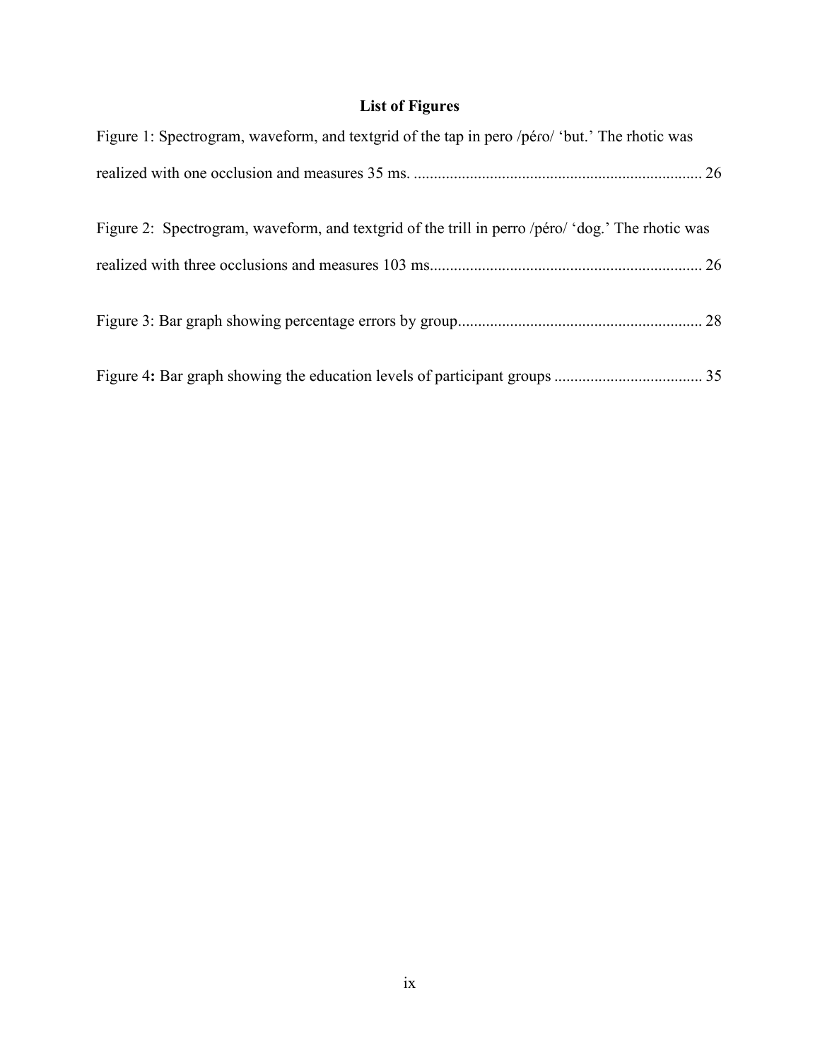## List of Figures

Figure 1: Spectrogram, waveform, and textgrid of the tap in pero /péɾo/ 'but.' The rhotic was realized with one occlusion and measures 35 ms. ........................................................................ 26

Figure 2: Spectrogram, waveform, and textgrid of the trill in perro /péro/ 'dog.' The rhotic was realized with three occlusions and measures 103 ms.................................................................. 26

Figure 3: Bar graph showing percentage errors by group............................................................ 28

Figure 4**:** Bar graph showing the education levels of participant groups ..................................... 35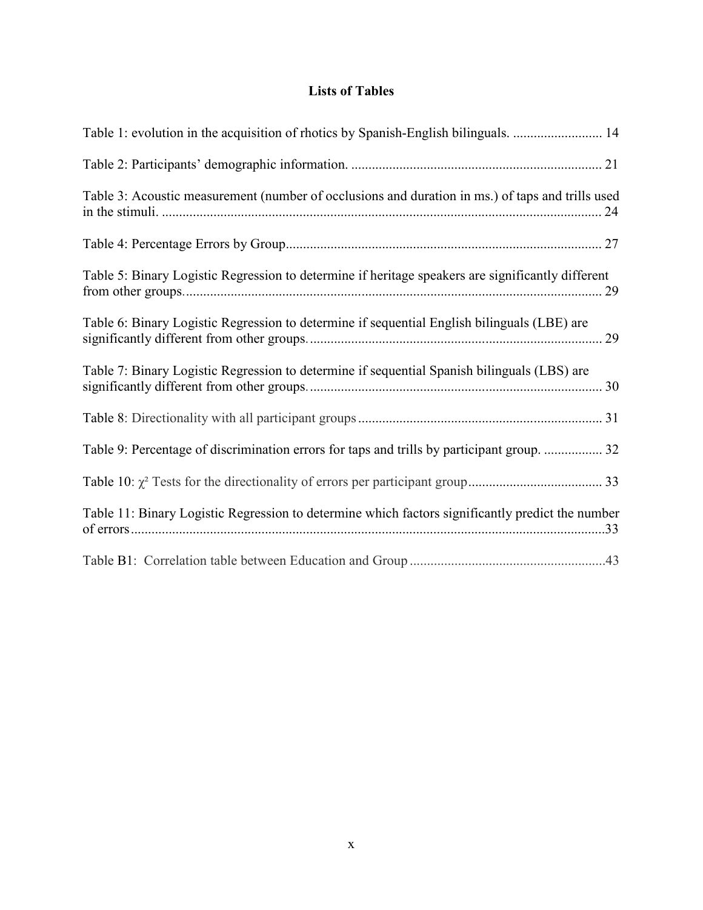# Lists of Tables

Table 1: evolution in the acquisition of rhotics by Spanish-English bilinguals. .......................... 14

Table 2: Participants' demographic information. ........................................................................ 21

Table 3: Acoustic measurement (number of occlusions and duration in ms.) of taps and trills used in the stimuli. ............................................................................................................................... 24

Table 4: Percentage Errors by Group........................................................................................... 27

Table 5: Binary Logistic Regression to determine if heritage speakers are significantly different from other groups......................................................................................................................... 29

Table 6: Binary Logistic Regression to determine if sequential English bilinguals (LBE) are significantly different from other groups...................................................................................... 29

Table 7: Binary Logistic Regression to determine if sequential Spanish bilinguals (LBS) are significantly different from other groups...................................................................................... 30

Table 8: Directionality with all participant groups....................................................................... 31

Table 9: Percentage of discrimination errors for taps and trills by participant group. ................. 32

Table 10: $\chi^2$ Tests for the directionality of errors per participant group...................................... 33

Table 11: Binary Logistic Regression to determine which factors significantly predict the number of errors..........................................................................................................................................33

Table B1: Correlation table between Education and Group.........................................................43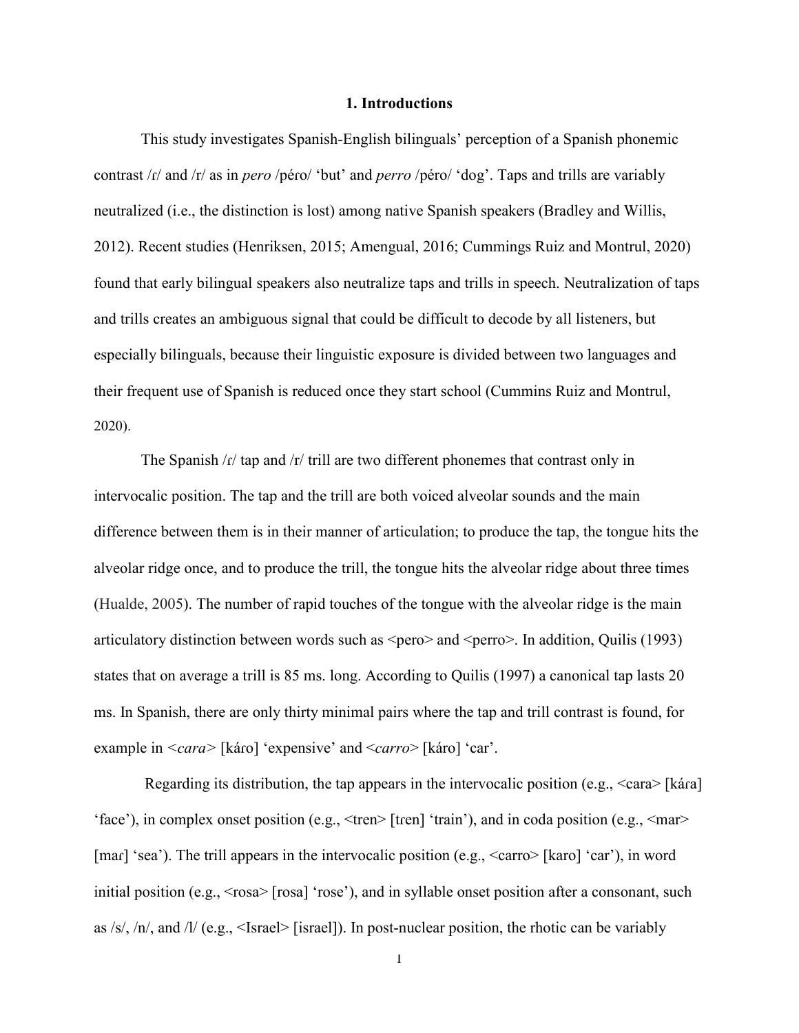# 1. Introductions

This study investigates Spanish-English bilinguals' perception of a Spanish phonemic contrast /ɾ/ and /r/ as in *pero* /péɾo/ 'but' and *perro* /péro/ 'dog'. Taps and trills are variably neutralized (i.e., the distinction is lost) among native Spanish speakers (Bradley and Willis, 2012). Recent studies (Henriksen, 2015; Amengual, 2016; Cummings Ruiz and Montrul, 2020) found that early bilingual speakers also neutralize taps and trills in speech. Neutralization of taps and trills creates an ambiguous signal that could be difficult to decode by all listeners, but especially bilinguals, because their linguistic exposure is divided between two languages and their frequent use of Spanish is reduced once they start school (Cummins Ruiz and Montrul, 2020).

The Spanish /ɾ/ tap and /r/ trill are two different phonemes that contrast only in intervocalic position. The tap and the trill are both voiced alveolar sounds and the main difference between them is in their manner of articulation; to produce the tap, the tongue hits the alveolar ridge once, and to produce the trill, the tongue hits the alveolar ridge about three times (Hualde, 2005). The number of rapid touches of the tongue with the alveolar ridge is the main articulatory distinction between words such as <pero> and <perro>. In addition, Quilis (1993) states that on average a trill is 85 ms. long. According to Quilis (1997) a canonical tap lasts 20 ms. In Spanish, there are only thirty minimal pairs where the tap and trill contrast is found, for example in <*cara*> [káɾo] 'expensive' and <*carro*> [káro] 'car'.

Regarding its distribution, the tap appears in the intervocalic position (e.g., <cara> [káɾa] 'face'), in complex onset position (e.g., <tren> [tɾen] 'train'), and in coda position (e.g., <mar> [maɾ] 'sea'). The trill appears in the intervocalic position (e.g., <carro> [karo] 'car'), in word initial position (e.g., <rosa> [rosa] 'rose'), and in syllable onset position after a consonant, such as /s/, /n/, and /l/ (e.g., <Israel> [israel]). In post-nuclear position, the rhotic can be variably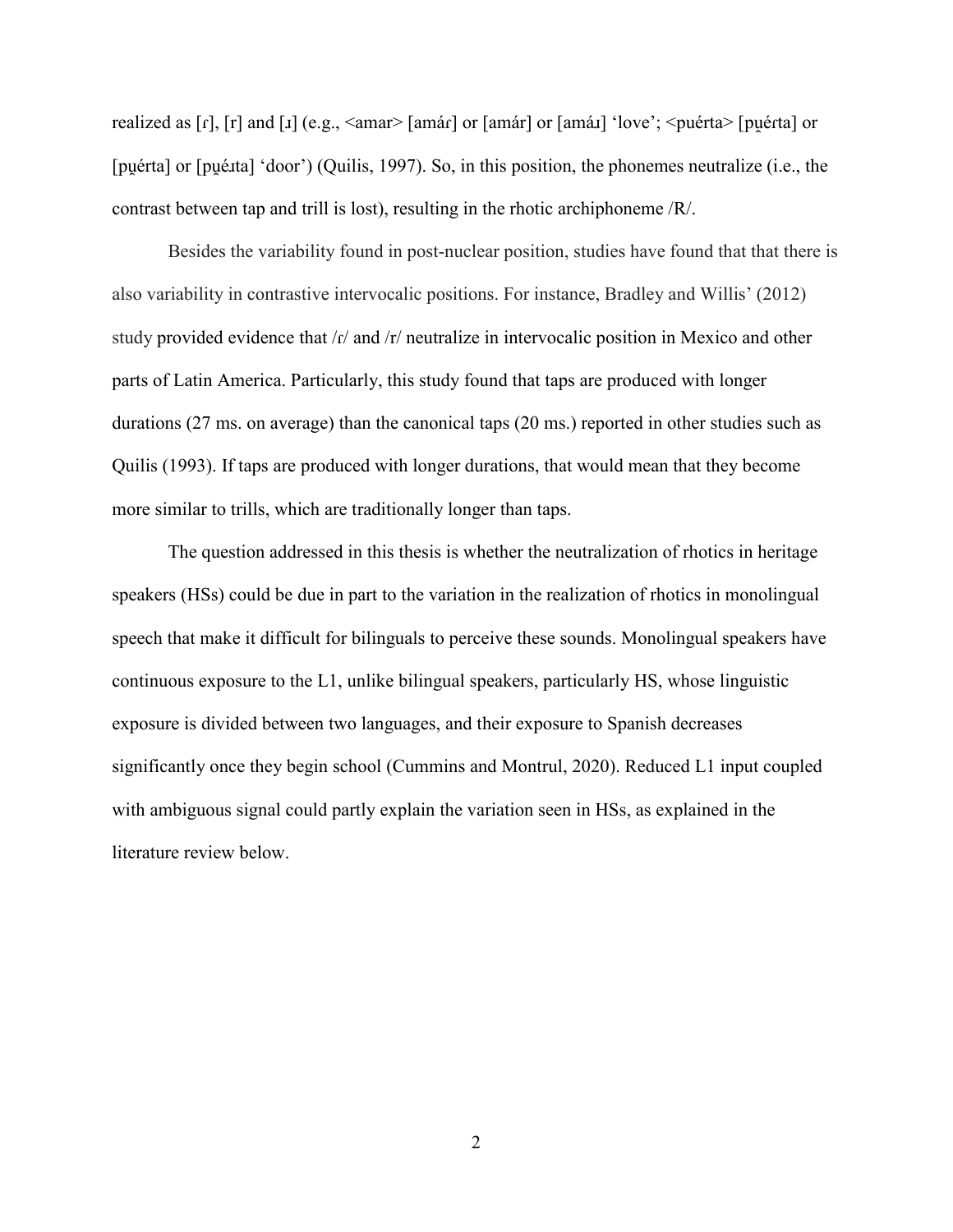realized as [ɾ], [r] and [ɹ] (e.g., <amar> [amáɾ] or [amár] or [amáɹ] 'love'; <puérta> [pu̯éɾta] or [pu̯érta] or [pu̯éɹta] 'door') (Quilis, 1997). So, in this position, the phonemes neutralize (i.e., the contrast between tap and trill is lost), resulting in the rhotic archiphoneme /R/.

Besides the variability found in post-nuclear position, studies have found that that there is also variability in contrastive intervocalic positions. For instance, Bradley and Willis' (2012) study provided evidence that /ɾ/ and /r/ neutralize in intervocalic position in Mexico and other parts of Latin America. Particularly, this study found that taps are produced with longer durations (27 ms. on average) than the canonical taps (20 ms.) reported in other studies such as Quilis (1993). If taps are produced with longer durations, that would mean that they become more similar to trills, which are traditionally longer than taps.

The question addressed in this thesis is whether the neutralization of rhotics in heritage speakers (HSs) could be due in part to the variation in the realization of rhotics in monolingual speech that make it difficult for bilinguals to perceive these sounds. Monolingual speakers have continuous exposure to the L1, unlike bilingual speakers, particularly HS, whose linguistic exposure is divided between two languages, and their exposure to Spanish decreases significantly once they begin school (Cummins and Montrul, 2020). Reduced L1 input coupled with ambiguous signal could partly explain the variation seen in HSs, as explained in the literature review below.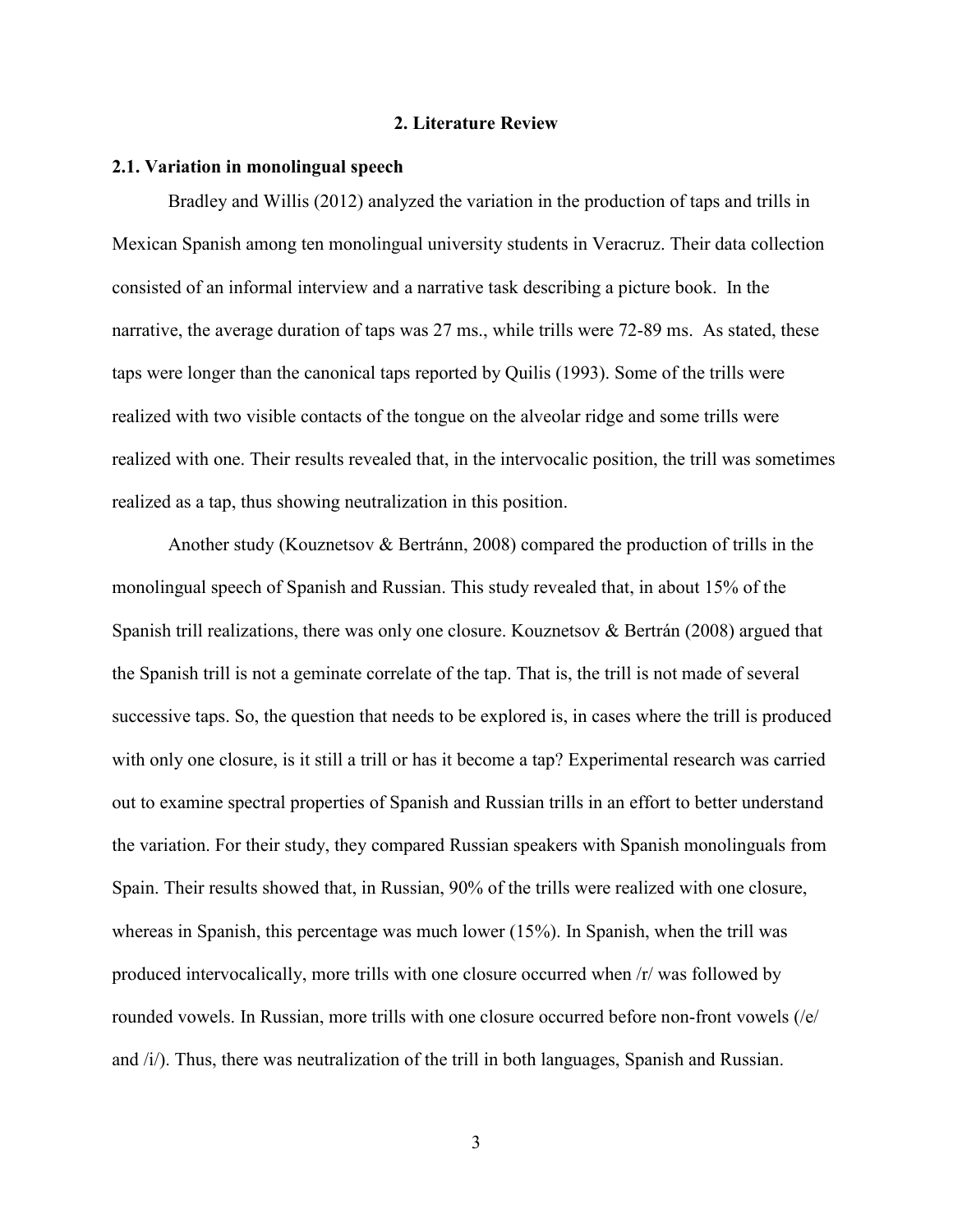## 2. Literature Review

### 2.1. Variation in monolingual speech

Bradley and Willis (2012) analyzed the variation in the production of taps and trills in Mexican Spanish among ten monolingual university students in Veracruz. Their data collection consisted of an informal interview and a narrative task describing a picture book. In the narrative, the average duration of taps was 27 ms., while trills were 72-89 ms. As stated, these taps were longer than the canonical taps reported by Quilis (1993). Some of the trills were realized with two visible contacts of the tongue on the alveolar ridge and some trills were realized with one. Their results revealed that, in the intervocalic position, the trill was sometimes realized as a tap, thus showing neutralization in this position.

Another study (Kouznetsov & Bertránn, 2008) compared the production of trills in the monolingual speech of Spanish and Russian. This study revealed that, in about 15% of the Spanish trill realizations, there was only one closure. Kouznetsov & Bertrán (2008) argued that the Spanish trill is not a geminate correlate of the tap. That is, the trill is not made of several successive taps. So, the question that needs to be explored is, in cases where the trill is produced with only one closure, is it still a trill or has it become a tap? Experimental research was carried out to examine spectral properties of Spanish and Russian trills in an effort to better understand the variation. For their study, they compared Russian speakers with Spanish monolinguals from Spain. Their results showed that, in Russian, 90% of the trills were realized with one closure, whereas in Spanish, this percentage was much lower (15%). In Spanish, when the trill was produced intervocalically, more trills with one closure occurred when /r/ was followed by rounded vowels. In Russian, more trills with one closure occurred before non-front vowels (/e/ and /i/). Thus, there was neutralization of the trill in both languages, Spanish and Russian.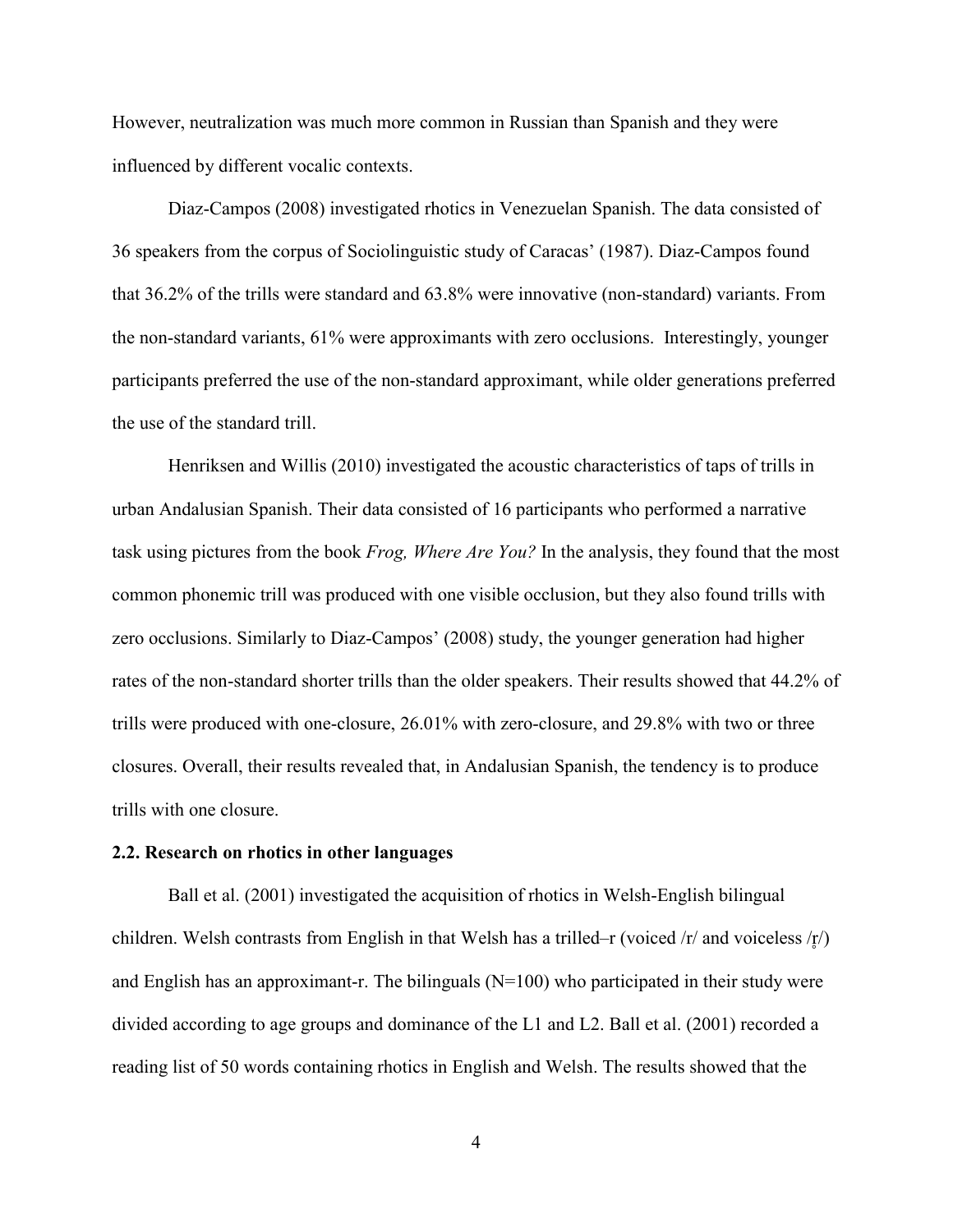However, neutralization was much more common in Russian than Spanish and they were influenced by different vocalic contexts.

Diaz-Campos (2008) investigated rhotics in Venezuelan Spanish. The data consisted of 36 speakers from the corpus of Sociolinguistic study of Caracas' (1987). Diaz-Campos found that 36.2% of the trills were standard and 63.8% were innovative (non-standard) variants. From the non-standard variants, 61% were approximants with zero occlusions. Interestingly, younger participants preferred the use of the non-standard approximant, while older generations preferred the use of the standard trill.

Henriksen and Willis (2010) investigated the acoustic characteristics of taps of trills in urban Andalusian Spanish. Their data consisted of 16 participants who performed a narrative task using pictures from the book *Frog, Where Are You?* In the analysis, they found that the most common phonemic trill was produced with one visible occlusion, but they also found trills with zero occlusions. Similarly to Diaz-Campos' (2008) study, the younger generation had higher rates of the non-standard shorter trills than the older speakers. Their results showed that 44.2% of trills were produced with one-closure, 26.01% with zero-closure, and 29.8% with two or three closures. Overall, their results revealed that, in Andalusian Spanish, the tendency is to produce trills with one closure.

### 2.2. Research on rhotics in other languages

Ball et al. (2001) investigated the acquisition of rhotics in Welsh-English bilingual children. Welsh contrasts from English in that Welsh has a trilled–r (voiced /r/ and voiceless /r̥/) and English has an approximant-r. The bilinguals (N=100) who participated in their study were divided according to age groups and dominance of the L1 and L2. Ball et al. (2001) recorded a reading list of 50 words containing rhotics in English and Welsh. The results showed that the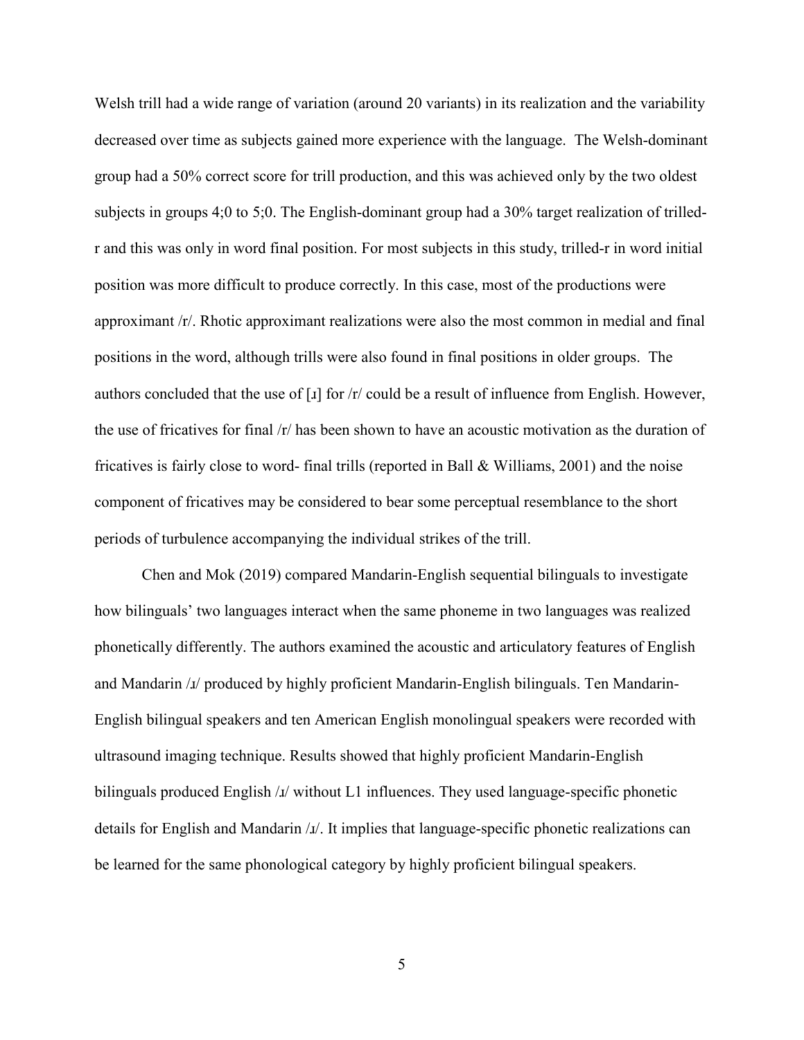Welsh trill had a wide range of variation (around 20 variants) in its realization and the variability decreased over time as subjects gained more experience with the language. The Welsh-dominant group had a 50% correct score for trill production, and this was achieved only by the two oldest subjects in groups 4;0 to 5;0. The English-dominant group had a 30% target realization of trilled-r and this was only in word final position. For most subjects in this study, trilled-r in word initial position was more difficult to produce correctly. In this case, most of the productions were approximant /r/. Rhotic approximant realizations were also the most common in medial and final positions in the word, although trills were also found in final positions in older groups. The authors concluded that the use of [ɹ] for /r/ could be a result of influence from English. However, the use of fricatives for final /r/ has been shown to have an acoustic motivation as the duration of fricatives is fairly close to word- final trills (reported in Ball & Williams, 2001) and the noise component of fricatives may be considered to bear some perceptual resemblance to the short periods of turbulence accompanying the individual strikes of the trill.

Chen and Mok (2019) compared Mandarin-English sequential bilinguals to investigate how bilinguals' two languages interact when the same phoneme in two languages was realized phonetically differently. The authors examined the acoustic and articulatory features of English and Mandarin /ɹ/ produced by highly proficient Mandarin-English bilinguals. Ten Mandarin-English bilingual speakers and ten American English monolingual speakers were recorded with ultrasound imaging technique. Results showed that highly proficient Mandarin-English bilinguals produced English /ɹ/ without L1 influences. They used language-specific phonetic details for English and Mandarin /ɹ/. It implies that language-specific phonetic realizations can be learned for the same phonological category by highly proficient bilingual speakers.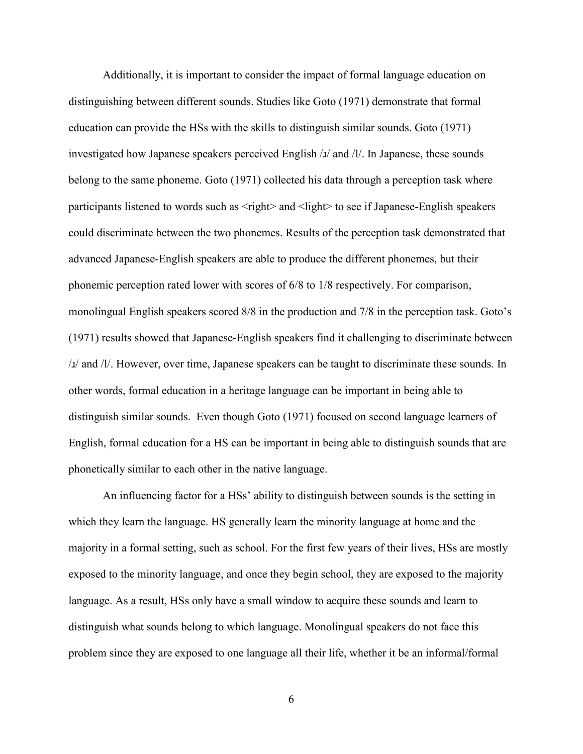Additionally, it is important to consider the impact of formal language education on distinguishing between different sounds. Studies like Goto (1971) demonstrate that formal education can provide the HSs with the skills to distinguish similar sounds. Goto (1971) investigated how Japanese speakers perceived English /ɹ/ and /l/. In Japanese, these sounds belong to the same phoneme. Goto (1971) collected his data through a perception task where participants listened to words such as <right> and <light> to see if Japanese-English speakers could discriminate between the two phonemes. Results of the perception task demonstrated that advanced Japanese-English speakers are able to produce the different phonemes, but their phonemic perception rated lower with scores of 6/8 to 1/8 respectively. For comparison, monolingual English speakers scored 8/8 in the production and 7/8 in the perception task. Goto's (1971) results showed that Japanese-English speakers find it challenging to discriminate between /ɹ/ and /l/. However, over time, Japanese speakers can be taught to discriminate these sounds. In other words, formal education in a heritage language can be important in being able to distinguish similar sounds. Even though Goto (1971) focused on second language learners of English, formal education for a HS can be important in being able to distinguish sounds that are phonetically similar to each other in the native language.

An influencing factor for a HSs' ability to distinguish between sounds is the setting in which they learn the language. HS generally learn the minority language at home and the majority in a formal setting, such as school. For the first few years of their lives, HSs are mostly exposed to the minority language, and once they begin school, they are exposed to the majority language. As a result, HSs only have a small window to acquire these sounds and learn to distinguish what sounds belong to which language. Monolingual speakers do not face this problem since they are exposed to one language all their life, whether it be an informal/formal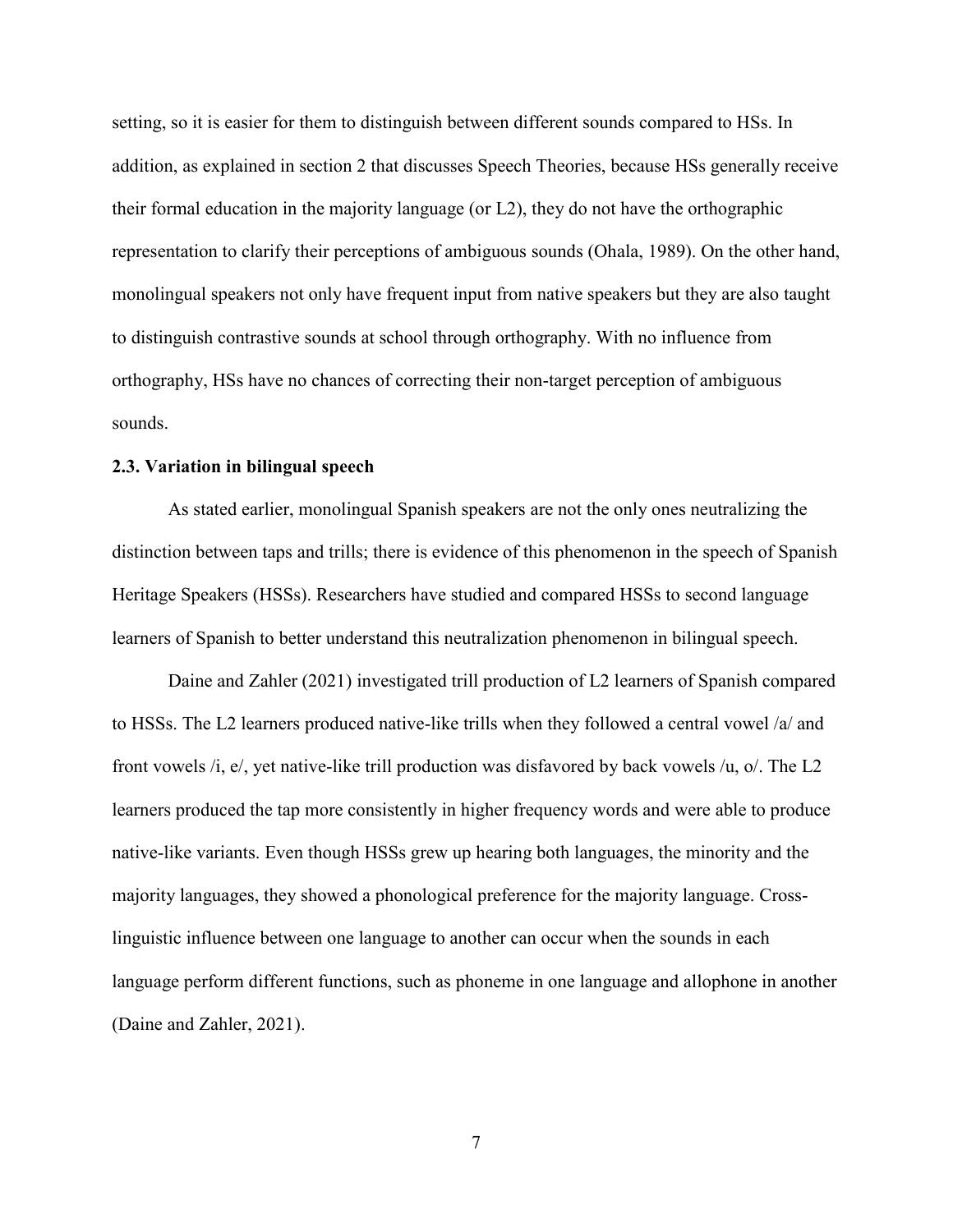setting, so it is easier for them to distinguish between different sounds compared to HSs. In addition, as explained in section 2 that discusses Speech Theories, because HSs generally receive their formal education in the majority language (or L2), they do not have the orthographic representation to clarify their perceptions of ambiguous sounds (Ohala, 1989). On the other hand, monolingual speakers not only have frequent input from native speakers but they are also taught to distinguish contrastive sounds at school through orthography. With no influence from orthography, HSs have no chances of correcting their non-target perception of ambiguous sounds.

### 2.3. Variation in bilingual speech

As stated earlier, monolingual Spanish speakers are not the only ones neutralizing the distinction between taps and trills; there is evidence of this phenomenon in the speech of Spanish Heritage Speakers (HSSs). Researchers have studied and compared HSSs to second language learners of Spanish to better understand this neutralization phenomenon in bilingual speech.

Daine and Zahler (2021) investigated trill production of L2 learners of Spanish compared to HSSs. The L2 learners produced native-like trills when they followed a central vowel /a/ and front vowels /i, e/, yet native-like trill production was disfavored by back vowels /u, o/. The L2 learners produced the tap more consistently in higher frequency words and were able to produce native-like variants. Even though HSSs grew up hearing both languages, the minority and the majority languages, they showed a phonological preference for the majority language. Cross-linguistic influence between one language to another can occur when the sounds in each language perform different functions, such as phoneme in one language and allophone in another (Daine and Zahler, 2021).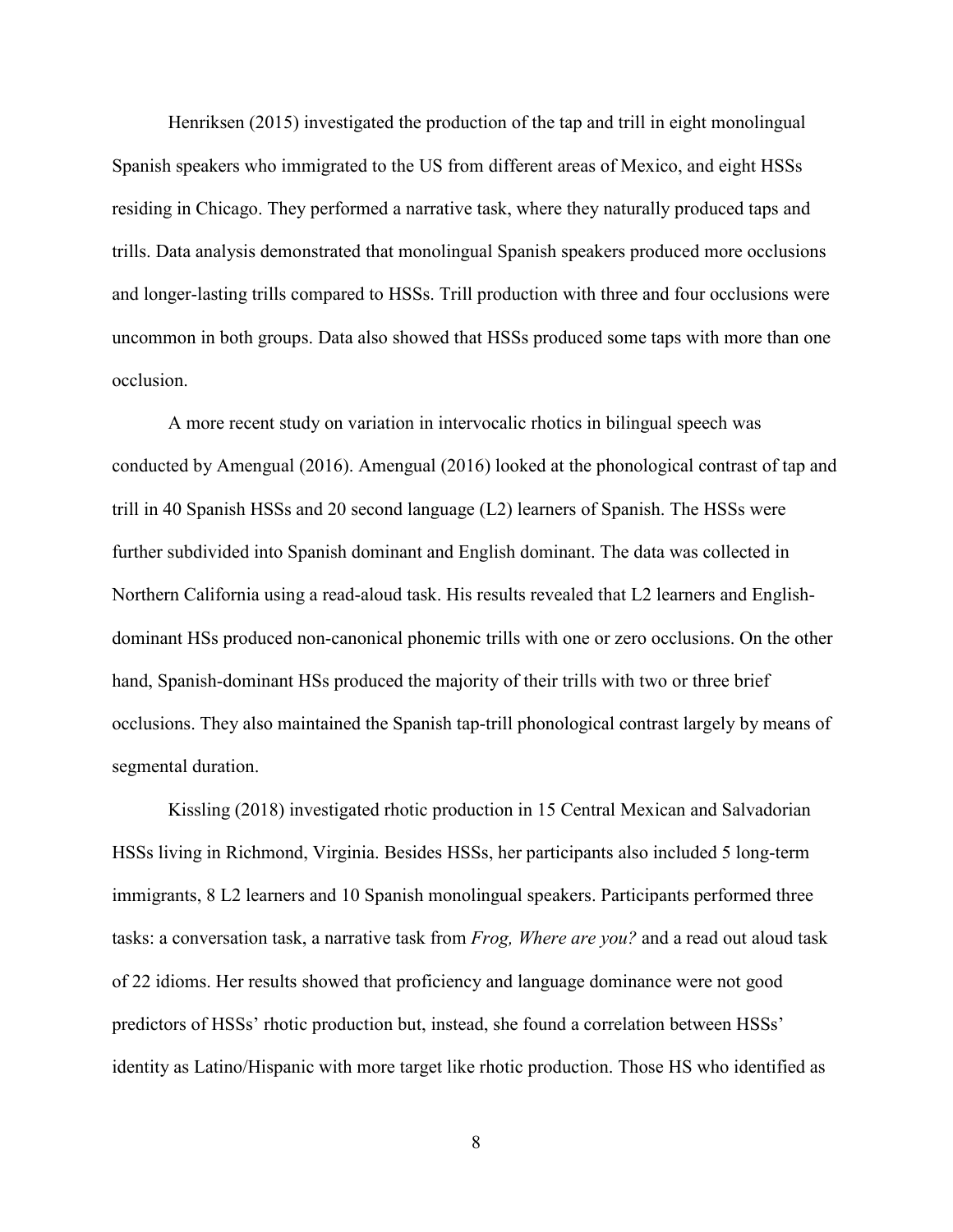Henriksen (2015) investigated the production of the tap and trill in eight monolingual Spanish speakers who immigrated to the US from different areas of Mexico, and eight HSSs residing in Chicago. They performed a narrative task, where they naturally produced taps and trills. Data analysis demonstrated that monolingual Spanish speakers produced more occlusions and longer-lasting trills compared to HSSs. Trill production with three and four occlusions were uncommon in both groups. Data also showed that HSSs produced some taps with more than one occlusion.

A more recent study on variation in intervocalic rhotics in bilingual speech was conducted by Amengual (2016). Amengual (2016) looked at the phonological contrast of tap and trill in 40 Spanish HSSs and 20 second language (L2) learners of Spanish. The HSSs were further subdivided into Spanish dominant and English dominant. The data was collected in Northern California using a read-aloud task. His results revealed that L2 learners and English-dominant HSs produced non-canonical phonemic trills with one or zero occlusions. On the other hand, Spanish-dominant HSs produced the majority of their trills with two or three brief occlusions. They also maintained the Spanish tap-trill phonological contrast largely by means of segmental duration.

Kissling (2018) investigated rhotic production in 15 Central Mexican and Salvadorian HSSs living in Richmond, Virginia. Besides HSSs, her participants also included 5 long-term immigrants, 8 L2 learners and 10 Spanish monolingual speakers. Participants performed three tasks: a conversation task, a narrative task from *Frog, Where are you?* and a read out aloud task of 22 idioms. Her results showed that proficiency and language dominance were not good predictors of HSSs' rhotic production but, instead, she found a correlation between HSSs' identity as Latino/Hispanic with more target like rhotic production. Those HS who identified as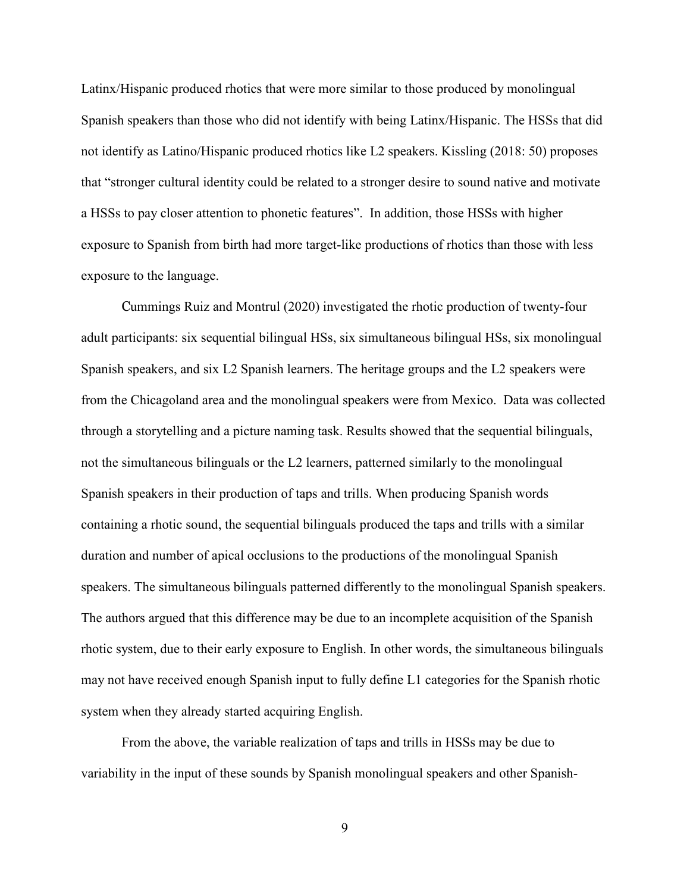Latinx/Hispanic produced rhotics that were more similar to those produced by monolingual Spanish speakers than those who did not identify with being Latinx/Hispanic. The HSSs that did not identify as Latino/Hispanic produced rhotics like L2 speakers. Kissling (2018: 50) proposes that "stronger cultural identity could be related to a stronger desire to sound native and motivate a HSSs to pay closer attention to phonetic features". In addition, those HSSs with higher exposure to Spanish from birth had more target-like productions of rhotics than those with less exposure to the language.

Cummings Ruiz and Montrul (2020) investigated the rhotic production of twenty-four adult participants: six sequential bilingual HSs, six simultaneous bilingual HSs, six monolingual Spanish speakers, and six L2 Spanish learners. The heritage groups and the L2 speakers were from the Chicagoland area and the monolingual speakers were from Mexico. Data was collected through a storytelling and a picture naming task. Results showed that the sequential bilinguals, not the simultaneous bilinguals or the L2 learners, patterned similarly to the monolingual Spanish speakers in their production of taps and trills. When producing Spanish words containing a rhotic sound, the sequential bilinguals produced the taps and trills with a similar duration and number of apical occlusions to the productions of the monolingual Spanish speakers. The simultaneous bilinguals patterned differently to the monolingual Spanish speakers. The authors argued that this difference may be due to an incomplete acquisition of the Spanish rhotic system, due to their early exposure to English. In other words, the simultaneous bilinguals may not have received enough Spanish input to fully define L1 categories for the Spanish rhotic system when they already started acquiring English.

From the above, the variable realization of taps and trills in HSSs may be due to variability in the input of these sounds by Spanish monolingual speakers and other Spanish-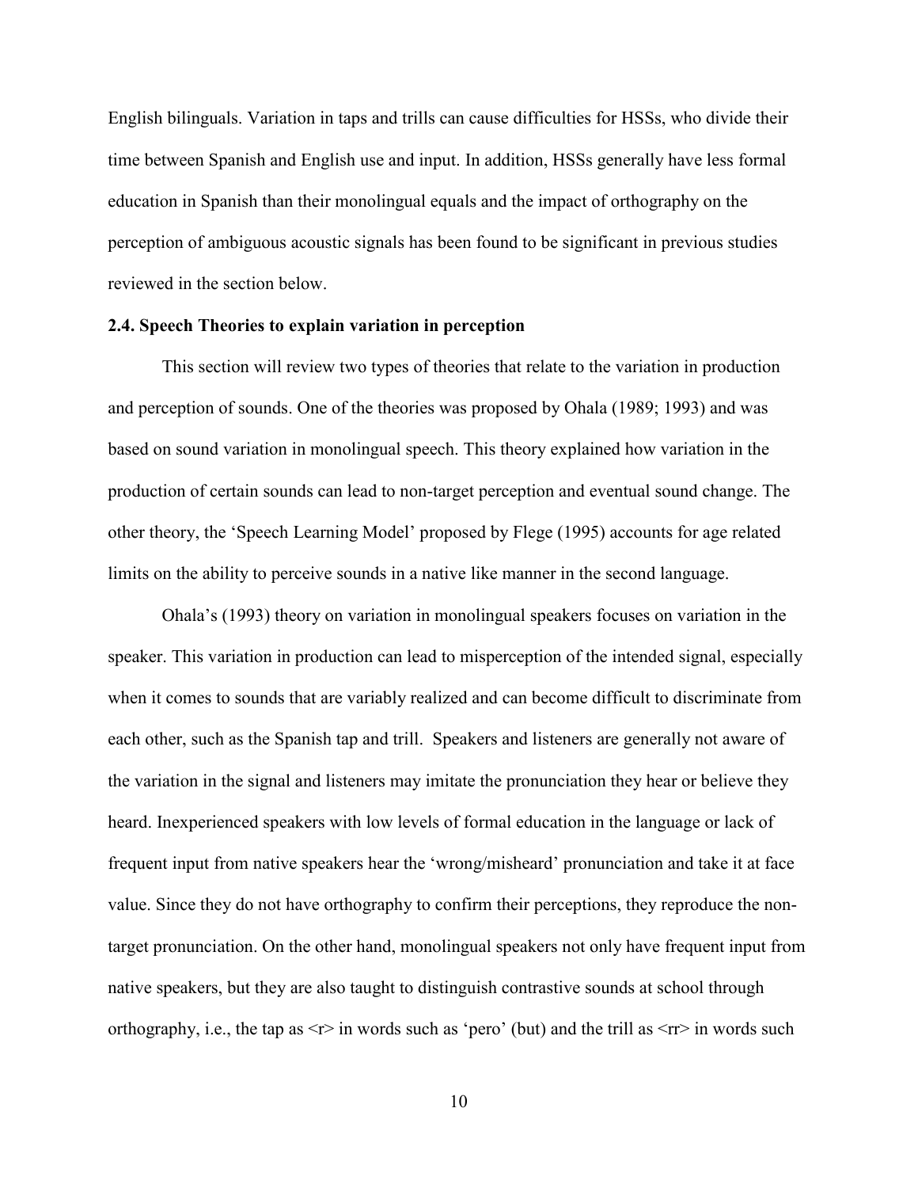English bilinguals. Variation in taps and trills can cause difficulties for HSSs, who divide their time between Spanish and English use and input. In addition, HSSs generally have less formal education in Spanish than their monolingual equals and the impact of orthography on the perception of ambiguous acoustic signals has been found to be significant in previous studies reviewed in the section below.

## 2.4. Speech Theories to explain variation in perception

This section will review two types of theories that relate to the variation in production and perception of sounds. One of the theories was proposed by Ohala (1989; 1993) and was based on sound variation in monolingual speech. This theory explained how variation in the production of certain sounds can lead to non-target perception and eventual sound change. The other theory, the 'Speech Learning Model' proposed by Flege (1995) accounts for age related limits on the ability to perceive sounds in a native like manner in the second language.

Ohala's (1993) theory on variation in monolingual speakers focuses on variation in the speaker. This variation in production can lead to misperception of the intended signal, especially when it comes to sounds that are variably realized and can become difficult to discriminate from each other, such as the Spanish tap and trill. Speakers and listeners are generally not aware of the variation in the signal and listeners may imitate the pronunciation they hear or believe they heard. Inexperienced speakers with low levels of formal education in the language or lack of frequent input from native speakers hear the 'wrong/misheard' pronunciation and take it at face value. Since they do not have orthography to confirm their perceptions, they reproduce the non-target pronunciation. On the other hand, monolingual speakers not only have frequent input from native speakers, but they are also taught to distinguish contrastive sounds at school through orthography, i.e., the tap as <r> in words such as 'pero' (but) and the trill as <rr> in words such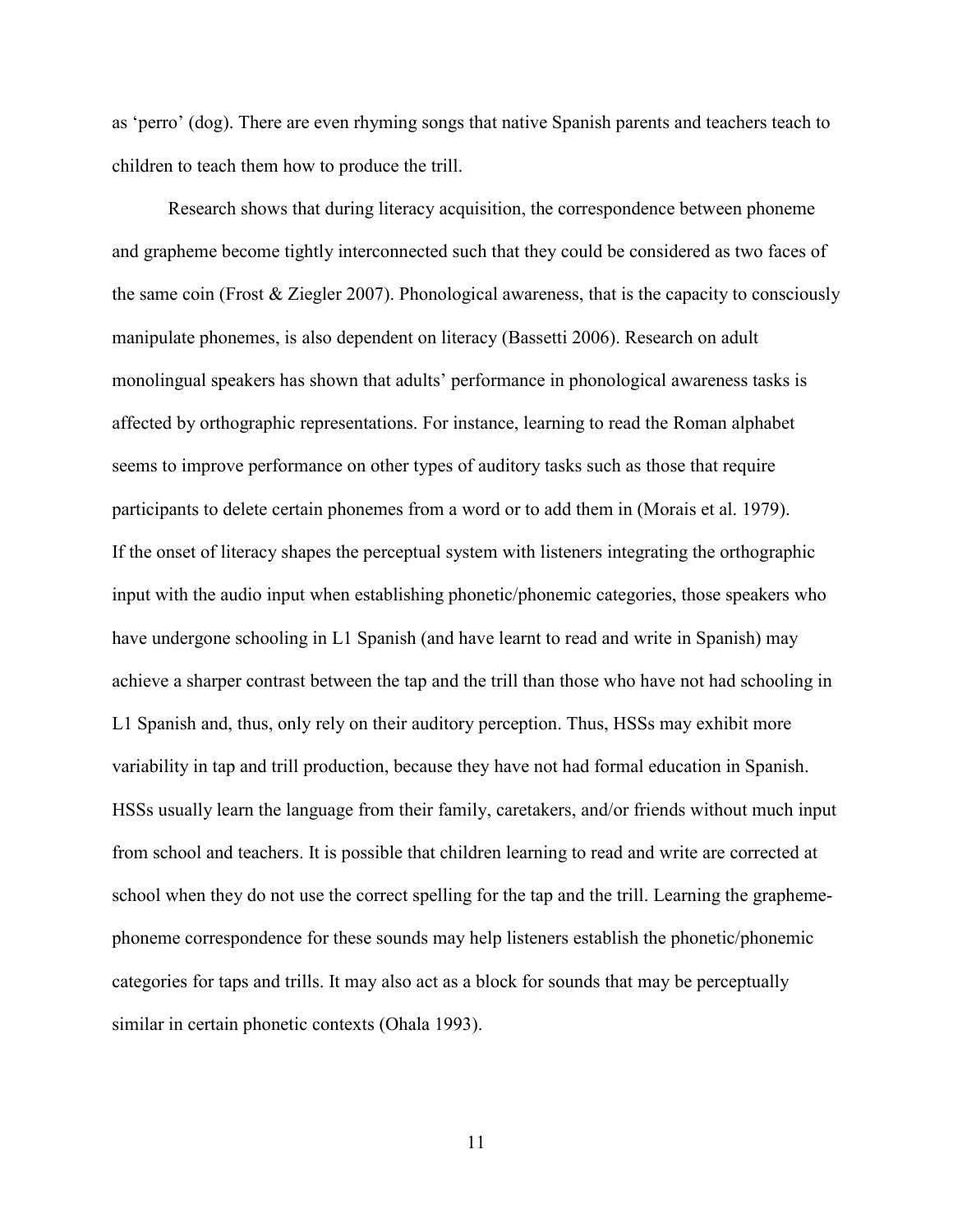as 'perro' (dog). There are even rhyming songs that native Spanish parents and teachers teach to children to teach them how to produce the trill.

Research shows that during literacy acquisition, the correspondence between phoneme and grapheme become tightly interconnected such that they could be considered as two faces of the same coin (Frost & Ziegler 2007). Phonological awareness, that is the capacity to consciously manipulate phonemes, is also dependent on literacy (Bassetti 2006). Research on adult monolingual speakers has shown that adults' performance in phonological awareness tasks is affected by orthographic representations. For instance, learning to read the Roman alphabet seems to improve performance on other types of auditory tasks such as those that require participants to delete certain phonemes from a word or to add them in (Morais et al. 1979). If the onset of literacy shapes the perceptual system with listeners integrating the orthographic input with the audio input when establishing phonetic/phonemic categories, those speakers who have undergone schooling in L1 Spanish (and have learnt to read and write in Spanish) may achieve a sharper contrast between the tap and the trill than those who have not had schooling in L1 Spanish and, thus, only rely on their auditory perception. Thus, HSSs may exhibit more variability in tap and trill production, because they have not had formal education in Spanish. HSSs usually learn the language from their family, caretakers, and/or friends without much input from school and teachers. It is possible that children learning to read and write are corrected at school when they do not use the correct spelling for the tap and the trill. Learning the grapheme-phoneme correspondence for these sounds may help listeners establish the phonetic/phonemic categories for taps and trills. It may also act as a block for sounds that may be perceptually similar in certain phonetic contexts (Ohala 1993).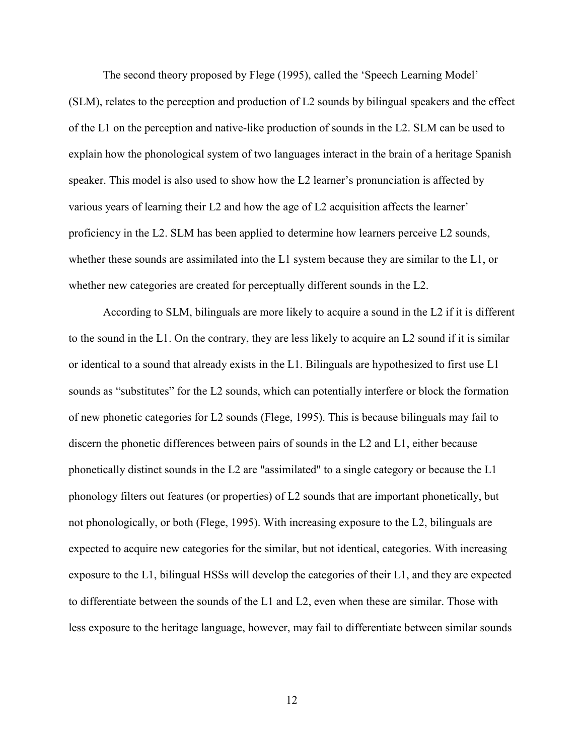The second theory proposed by Flege (1995), called the 'Speech Learning Model' (SLM), relates to the perception and production of L2 sounds by bilingual speakers and the effect of the L1 on the perception and native-like production of sounds in the L2. SLM can be used to explain how the phonological system of two languages interact in the brain of a heritage Spanish speaker. This model is also used to show how the L2 learner's pronunciation is affected by various years of learning their L2 and how the age of L2 acquisition affects the learner' proficiency in the L2. SLM has been applied to determine how learners perceive L2 sounds, whether these sounds are assimilated into the L1 system because they are similar to the L1, or whether new categories are created for perceptually different sounds in the L2.

According to SLM, bilinguals are more likely to acquire a sound in the L2 if it is different to the sound in the L1. On the contrary, they are less likely to acquire an L2 sound if it is similar or identical to a sound that already exists in the L1. Bilinguals are hypothesized to first use L1 sounds as "substitutes" for the L2 sounds, which can potentially interfere or block the formation of new phonetic categories for L2 sounds (Flege, 1995). This is because bilinguals may fail to discern the phonetic differences between pairs of sounds in the L2 and L1, either because phonetically distinct sounds in the L2 are "assimilated" to a single category or because the L1 phonology filters out features (or properties) of L2 sounds that are important phonetically, but not phonologically, or both (Flege, 1995). With increasing exposure to the L2, bilinguals are expected to acquire new categories for the similar, but not identical, categories. With increasing exposure to the L1, bilingual HSSs will develop the categories of their L1, and they are expected to differentiate between the sounds of the L1 and L2, even when these are similar. Those with less exposure to the heritage language, however, may fail to differentiate between similar sounds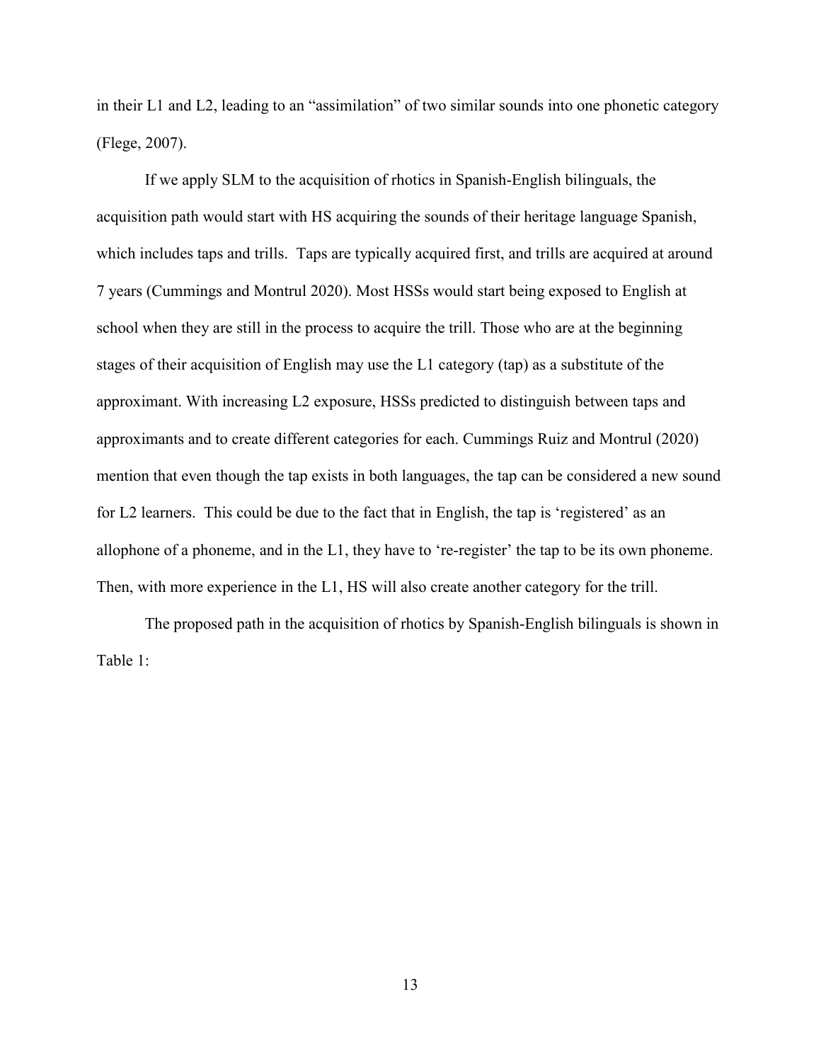in their L1 and L2, leading to an "assimilation" of two similar sounds into one phonetic category (Flege, 2007).

If we apply SLM to the acquisition of rhotics in Spanish-English bilinguals, the acquisition path would start with HS acquiring the sounds of their heritage language Spanish, which includes taps and trills. Taps are typically acquired first, and trills are acquired at around 7 years (Cummings and Montrul 2020). Most HSSs would start being exposed to English at school when they are still in the process to acquire the trill. Those who are at the beginning stages of their acquisition of English may use the L1 category (tap) as a substitute of the approximant. With increasing L2 exposure, HSSs predicted to distinguish between taps and approximants and to create different categories for each. Cummings Ruiz and Montrul (2020) mention that even though the tap exists in both languages, the tap can be considered a new sound for L2 learners. This could be due to the fact that in English, the tap is 'registered' as an allophone of a phoneme, and in the L1, they have to 're-register' the tap to be its own phoneme. Then, with more experience in the L1, HS will also create another category for the trill.

The proposed path in the acquisition of rhotics by Spanish-English bilinguals is shown in Table 1: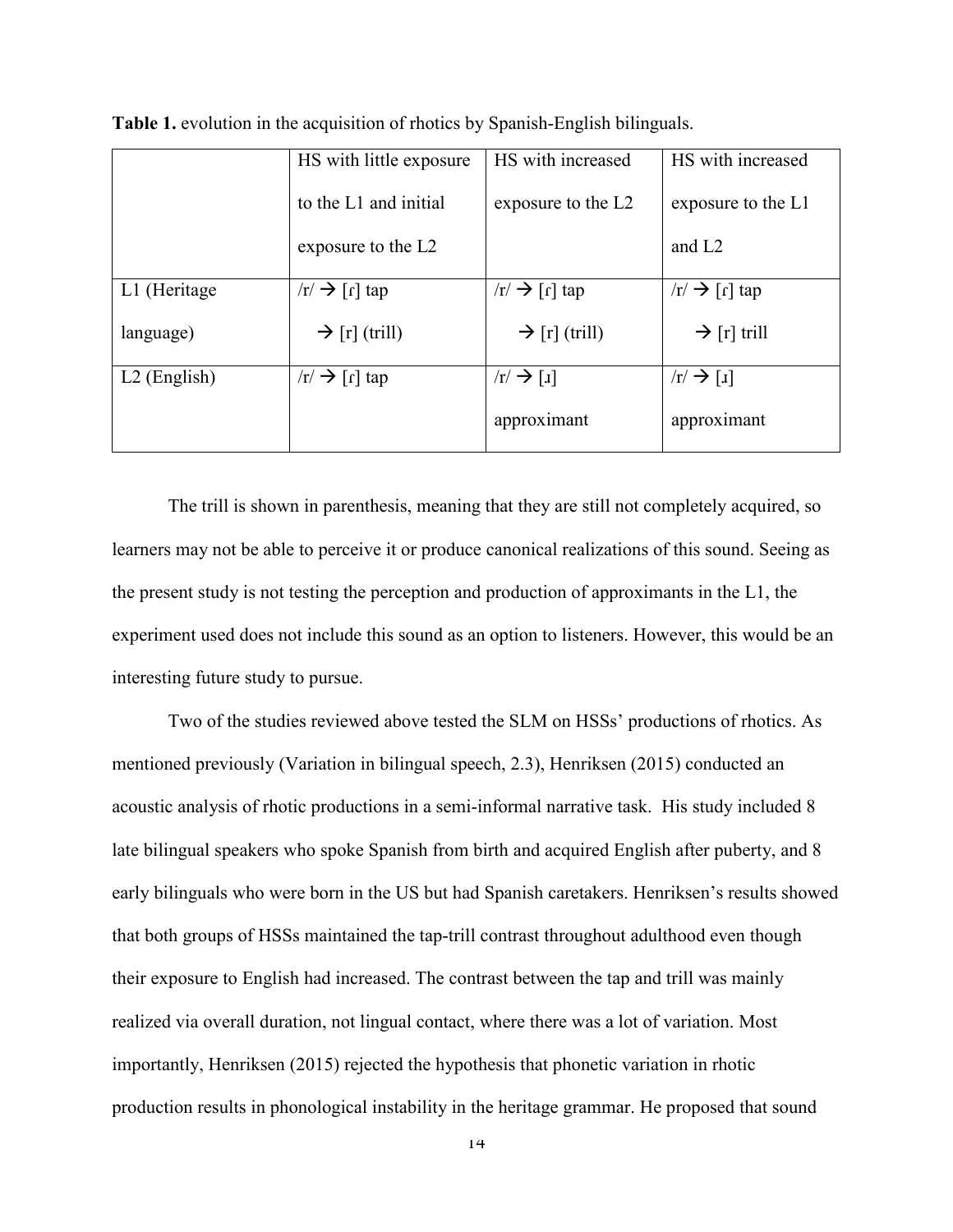**Table 1.** evolution in the acquisition of rhotics by Spanish-English bilinguals.

| | HS with little exposure to the L1 and initial exposure to the L2 | HS with increased exposure to the L2 | HS with increased exposure to the L1 and L2 |
|---|---|---|---|
| L1 (Heritage language) | /r/ → [ɾ] tap<br>→ [r] (trill) | /r/ → [ɾ] tap<br>→ [r] (trill) | /r/ → [ɾ] tap<br>→ [r] trill |
| L2 (English) | /r/ → [ɾ] tap | /r/ → [ɹ] approximant | /r/ → [ɹ] approximant |

The trill is shown in parenthesis, meaning that they are still not completely acquired, so learners may not be able to perceive it or produce canonical realizations of this sound. Seeing as the present study is not testing the perception and production of approximants in the L1, the experiment used does not include this sound as an option to listeners. However, this would be an interesting future study to pursue.

Two of the studies reviewed above tested the SLM on HSSs' productions of rhotics. As mentioned previously (Variation in bilingual speech, 2.3), Henriksen (2015) conducted an acoustic analysis of rhotic productions in a semi-informal narrative task. His study included 8 late bilingual speakers who spoke Spanish from birth and acquired English after puberty, and 8 early bilinguals who were born in the US but had Spanish caretakers. Henriksen's results showed that both groups of HSSs maintained the tap-trill contrast throughout adulthood even though their exposure to English had increased. The contrast between the tap and trill was mainly realized via overall duration, not lingual contact, where there was a lot of variation. Most importantly, Henriksen (2015) rejected the hypothesis that phonetic variation in rhotic production results in phonological instability in the heritage grammar. He proposed that sound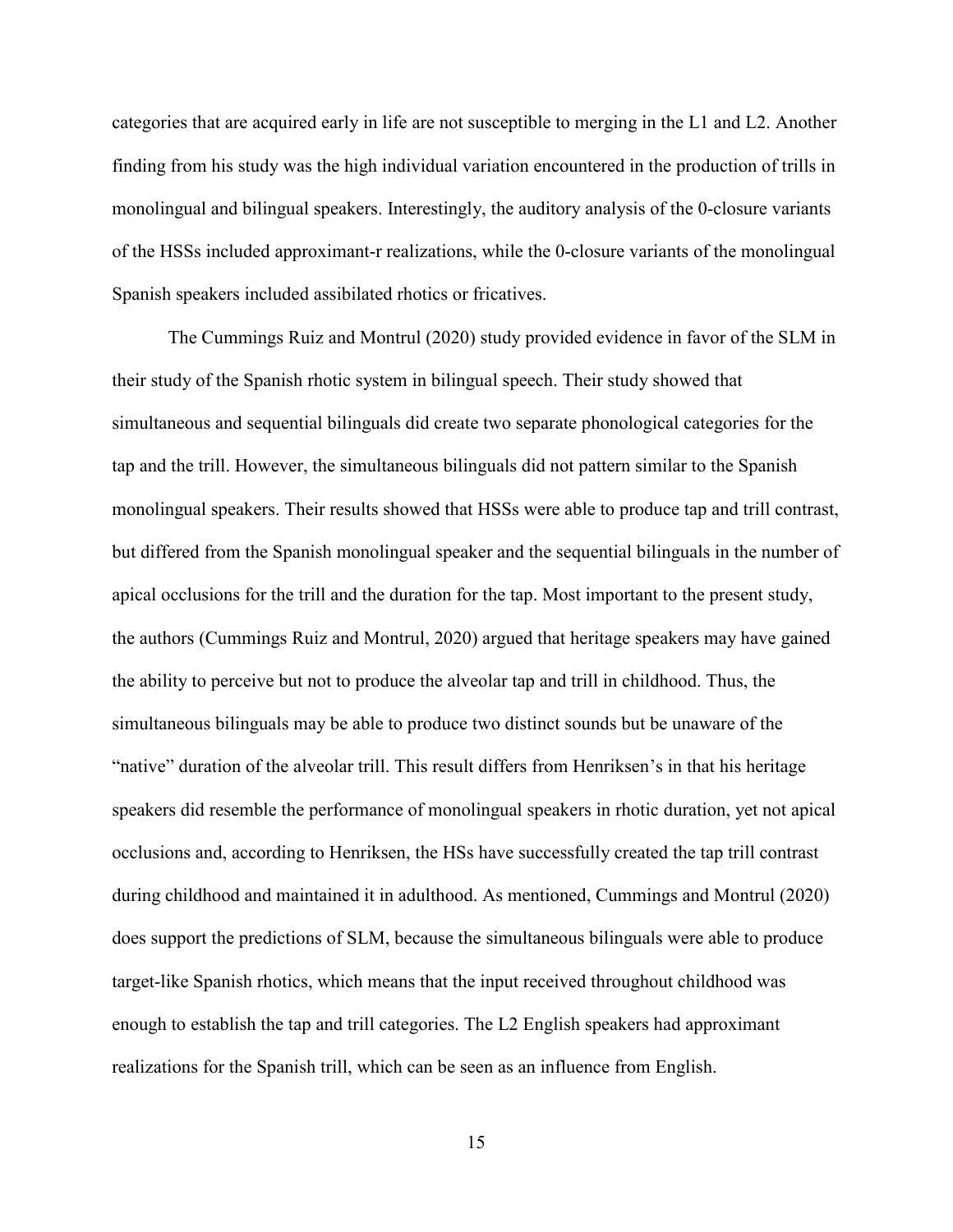categories that are acquired early in life are not susceptible to merging in the L1 and L2. Another finding from his study was the high individual variation encountered in the production of trills in monolingual and bilingual speakers. Interestingly, the auditory analysis of the 0-closure variants of the HSSs included approximant-r realizations, while the 0-closure variants of the monolingual Spanish speakers included assibilated rhotics or fricatives.

The Cummings Ruiz and Montrul (2020) study provided evidence in favor of the SLM in their study of the Spanish rhotic system in bilingual speech. Their study showed that simultaneous and sequential bilinguals did create two separate phonological categories for the tap and the trill. However, the simultaneous bilinguals did not pattern similar to the Spanish monolingual speakers. Their results showed that HSSs were able to produce tap and trill contrast, but differed from the Spanish monolingual speaker and the sequential bilinguals in the number of apical occlusions for the trill and the duration for the tap. Most important to the present study, the authors (Cummings Ruiz and Montrul, 2020) argued that heritage speakers may have gained the ability to perceive but not to produce the alveolar tap and trill in childhood. Thus, the simultaneous bilinguals may be able to produce two distinct sounds but be unaware of the "native" duration of the alveolar trill. This result differs from Henriksen's in that his heritage speakers did resemble the performance of monolingual speakers in rhotic duration, yet not apical occlusions and, according to Henriksen, the HSs have successfully created the tap trill contrast during childhood and maintained it in adulthood. As mentioned, Cummings and Montrul (2020) does support the predictions of SLM, because the simultaneous bilinguals were able to produce target-like Spanish rhotics, which means that the input received throughout childhood was enough to establish the tap and trill categories. The L2 English speakers had approximant realizations for the Spanish trill, which can be seen as an influence from English.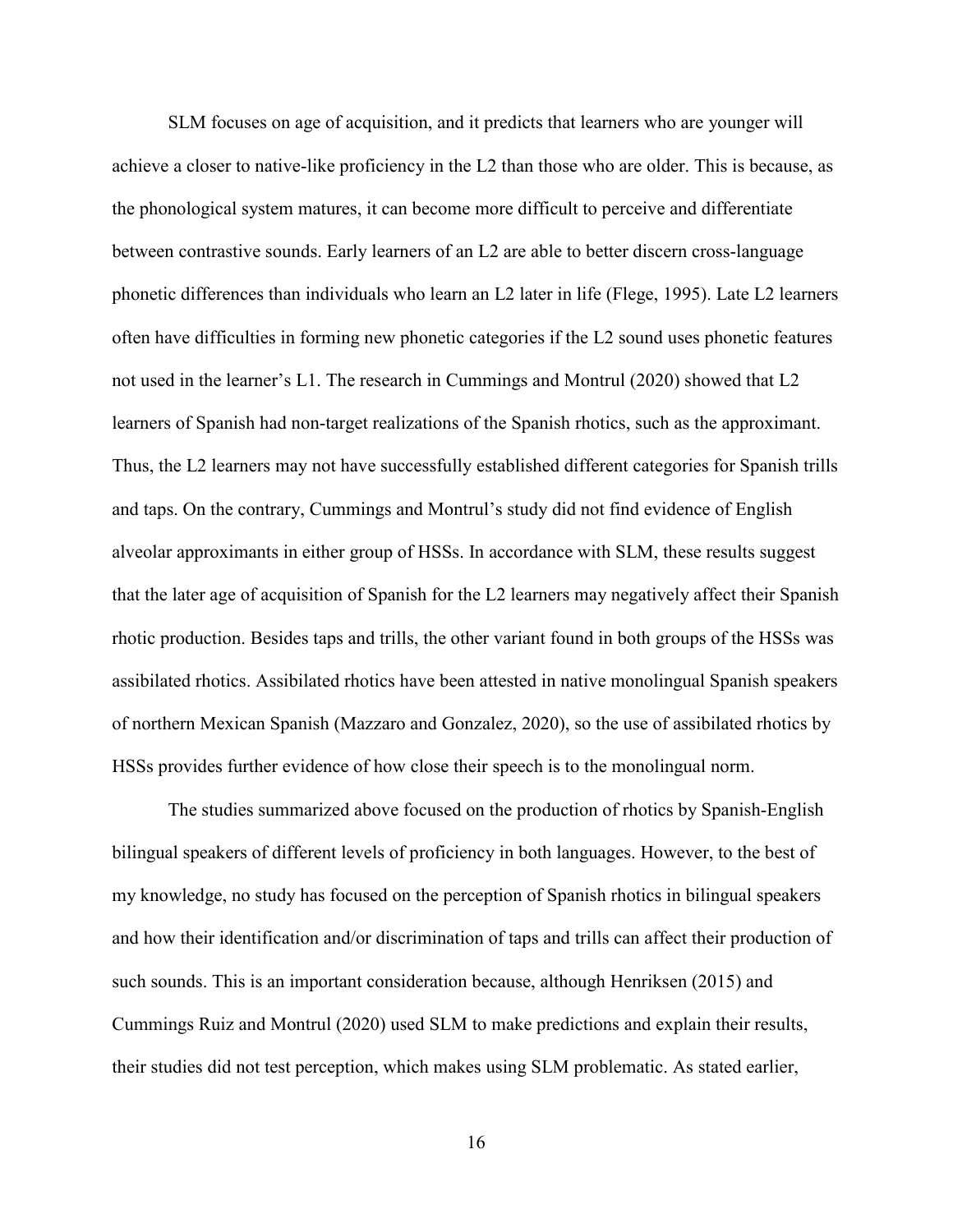SLM focuses on age of acquisition, and it predicts that learners who are younger will achieve a closer to native-like proficiency in the L2 than those who are older. This is because, as the phonological system matures, it can become more difficult to perceive and differentiate between contrastive sounds. Early learners of an L2 are able to better discern cross-language phonetic differences than individuals who learn an L2 later in life (Flege, 1995). Late L2 learners often have difficulties in forming new phonetic categories if the L2 sound uses phonetic features not used in the learner's L1. The research in Cummings and Montrul (2020) showed that L2 learners of Spanish had non-target realizations of the Spanish rhotics, such as the approximant. Thus, the L2 learners may not have successfully established different categories for Spanish trills and taps. On the contrary, Cummings and Montrul's study did not find evidence of English alveolar approximants in either group of HSSs. In accordance with SLM, these results suggest that the later age of acquisition of Spanish for the L2 learners may negatively affect their Spanish rhotic production. Besides taps and trills, the other variant found in both groups of the HSSs was assibilated rhotics. Assibilated rhotics have been attested in native monolingual Spanish speakers of northern Mexican Spanish (Mazzaro and Gonzalez, 2020), so the use of assibilated rhotics by HSSs provides further evidence of how close their speech is to the monolingual norm.

The studies summarized above focused on the production of rhotics by Spanish-English bilingual speakers of different levels of proficiency in both languages. However, to the best of my knowledge, no study has focused on the perception of Spanish rhotics in bilingual speakers and how their identification and/or discrimination of taps and trills can affect their production of such sounds. This is an important consideration because, although Henriksen (2015) and Cummings Ruiz and Montrul (2020) used SLM to make predictions and explain their results, their studies did not test perception, which makes using SLM problematic. As stated earlier,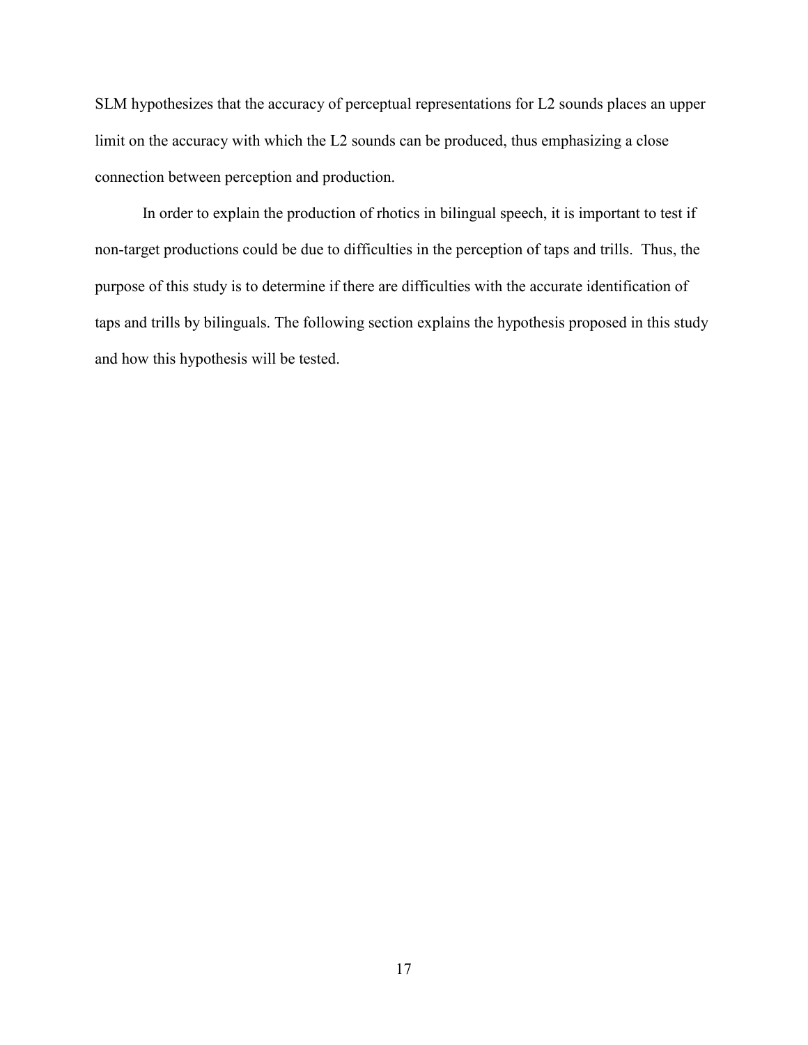SLM hypothesizes that the accuracy of perceptual representations for L2 sounds places an upper limit on the accuracy with which the L2 sounds can be produced, thus emphasizing a close connection between perception and production.

In order to explain the production of rhotics in bilingual speech, it is important to test if non-target productions could be due to difficulties in the perception of taps and trills. Thus, the purpose of this study is to determine if there are difficulties with the accurate identification of taps and trills by bilinguals. The following section explains the hypothesis proposed in this study and how this hypothesis will be tested.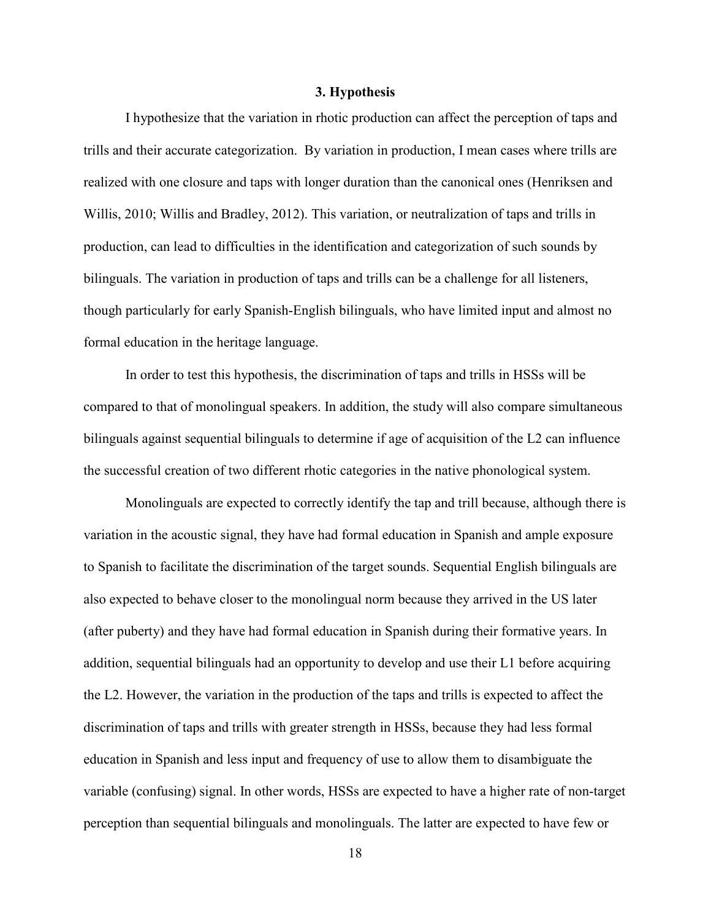## 3. Hypothesis

I hypothesize that the variation in rhotic production can affect the perception of taps and trills and their accurate categorization. By variation in production, I mean cases where trills are realized with one closure and taps with longer duration than the canonical ones (Henriksen and Willis, 2010; Willis and Bradley, 2012). This variation, or neutralization of taps and trills in production, can lead to difficulties in the identification and categorization of such sounds by bilinguals. The variation in production of taps and trills can be a challenge for all listeners, though particularly for early Spanish-English bilinguals, who have limited input and almost no formal education in the heritage language.

In order to test this hypothesis, the discrimination of taps and trills in HSSs will be compared to that of monolingual speakers. In addition, the study will also compare simultaneous bilinguals against sequential bilinguals to determine if age of acquisition of the L2 can influence the successful creation of two different rhotic categories in the native phonological system.

Monolinguals are expected to correctly identify the tap and trill because, although there is variation in the acoustic signal, they have had formal education in Spanish and ample exposure to Spanish to facilitate the discrimination of the target sounds. Sequential English bilinguals are also expected to behave closer to the monolingual norm because they arrived in the US later (after puberty) and they have had formal education in Spanish during their formative years. In addition, sequential bilinguals had an opportunity to develop and use their L1 before acquiring the L2. However, the variation in the production of the taps and trills is expected to affect the discrimination of taps and trills with greater strength in HSSs, because they had less formal education in Spanish and less input and frequency of use to allow them to disambiguate the variable (confusing) signal. In other words, HSSs are expected to have a higher rate of non-target perception than sequential bilinguals and monolinguals. The latter are expected to have few or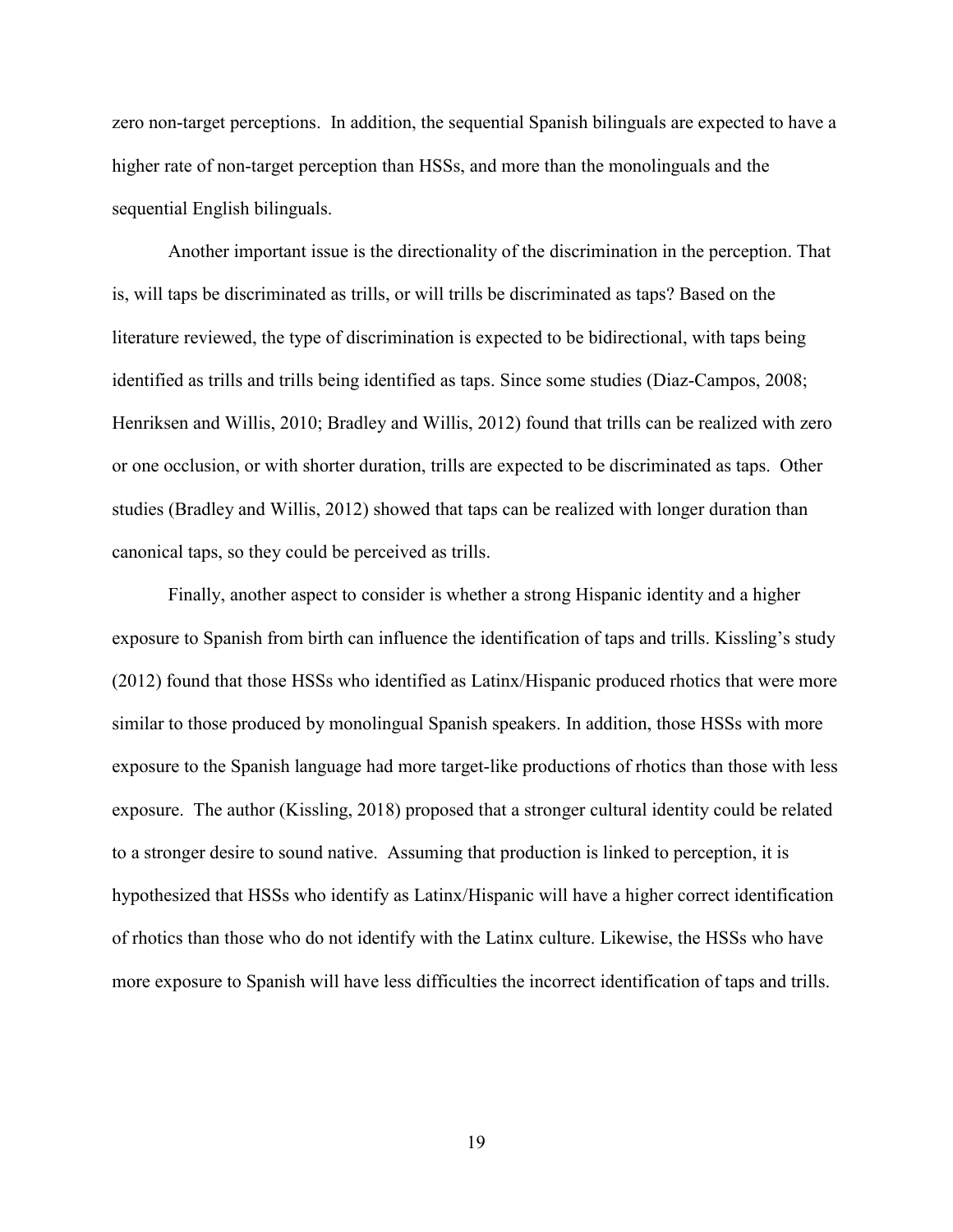zero non-target perceptions. In addition, the sequential Spanish bilinguals are expected to have a higher rate of non-target perception than HSSs, and more than the monolinguals and the sequential English bilinguals.

Another important issue is the directionality of the discrimination in the perception. That is, will taps be discriminated as trills, or will trills be discriminated as taps? Based on the literature reviewed, the type of discrimination is expected to be bidirectional, with taps being identified as trills and trills being identified as taps. Since some studies (Diaz-Campos, 2008; Henriksen and Willis, 2010; Bradley and Willis, 2012) found that trills can be realized with zero or one occlusion, or with shorter duration, trills are expected to be discriminated as taps. Other studies (Bradley and Willis, 2012) showed that taps can be realized with longer duration than canonical taps, so they could be perceived as trills.

Finally, another aspect to consider is whether a strong Hispanic identity and a higher exposure to Spanish from birth can influence the identification of taps and trills. Kissling's study (2012) found that those HSSs who identified as Latinx/Hispanic produced rhotics that were more similar to those produced by monolingual Spanish speakers. In addition, those HSSs with more exposure to the Spanish language had more target-like productions of rhotics than those with less exposure. The author (Kissling, 2018) proposed that a stronger cultural identity could be related to a stronger desire to sound native. Assuming that production is linked to perception, it is hypothesized that HSSs who identify as Latinx/Hispanic will have a higher correct identification of rhotics than those who do not identify with the Latinx culture. Likewise, the HSSs who have more exposure to Spanish will have less difficulties the incorrect identification of taps and trills.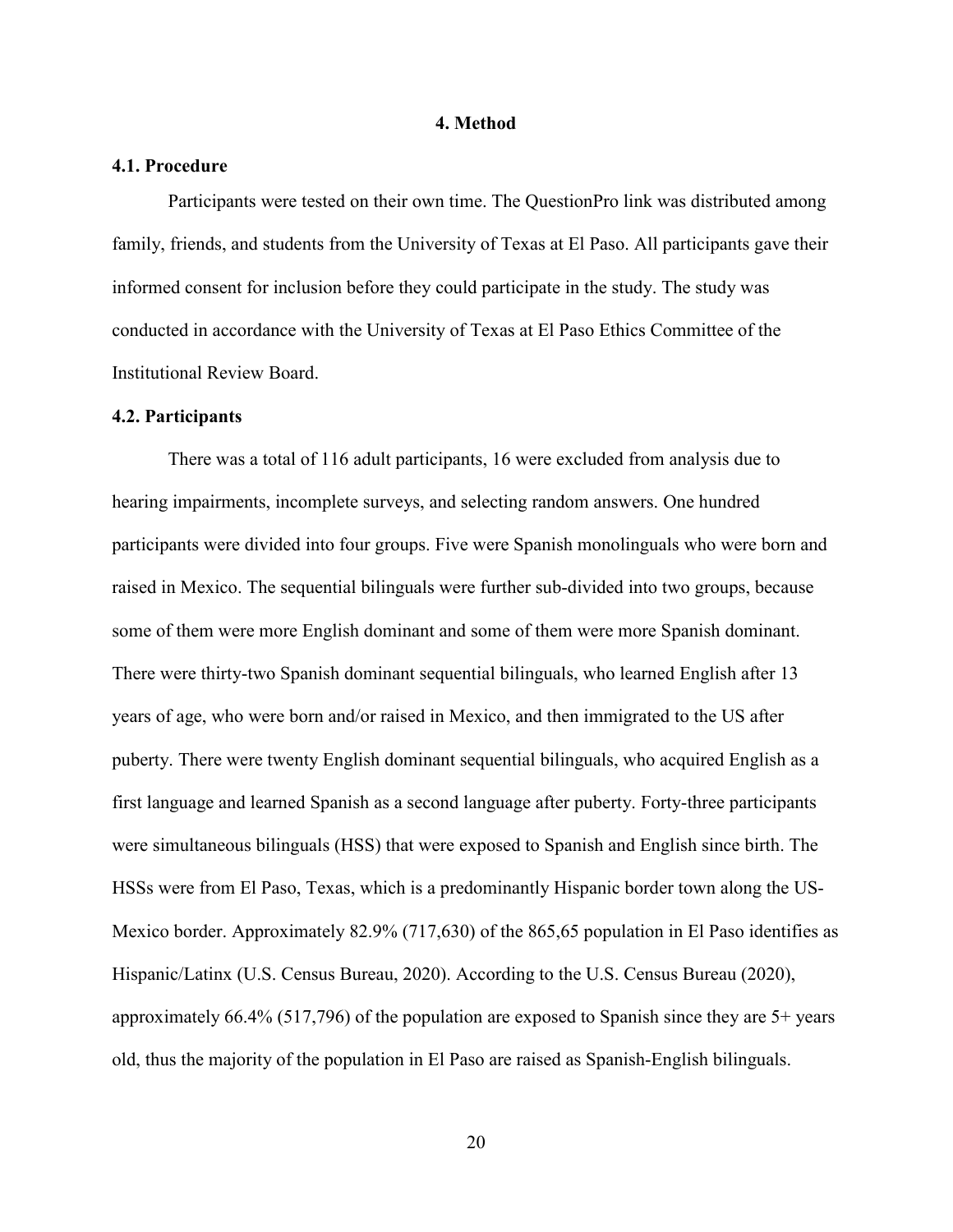## 4. Method

### 4.1. Procedure

Participants were tested on their own time. The QuestionPro link was distributed among family, friends, and students from the University of Texas at El Paso. All participants gave their informed consent for inclusion before they could participate in the study. The study was conducted in accordance with the University of Texas at El Paso Ethics Committee of the Institutional Review Board.

### 4.2. Participants

There was a total of 116 adult participants, 16 were excluded from analysis due to hearing impairments, incomplete surveys, and selecting random answers. One hundred participants were divided into four groups. Five were Spanish monolinguals who were born and raised in Mexico. The sequential bilinguals were further sub-divided into two groups, because some of them were more English dominant and some of them were more Spanish dominant. There were thirty-two Spanish dominant sequential bilinguals, who learned English after 13 years of age, who were born and/or raised in Mexico, and then immigrated to the US after puberty. There were twenty English dominant sequential bilinguals, who acquired English as a first language and learned Spanish as a second language after puberty. Forty-three participants were simultaneous bilinguals (HSS) that were exposed to Spanish and English since birth. The HSSs were from El Paso, Texas, which is a predominantly Hispanic border town along the US-Mexico border. Approximately 82.9% (717,630) of the 865,65 population in El Paso identifies as Hispanic/Latinx (U.S. Census Bureau, 2020). According to the U.S. Census Bureau (2020), approximately 66.4% (517,796) of the population are exposed to Spanish since they are 5+ years old, thus the majority of the population in El Paso are raised as Spanish-English bilinguals.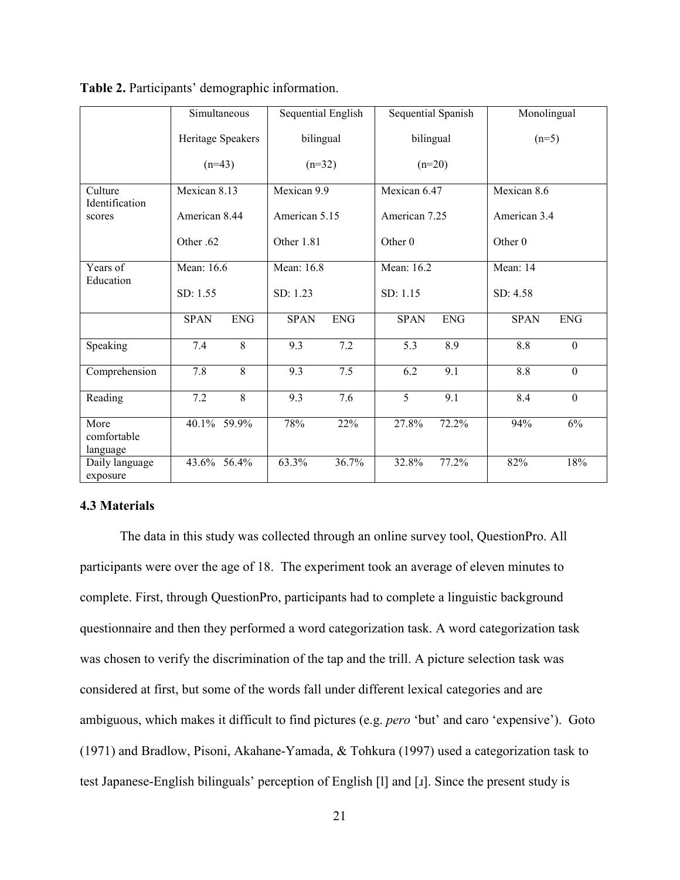**Table 2.** Participants' demographic information.

| | Simultaneous Heritage Speakers (n=43) | | Sequential English bilingual (n=32) | | Sequential Spanish bilingual (n=20) | | Monolingual (n=5) | |
|---|---|---|---|---|---|---|---|---|
| Culture Identification scores | Mexican 8.13<br>American 8.44<br>Other .62 | | Mexican 9.9<br>American 5.15<br>Other 1.81 | | Mexican 6.47<br>American 7.25<br>Other 0 | | Mexican 8.6<br>American 3.4<br>Other 0 | |
| Years of Education | Mean: 16.6<br>SD: 1.55 | | Mean: 16.8<br>SD: 1.23 | | Mean: 16.2<br>SD: 1.15 | | Mean: 14<br>SD: 4.58 | |
| | SPAN | ENG | SPAN | ENG | SPAN | ENG | SPAN | ENG |
| Speaking | 7.4 | 8 | 9.3 | 7.2 | 5.3 | 8.9 | 8.8 | 0 |
| Comprehension | 7.8 | 8 | 9.3 | 7.5 | 6.2 | 9.1 | 8.8 | 0 |
| Reading | 7.2 | 8 | 9.3 | 7.6 | 5 | 9.1 | 8.4 | 0 |
| More comfortable language | 40.1% | 59.9% | 78% | 22% | 27.8% | 72.2% | 94% | 6% |
| Daily language exposure | 43.6% | 56.4% | 63.3% | 36.7% | 32.8% | 77.2% | 82% | 18% |

### 4.3 Materials

The data in this study was collected through an online survey tool, QuestionPro. All participants were over the age of 18. The experiment took an average of eleven minutes to complete. First, through QuestionPro, participants had to complete a linguistic background questionnaire and then they performed a word categorization task. A word categorization task was chosen to verify the discrimination of the tap and the trill. A picture selection task was considered at first, but some of the words fall under different lexical categories and are ambiguous, which makes it difficult to find pictures (e.g. *pero* 'but' and caro 'expensive'). Goto (1971) and Bradlow, Pisoni, Akahane-Yamada, & Tohkura (1997) used a categorization task to test Japanese-English bilinguals' perception of English [l] and [ɹ]. Since the present study is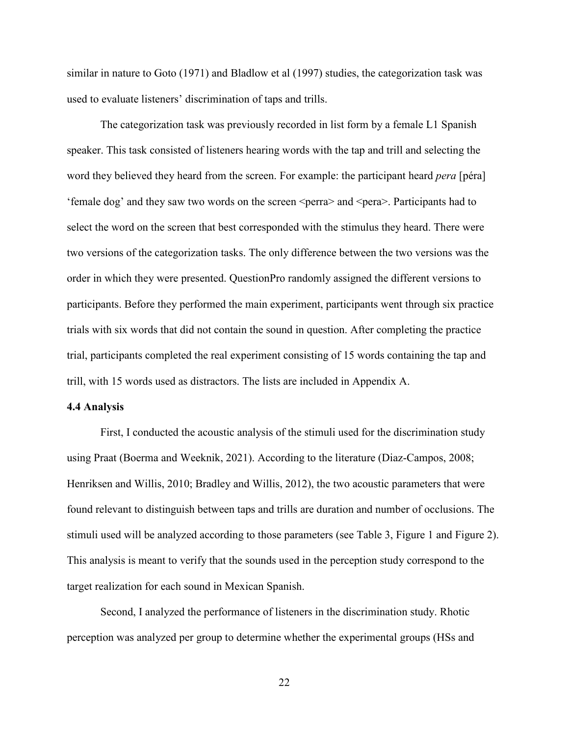similar in nature to Goto (1971) and Bladlow et al (1997) studies, the categorization task was used to evaluate listeners' discrimination of taps and trills.

The categorization task was previously recorded in list form by a female L1 Spanish speaker. This task consisted of listeners hearing words with the tap and trill and selecting the word they believed they heard from the screen. For example: the participant heard *pera* [péra] 'female dog' and they saw two words on the screen <perra> and <pera>. Participants had to select the word on the screen that best corresponded with the stimulus they heard. There were two versions of the categorization tasks. The only difference between the two versions was the order in which they were presented. QuestionPro randomly assigned the different versions to participants. Before they performed the main experiment, participants went through six practice trials with six words that did not contain the sound in question. After completing the practice trial, participants completed the real experiment consisting of 15 words containing the tap and trill, with 15 words used as distractors. The lists are included in Appendix A.

**4.4 Analysis**

First, I conducted the acoustic analysis of the stimuli used for the discrimination study using Praat (Boerma and Weeknik, 2021). According to the literature (Diaz-Campos, 2008; Henriksen and Willis, 2010; Bradley and Willis, 2012), the two acoustic parameters that were found relevant to distinguish between taps and trills are duration and number of occlusions. The stimuli used will be analyzed according to those parameters (see Table 3, Figure 1 and Figure 2). This analysis is meant to verify that the sounds used in the perception study correspond to the target realization for each sound in Mexican Spanish.

Second, I analyzed the performance of listeners in the discrimination study. Rhotic perception was analyzed per group to determine whether the experimental groups (HSs and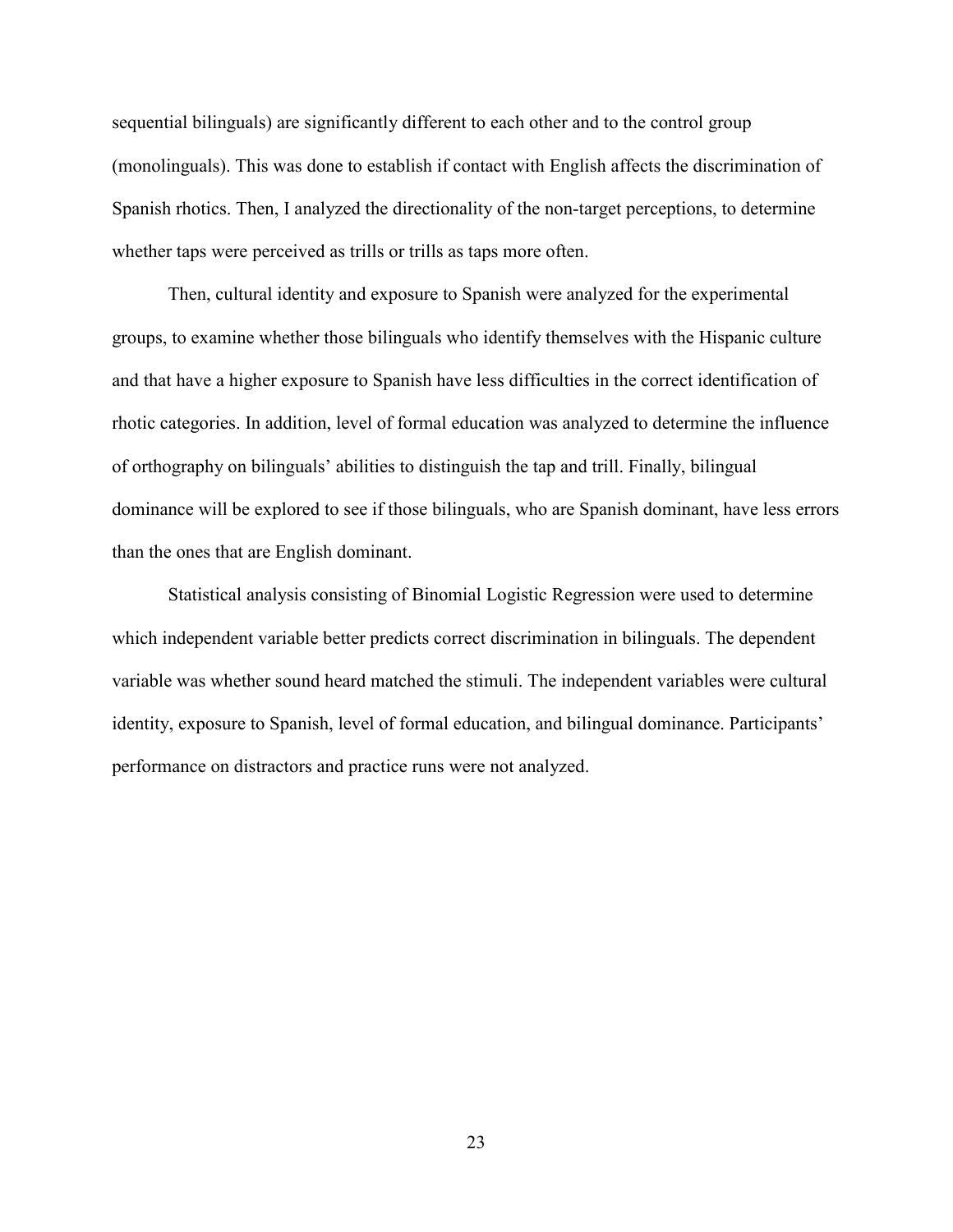sequential bilinguals) are significantly different to each other and to the control group (monolinguals). This was done to establish if contact with English affects the discrimination of Spanish rhotics. Then, I analyzed the directionality of the non-target perceptions, to determine whether taps were perceived as trills or trills as taps more often.

Then, cultural identity and exposure to Spanish were analyzed for the experimental groups, to examine whether those bilinguals who identify themselves with the Hispanic culture and that have a higher exposure to Spanish have less difficulties in the correct identification of rhotic categories. In addition, level of formal education was analyzed to determine the influence of orthography on bilinguals' abilities to distinguish the tap and trill. Finally, bilingual dominance will be explored to see if those bilinguals, who are Spanish dominant, have less errors than the ones that are English dominant.

Statistical analysis consisting of Binomial Logistic Regression were used to determine which independent variable better predicts correct discrimination in bilinguals. The dependent variable was whether sound heard matched the stimuli. The independent variables were cultural identity, exposure to Spanish, level of formal education, and bilingual dominance. Participants' performance on distractors and practice runs were not analyzed.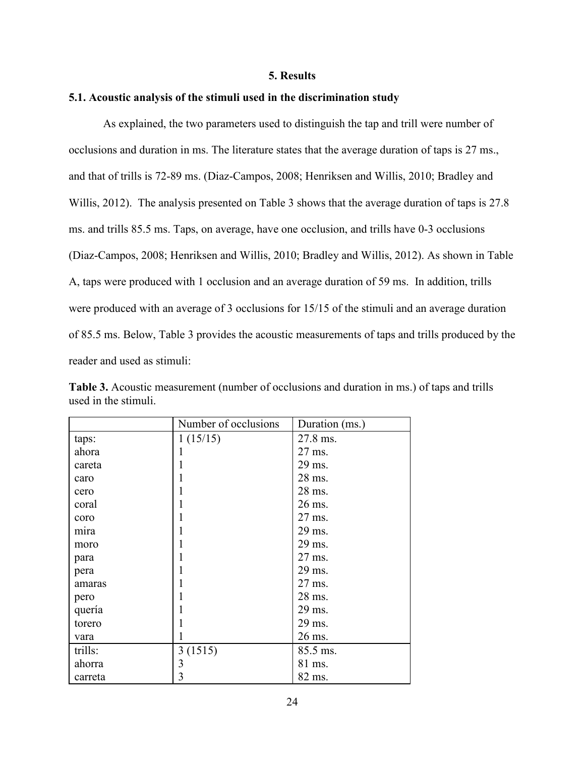## 5. Results

### 5.1. Acoustic analysis of the stimuli used in the discrimination study

As explained, the two parameters used to distinguish the tap and trill were number of occlusions and duration in ms. The literature states that the average duration of taps is 27 ms., and that of trills is 72-89 ms. (Diaz-Campos, 2008; Henriksen and Willis, 2010; Bradley and Willis, 2012). The analysis presented on Table 3 shows that the average duration of taps is 27.8 ms. and trills 85.5 ms. Taps, on average, have one occlusion, and trills have 0-3 occlusions (Diaz-Campos, 2008; Henriksen and Willis, 2010; Bradley and Willis, 2012). As shown in Table A, taps were produced with 1 occlusion and an average duration of 59 ms. In addition, trills were produced with an average of 3 occlusions for 15/15 of the stimuli and an average duration of 85.5 ms. Below, Table 3 provides the acoustic measurements of taps and trills produced by the reader and used as stimuli:

**Table 3.** Acoustic measurement (number of occlusions and duration in ms.) of taps and trills used in the stimuli.

| | Number of occlusions | Duration (ms.) |
|---|---|---|
| taps: | 1 (15/15) | 27.8 ms. |
| ahora | 1 | 27 ms. |
| careta | 1 | 29 ms. |
| caro | 1 | 28 ms. |
| cero | 1 | 28 ms. |
| coral | 1 | 26 ms. |
| coro | 1 | 27 ms. |
| mira | 1 | 29 ms. |
| moro | 1 | 29 ms. |
| para | 1 | 27 ms. |
| pera | 1 | 29 ms. |
| amaras | 1 | 27 ms. |
| pero | 1 | 28 ms. |
| quería | 1 | 29 ms. |
| torero | 1 | 29 ms. |
| vara | 1 | 26 ms. |
| trills: | 3 (1515) | 85.5 ms. |
| ahorra | 3 | 81 ms. |
| carreta | 3 | 82 ms. |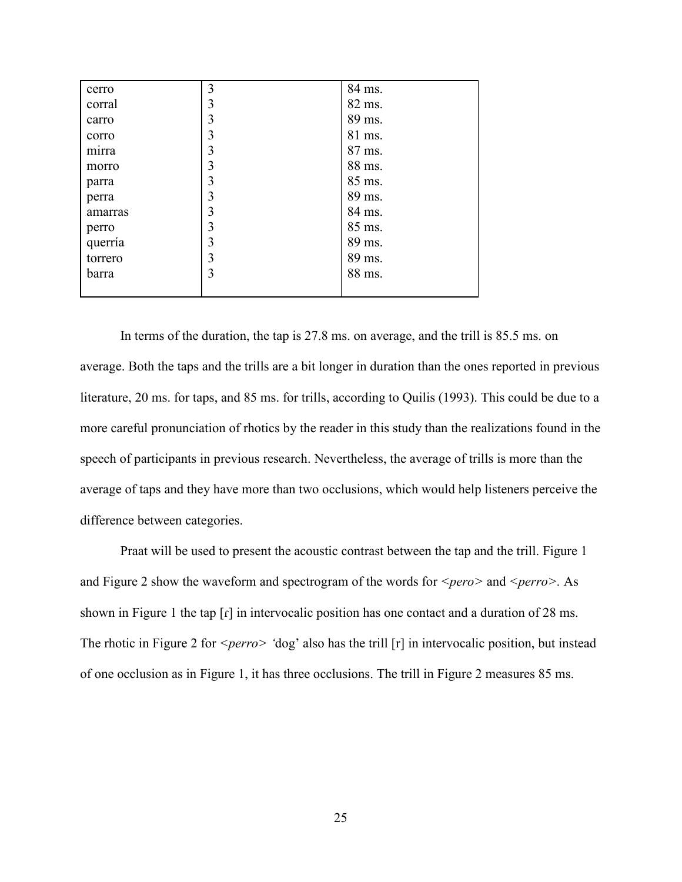| | | |
|---|---|---|
| cerro | 3 | 84 ms. |
| corral | 3 | 82 ms. |
| carro | 3 | 89 ms. |
| corro | 3 | 81 ms. |
| mirra | 3 | 87 ms. |
| morro | 3 | 88 ms. |
| parra | 3 | 85 ms. |
| perra | 3 | 89 ms. |
| amarras | 3 | 84 ms. |
| perro | 3 | 85 ms. |
| querría | 3 | 89 ms. |
| torrero | 3 | 89 ms. |
| barra | 3 | 88 ms. |

In terms of the duration, the tap is 27.8 ms. on average, and the trill is 85.5 ms. on average. Both the taps and the trills are a bit longer in duration than the ones reported in previous literature, 20 ms. for taps, and 85 ms. for trills, according to Quilis (1993). This could be due to a more careful pronunciation of rhotics by the reader in this study than the realizations found in the speech of participants in previous research. Nevertheless, the average of trills is more than the average of taps and they have more than two occlusions, which would help listeners perceive the difference between categories.

Praat will be used to present the acoustic contrast between the tap and the trill. Figure 1 and Figure 2 show the waveform and spectrogram of the words for <*pero*> and <*perro*>. As shown in Figure 1 the tap [ɾ] in intervocalic position has one contact and a duration of 28 ms. The rhotic in Figure 2 for <*perro*> 'dog' also has the trill [r] in intervocalic position, but instead of one occlusion as in Figure 1, it has three occlusions. The trill in Figure 2 measures 85 ms.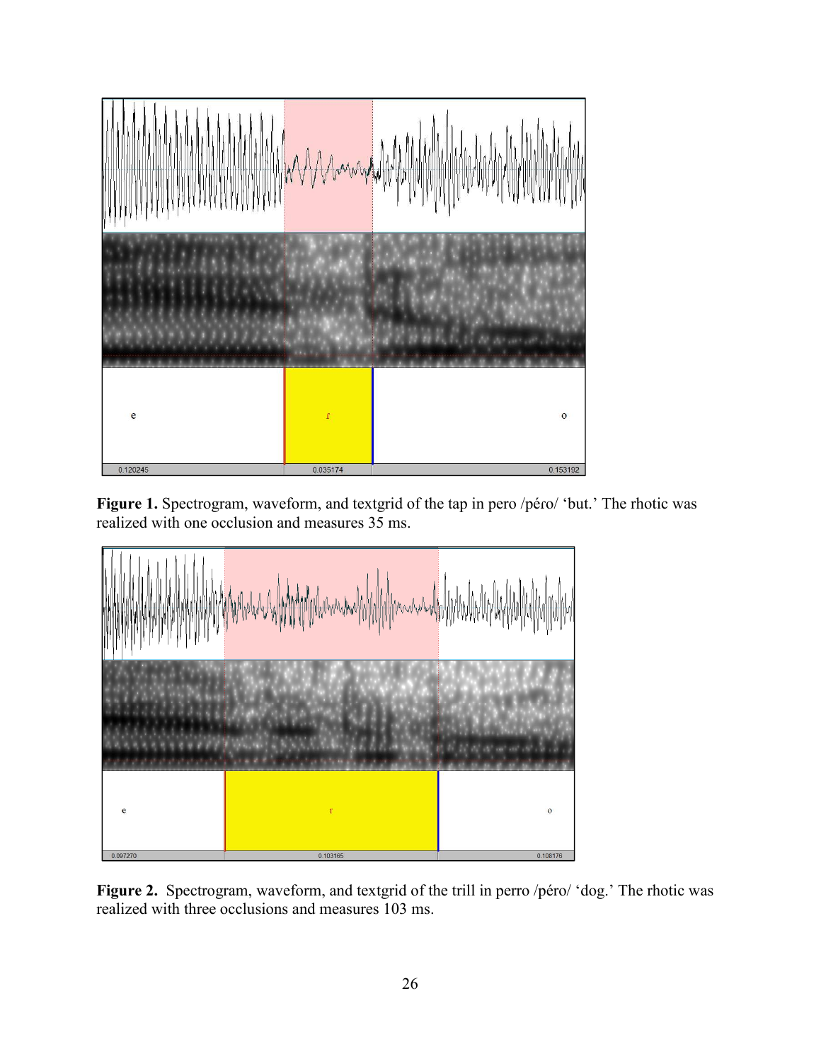**Figure 1.** Spectrogram, waveform, and textgrid of the tap in pero /péro/ 'but.' The rhotic was realized with one occlusion and measures 35 ms.

**Figure 2.** Spectrogram, waveform, and textgrid of the trill in perro /péro/ 'dog.' The rhotic was realized with three occlusions and measures 103 ms.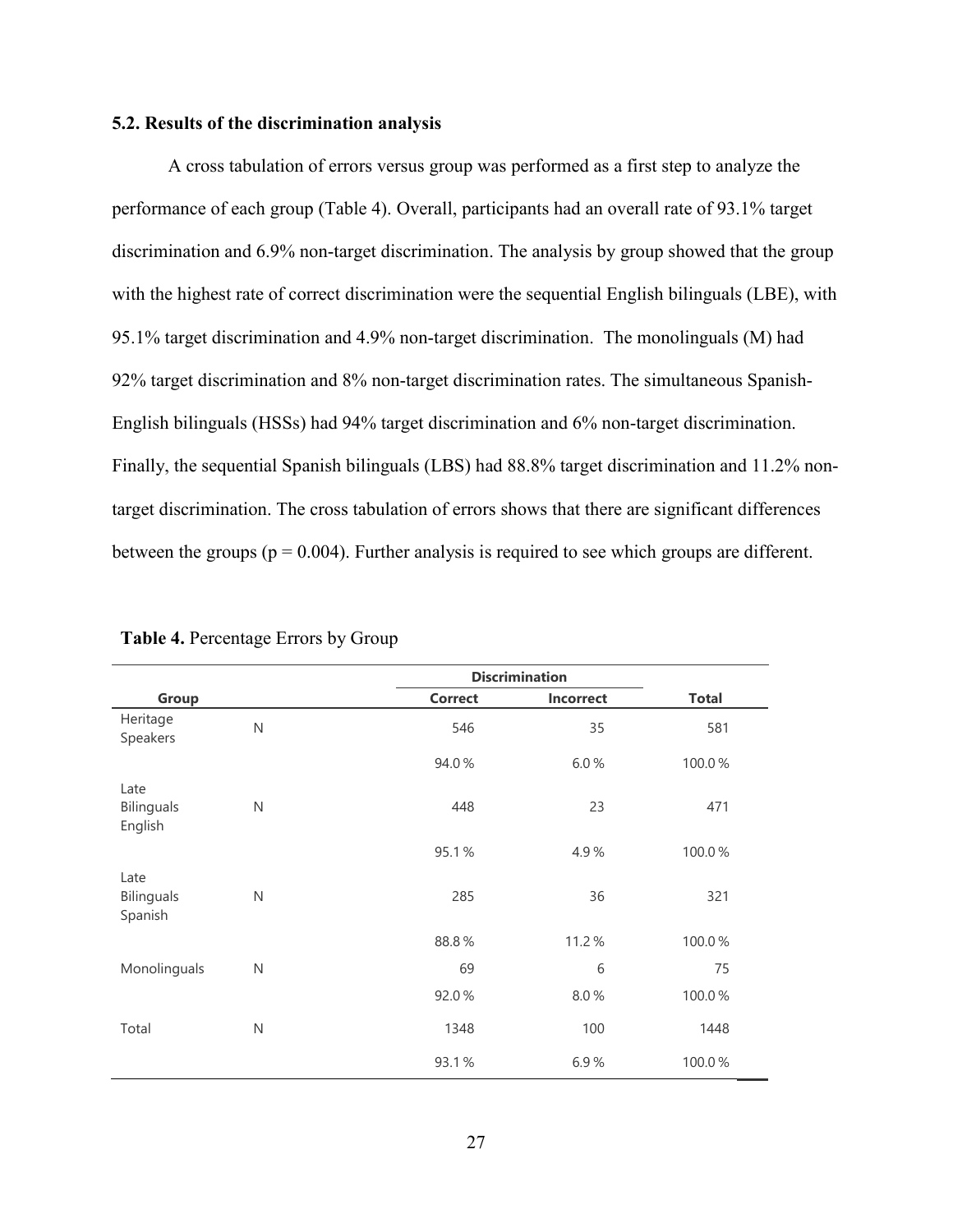### 5.2. Results of the discrimination analysis

A cross tabulation of errors versus group was performed as a first step to analyze the performance of each group (Table 4). Overall, participants had an overall rate of 93.1% target discrimination and 6.9% non-target discrimination. The analysis by group showed that the group with the highest rate of correct discrimination were the sequential English bilinguals (LBE), with 95.1% target discrimination and 4.9% non-target discrimination. The monolinguals (M) had 92% target discrimination and 8% non-target discrimination rates. The simultaneous Spanish-English bilinguals (HSSs) had 94% target discrimination and 6% non-target discrimination. Finally, the sequential Spanish bilinguals (LBS) had 88.8% target discrimination and 11.2% non-target discrimination. The cross tabulation of errors shows that there are significant differences between the groups ($p = 0.004$). Further analysis is required to see which groups are different.

**Table 4.** Percentage Errors by Group

| Group | | Discrimination | | |
|---|---|---|---|---|
| | | Correct | Incorrect | Total |
| Heritage Speakers | N | 546 | 35 | 581 |
| | | 94.0 % | 6.0 % | 100.0 % |
| Late Bilinguals English | N | 448 | 23 | 471 |
| | | 95.1 % | 4.9 % | 100.0 % |
| Late Bilinguals Spanish | N | 285 | 36 | 321 |
| | | 88.8 % | 11.2 % | 100.0 % |
| Monolinguals | N | 69 | 6 | 75 |
| | | 92.0 % | 8.0 % | 100.0 % |
| Total | N | 1348 | 100 | 1448 |
| | | 93.1 % | 6.9 % | 100.0 % |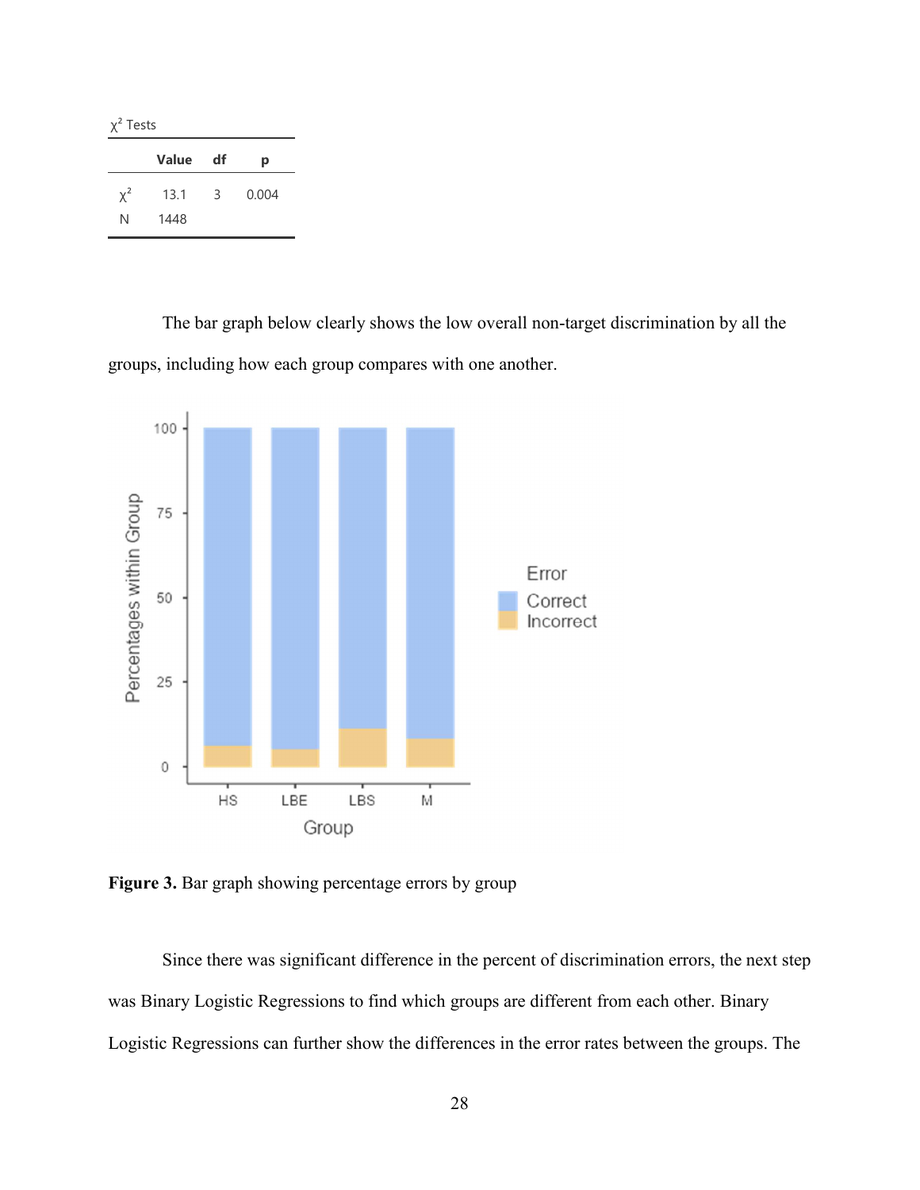$\chi^2$ Tests

|  | Value | df | p |
|---|---|---|---|
| $\chi^2$ | 13.1 | 3 | 0.004 |
| N | 1448 |  |  |

The bar graph below clearly shows the low overall non-target discrimination by all the groups, including how each group compares with one another.

**Figure 3.** Bar graph showing percentage errors by group

Since there was significant difference in the percent of discrimination errors, the next step was Binary Logistic Regressions to find which groups are different from each other. Binary Logistic Regressions can further show the differences in the error rates between the groups. The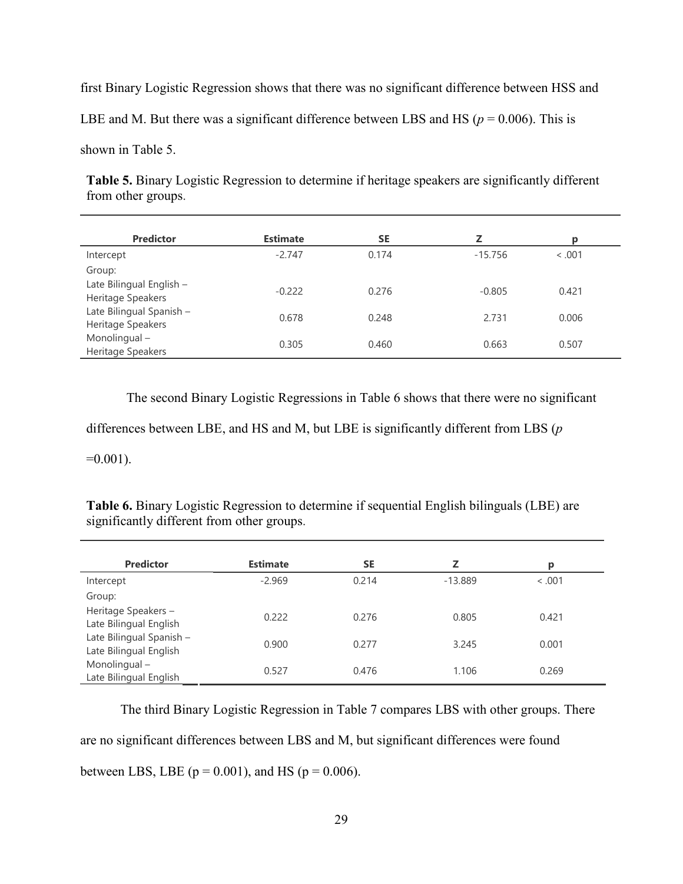first Binary Logistic Regression shows that there was no significant difference between HSS and LBE and M. But there was a significant difference between LBS and HS ($p = 0.006$). This is shown in Table 5.

**Table 5.** Binary Logistic Regression to determine if heritage speakers are significantly different from other groups.

| Predictor | Estimate | SE | Z | p |
|---|---|---|---|---|
| Intercept | -2.747 | 0.174 | -15.756 | < .001 |
| Group: | | | | |
| Late Bilingual English – Heritage Speakers | -0.222 | 0.276 | -0.805 | 0.421 |
| Late Bilingual Spanish – Heritage Speakers | 0.678 | 0.248 | 2.731 | 0.006 |
| Monolingual – Heritage Speakers | 0.305 | 0.460 | 0.663 | 0.507 |

The second Binary Logistic Regressions in Table 6 shows that there were no significant differences between LBE, and HS and M, but LBE is significantly different from LBS ($p = 0.001$).

**Table 6.** Binary Logistic Regression to determine if sequential English bilinguals (LBE) are significantly different from other groups.

| Predictor | Estimate | SE | Z | p |
|---|---|---|---|---|
| Intercept | -2.969 | 0.214 | -13.889 | < .001 |
| Group: | | | | |
| Heritage Speakers – Late Bilingual English | 0.222 | 0.276 | 0.805 | 0.421 |
| Late Bilingual Spanish – Late Bilingual English | 0.900 | 0.277 | 3.245 | 0.001 |
| Monolingual – Late Bilingual English | 0.527 | 0.476 | 1.106 | 0.269 |

The third Binary Logistic Regression in Table 7 compares LBS with other groups. There are no significant differences between LBS and M, but significant differences were found between LBS, LBE ($p = 0.001$), and HS ($p = 0.006$).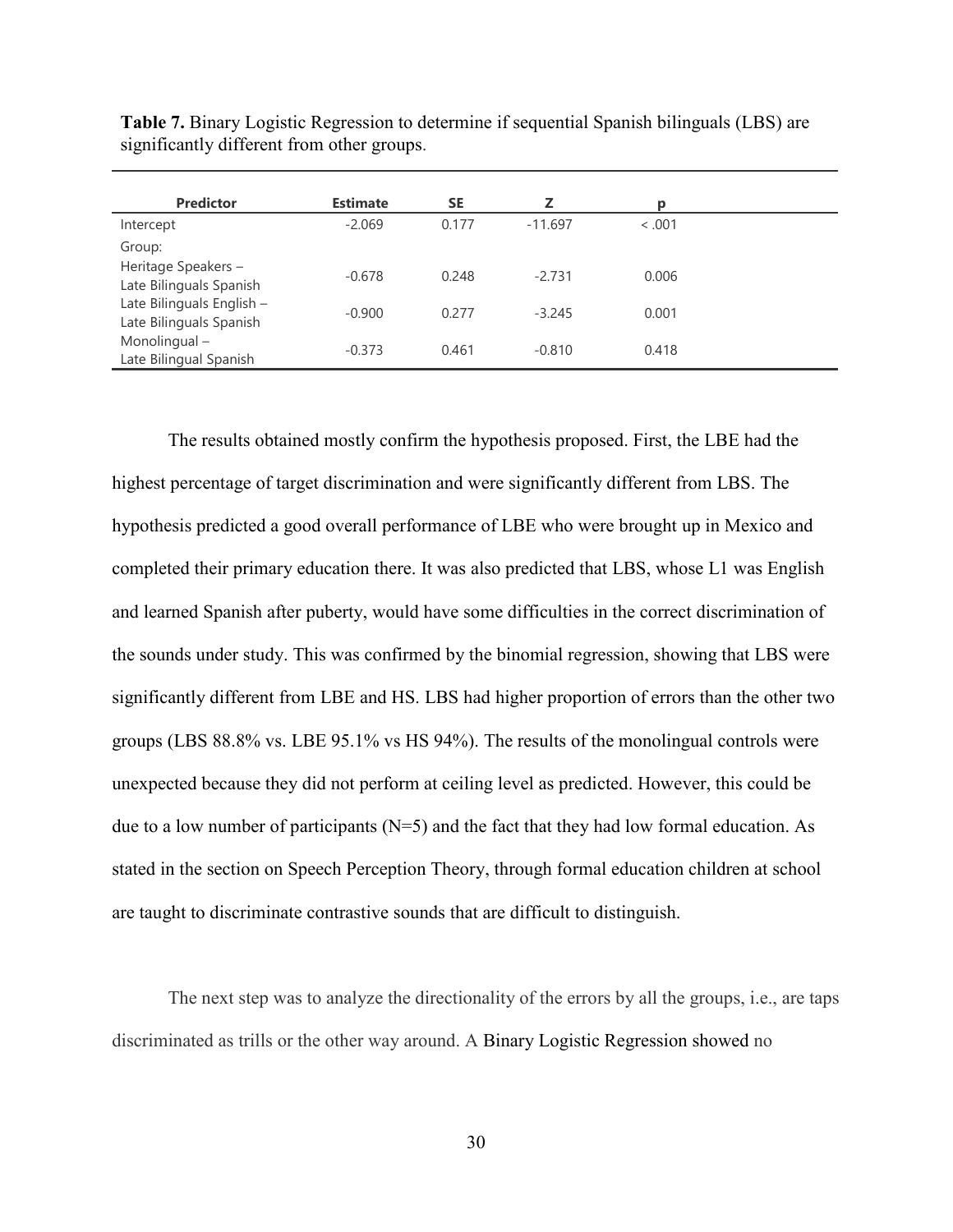**Table 7.** Binary Logistic Regression to determine if sequential Spanish bilinguals (LBS) are significantly different from other groups.

| Predictor | Estimate | SE | Z | p |
|---|---|---|---|---|
| Intercept | -2.069 | 0.177 | -11.697 | < .001 |
| Group: | | | | |
| Heritage Speakers – Late Bilinguals Spanish | -0.678 | 0.248 | -2.731 | 0.006 |
| Late Bilinguals English – Late Bilinguals Spanish | -0.900 | 0.277 | -3.245 | 0.001 |
| Monolingual – Late Bilingual Spanish | -0.373 | 0.461 | -0.810 | 0.418 |

The results obtained mostly confirm the hypothesis proposed. First, the LBE had the highest percentage of target discrimination and were significantly different from LBS. The hypothesis predicted a good overall performance of LBE who were brought up in Mexico and completed their primary education there. It was also predicted that LBS, whose L1 was English and learned Spanish after puberty, would have some difficulties in the correct discrimination of the sounds under study. This was confirmed by the binomial regression, showing that LBS were significantly different from LBE and HS. LBS had higher proportion of errors than the other two groups (LBS 88.8% vs. LBE 95.1% vs HS 94%). The results of the monolingual controls were unexpected because they did not perform at ceiling level as predicted. However, this could be due to a low number of participants (N=5) and the fact that they had low formal education. As stated in the section on Speech Perception Theory, through formal education children at school are taught to discriminate contrastive sounds that are difficult to distinguish.

The next step was to analyze the directionality of the errors by all the groups, i.e., are taps discriminated as trills or the other way around. A Binary Logistic Regression showed no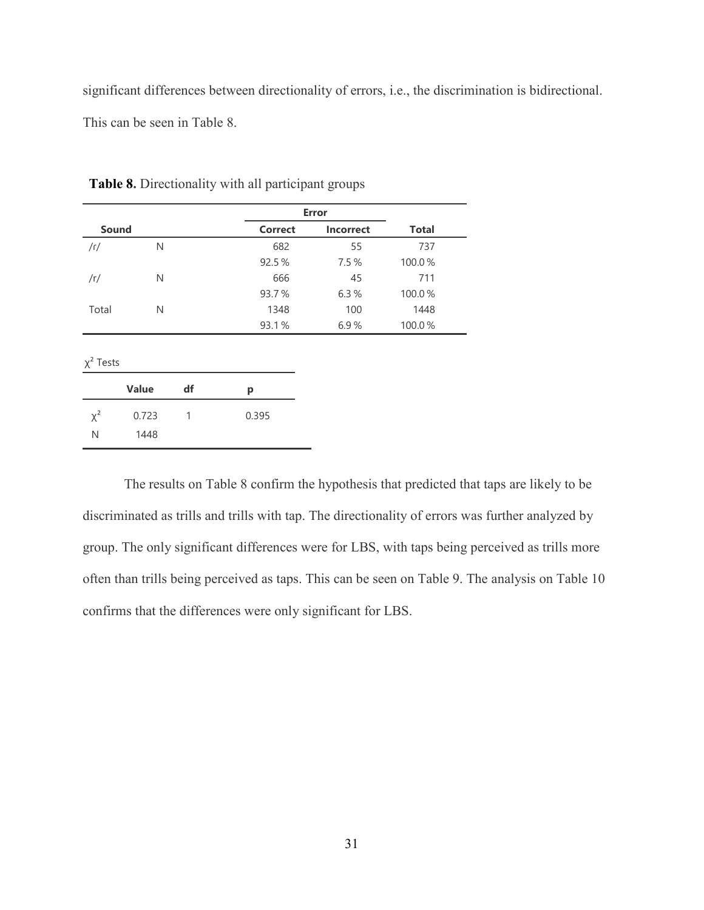significant differences between directionality of errors, i.e., the discrimination is bidirectional. This can be seen in Table 8.

**Table 8.** Directionality with all participant groups

| Sound | | Error | | Total |
|---|---|---|---|---|
| | | Correct | Incorrect | |
| /r/ | N | 682 | 55 | 737 |
| | | 92.5 % | 7.5 % | 100.0 % |
| /r/ | N | 666 | 45 | 711 |
| | | 93.7 % | 6.3 % | 100.0 % |
| Total | N | 1348 | 100 | 1448 |
| | | 93.1 % | 6.9 % | 100.0 % |

$\chi^2$ Tests

| | Value | df | p |
|---|---|---|---|
| $\chi^2$ | 0.723 | 1 | 0.395 |
| N | 1448 | | |

The results on Table 8 confirm the hypothesis that predicted that taps are likely to be discriminated as trills and trills with tap. The directionality of errors was further analyzed by group. The only significant differences were for LBS, with taps being perceived as trills more often than trills being perceived as taps. This can be seen on Table 9. The analysis on Table 10 confirms that the differences were only significant for LBS.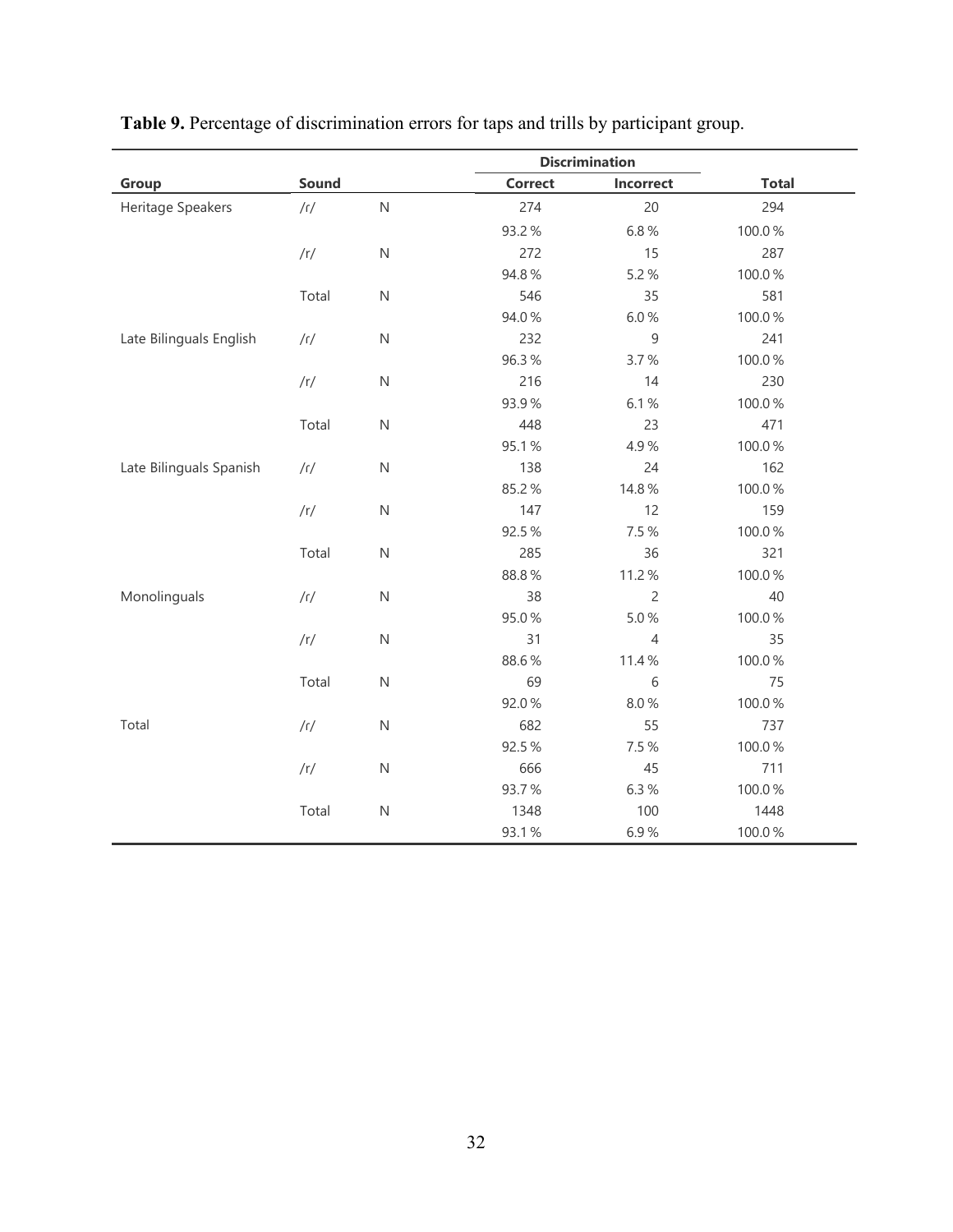**Table 9.** Percentage of discrimination errors for taps and trills by participant group.

| Group | Sound | | Discrimination | | Total |
|---|---|---|---|---|---|
| | | | Correct | Incorrect | |
| Heritage Speakers | /r/ | N | 274 | 20 | 294 |
| | | | 93.2 % | 6.8 % | 100.0 % |
| | /r/ | N | 272 | 15 | 287 |
| | | | 94.8 % | 5.2 % | 100.0 % |
| | Total | N | 546 | 35 | 581 |
| | | | 94.0 % | 6.0 % | 100.0 % |
| Late Bilinguals English | /r/ | N | 232 | 9 | 241 |
| | | | 96.3 % | 3.7 % | 100.0 % |
| | /r/ | N | 216 | 14 | 230 |
| | | | 93.9 % | 6.1 % | 100.0 % |
| | Total | N | 448 | 23 | 471 |
| | | | 95.1 % | 4.9 % | 100.0 % |
| Late Bilinguals Spanish | /r/ | N | 138 | 24 | 162 |
| | | | 85.2 % | 14.8 % | 100.0 % |
| | /r/ | N | 147 | 12 | 159 |
| | | | 92.5 % | 7.5 % | 100.0 % |
| | Total | N | 285 | 36 | 321 |
| | | | 88.8 % | 11.2 % | 100.0 % |
| Monolinguals | /r/ | N | 38 | 2 | 40 |
| | | | 95.0 % | 5.0 % | 100.0 % |
| | /r/ | N | 31 | 4 | 35 |
| | | | 88.6 % | 11.4 % | 100.0 % |
| | Total | N | 69 | 6 | 75 |
| | | | 92.0 % | 8.0 % | 100.0 % |
| Total | /r/ | N | 682 | 55 | 737 |
| | | | 92.5 % | 7.5 % | 100.0 % |
| | /r/ | N | 666 | 45 | 711 |
| | | | 93.7 % | 6.3 % | 100.0 % |
| | Total | N | 1348 | 100 | 1448 |
| | | | 93.1 % | 6.9 % | 100.0 % |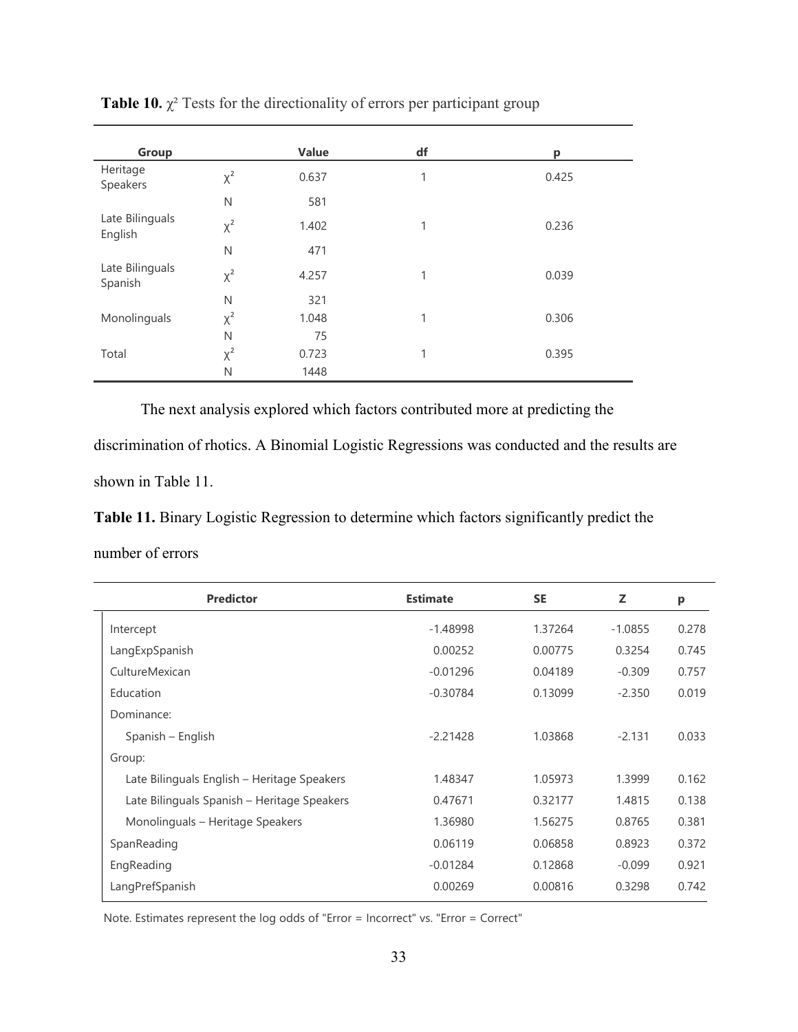**Table 10.** $\chi^2$ Tests for the directionality of errors per participant group

| Group | | Value | df | p |
|---|---|---|---|---|
| Heritage Speakers | $\chi^2$ | 0.637 | 1 | 0.425 |
| | N | 581 | | |
| Late Bilinguals English | $\chi^2$ | 1.402 | 1 | 0.236 |
| | N | 471 | | |
| Late Bilinguals Spanish | $\chi^2$ | 4.257 | 1 | 0.039 |
| | N | 321 | | |
| Monolinguals | $\chi^2$ | 1.048 | 1 | 0.306 |
| | N | 75 | | |
| Total | $\chi^2$ | 0.723 | 1 | 0.395 |
| | N | 1448 | | |

The next analysis explored which factors contributed more at predicting the discrimination of rhotics. A Binomial Logistic Regressions was conducted and the results are shown in Table 11.

**Table 11.** Binary Logistic Regression to determine which factors significantly predict the number of errors

| Predictor | Estimate | SE | Z | p |
|---|---|---|---|---|
| Intercept | -1.48998 | 1.37264 | -1.0855 | 0.278 |
| LangExpSpanish | 0.00252 | 0.00775 | 0.3254 | 0.745 |
| CultureMexican | -0.01296 | 0.04189 | -0.309 | 0.757 |
| Education | -0.30784 | 0.13099 | -2.350 | 0.019 |
| Dominance: | | | | |
| Spanish – English | -2.21428 | 1.03868 | -2.131 | 0.033 |
| Group: | | | | |
| Late Bilinguals English – Heritage Speakers | 1.48347 | 1.05973 | 1.3999 | 0.162 |
| Late Bilinguals Spanish – Heritage Speakers | 0.47671 | 0.32177 | 1.4815 | 0.138 |
| Monolinguals – Heritage Speakers | 1.36980 | 1.56275 | 0.8765 | 0.381 |
| SpanReading | 0.06119 | 0.06858 | 0.8923 | 0.372 |
| EngReading | -0.01284 | 0.12868 | -0.099 | 0.921 |
| LangPrefSpanish | 0.00269 | 0.00816 | 0.3298 | 0.742 |

Note. Estimates represent the log odds of "Error = Incorrect" vs. "Error = Correct"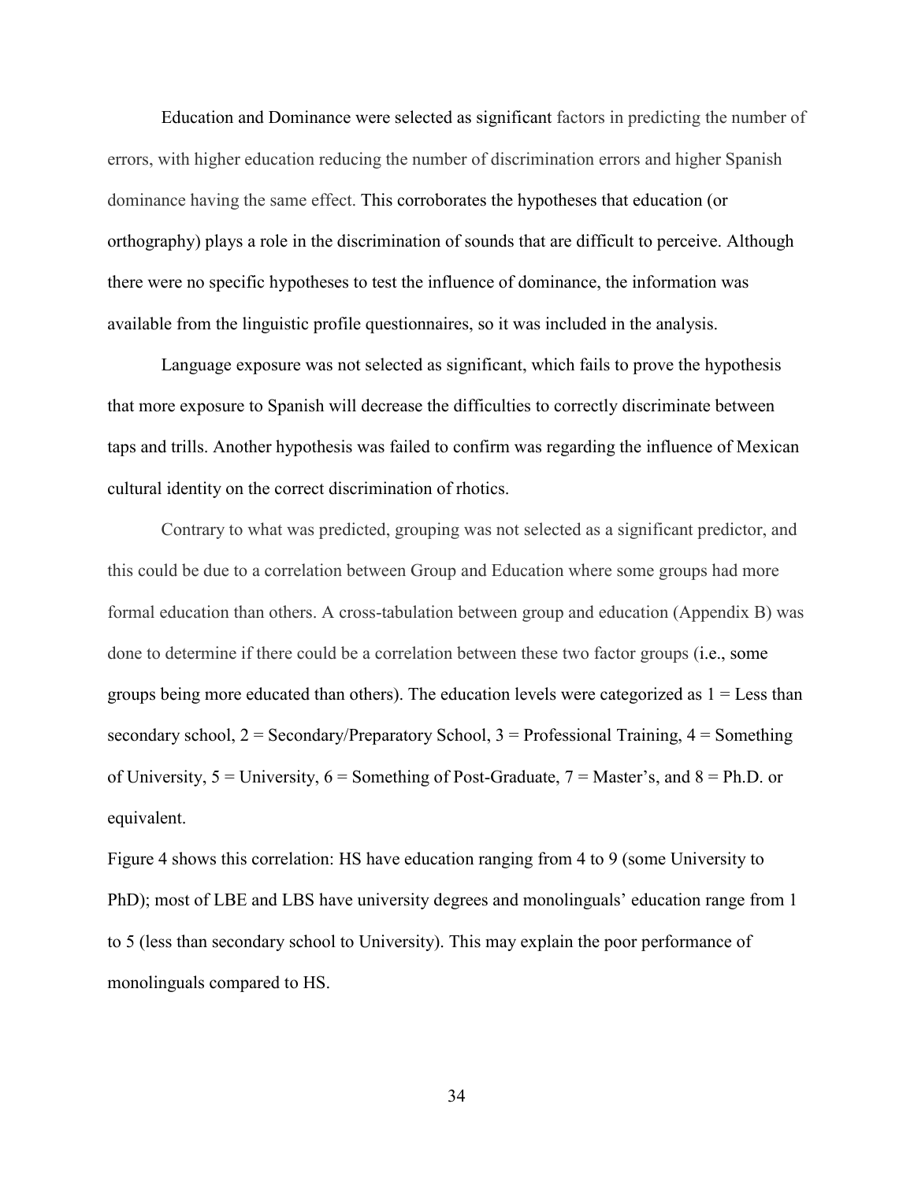Education and Dominance were selected as significant factors in predicting the number of errors, with higher education reducing the number of discrimination errors and higher Spanish dominance having the same effect. This corroborates the hypotheses that education (or orthography) plays a role in the discrimination of sounds that are difficult to perceive. Although there were no specific hypotheses to test the influence of dominance, the information was available from the linguistic profile questionnaires, so it was included in the analysis.

Language exposure was not selected as significant, which fails to prove the hypothesis that more exposure to Spanish will decrease the difficulties to correctly discriminate between taps and trills. Another hypothesis was failed to confirm was regarding the influence of Mexican cultural identity on the correct discrimination of rhotics.

Contrary to what was predicted, grouping was not selected as a significant predictor, and this could be due to a correlation between Group and Education where some groups had more formal education than others. A cross-tabulation between group and education (Appendix B) was done to determine if there could be a correlation between these two factor groups (i.e., some groups being more educated than others). The education levels were categorized as 1 = Less than secondary school, 2 = Secondary/Preparatory School, 3 = Professional Training, 4 = Something of University, 5 = University, 6 = Something of Post-Graduate, 7 = Master's, and 8 = Ph.D. or equivalent.

Figure 4 shows this correlation: HS have education ranging from 4 to 9 (some University to PhD); most of LBE and LBS have university degrees and monolinguals' education range from 1 to 5 (less than secondary school to University). This may explain the poor performance of monolinguals compared to HS.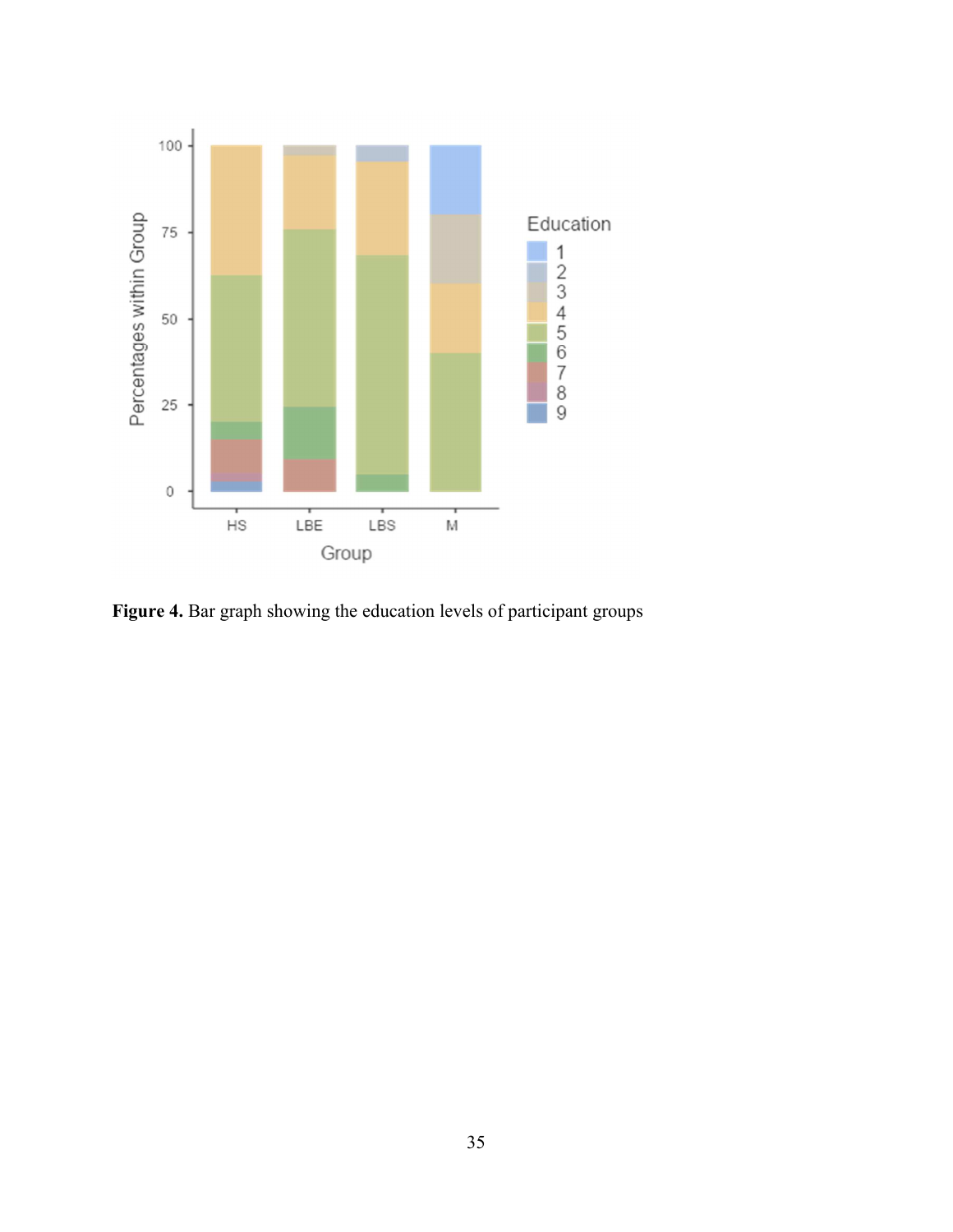**Figure 4.** Bar graph showing the education levels of participant groups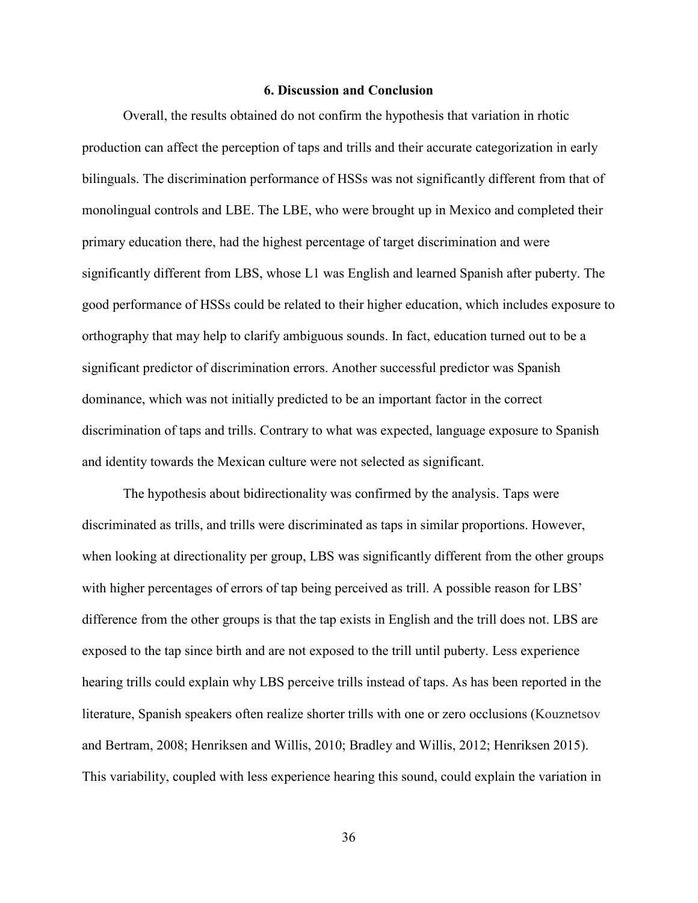## 6. Discussion and Conclusion

Overall, the results obtained do not confirm the hypothesis that variation in rhotic production can affect the perception of taps and trills and their accurate categorization in early bilinguals. The discrimination performance of HSSs was not significantly different from that of monolingual controls and LBE. The LBE, who were brought up in Mexico and completed their primary education there, had the highest percentage of target discrimination and were significantly different from LBS, whose L1 was English and learned Spanish after puberty. The good performance of HSSs could be related to their higher education, which includes exposure to orthography that may help to clarify ambiguous sounds. In fact, education turned out to be a significant predictor of discrimination errors. Another successful predictor was Spanish dominance, which was not initially predicted to be an important factor in the correct discrimination of taps and trills. Contrary to what was expected, language exposure to Spanish and identity towards the Mexican culture were not selected as significant.

The hypothesis about bidirectionality was confirmed by the analysis. Taps were discriminated as trills, and trills were discriminated as taps in similar proportions. However, when looking at directionality per group, LBS was significantly different from the other groups with higher percentages of errors of tap being perceived as trill. A possible reason for LBS' difference from the other groups is that the tap exists in English and the trill does not. LBS are exposed to the tap since birth and are not exposed to the trill until puberty. Less experience hearing trills could explain why LBS perceive trills instead of taps. As has been reported in the literature, Spanish speakers often realize shorter trills with one or zero occlusions (Kouznetsov and Bertram, 2008; Henriksen and Willis, 2010; Bradley and Willis, 2012; Henriksen 2015). This variability, coupled with less experience hearing this sound, could explain the variation in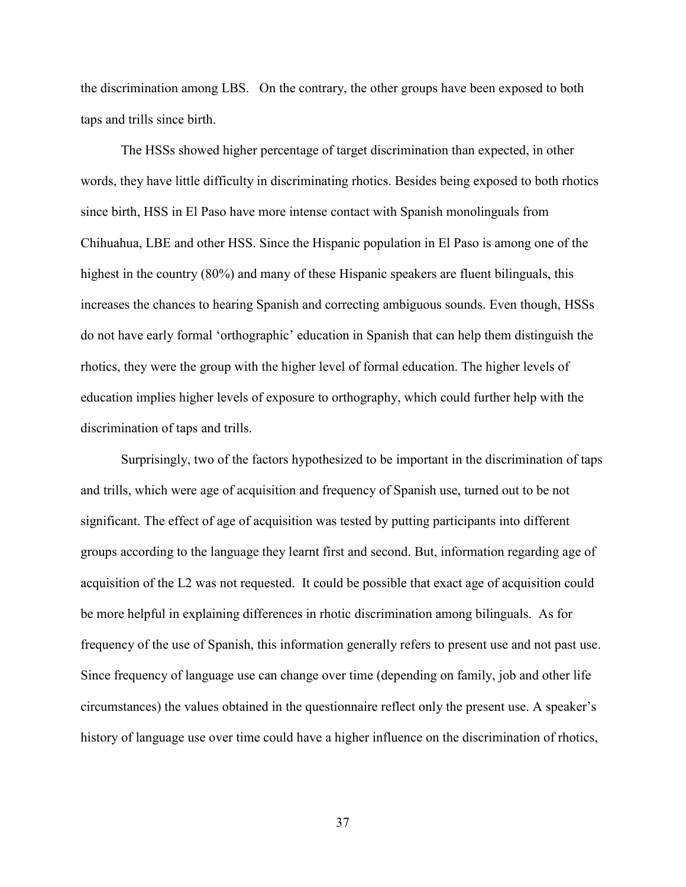the discrimination among LBS. On the contrary, the other groups have been exposed to both taps and trills since birth.

The HSSs showed higher percentage of target discrimination than expected, in other words, they have little difficulty in discriminating rhotics. Besides being exposed to both rhotics since birth, HSS in El Paso have more intense contact with Spanish monolinguals from Chihuahua, LBE and other HSS. Since the Hispanic population in El Paso is among one of the highest in the country (80%) and many of these Hispanic speakers are fluent bilinguals, this increases the chances to hearing Spanish and correcting ambiguous sounds. Even though, HSSs do not have early formal 'orthographic' education in Spanish that can help them distinguish the rhotics, they were the group with the higher level of formal education. The higher levels of education implies higher levels of exposure to orthography, which could further help with the discrimination of taps and trills.

Surprisingly, two of the factors hypothesized to be important in the discrimination of taps and trills, which were age of acquisition and frequency of Spanish use, turned out to be not significant. The effect of age of acquisition was tested by putting participants into different groups according to the language they learnt first and second. But, information regarding age of acquisition of the L2 was not requested. It could be possible that exact age of acquisition could be more helpful in explaining differences in rhotic discrimination among bilinguals. As for frequency of the use of Spanish, this information generally refers to present use and not past use. Since frequency of language use can change over time (depending on family, job and other life circumstances) the values obtained in the questionnaire reflect only the present use. A speaker's history of language use over time could have a higher influence on the discrimination of rhotics,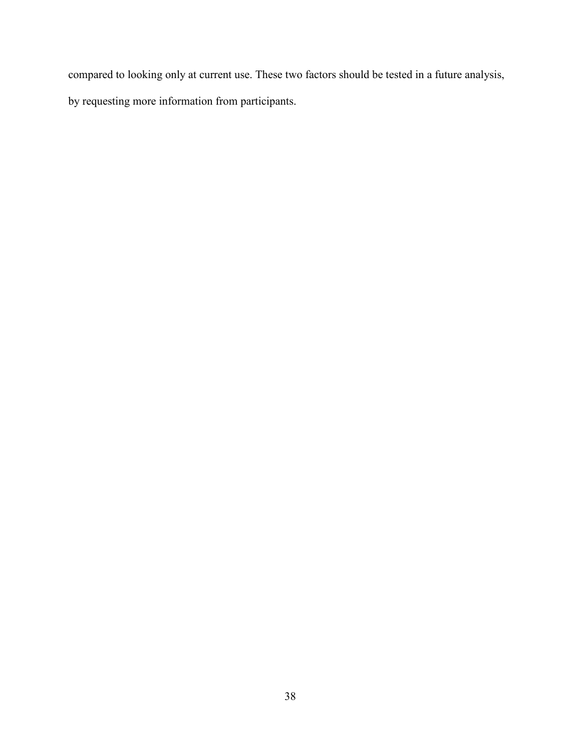compared to looking only at current use. These two factors should be tested in a future analysis, by requesting more information from participants.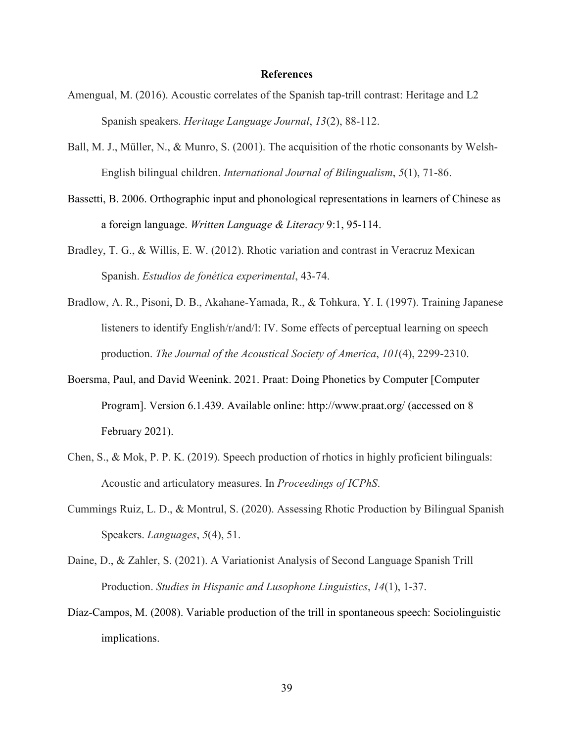# References

Amengual, M. (2016). Acoustic correlates of the Spanish tap-trill contrast: Heritage and L2 Spanish speakers. *Heritage Language Journal*, *13*(2), 88-112.

Ball, M. J., Müller, N., & Munro, S. (2001). The acquisition of the rhotic consonants by Welsh-English bilingual children. *International Journal of Bilingualism*, *5*(1), 71-86.

Bassetti, B. 2006. Orthographic input and phonological representations in learners of Chinese as a foreign language. *Written Language & Literacy* 9:1, 95-114.

Bradley, T. G., & Willis, E. W. (2012). Rhotic variation and contrast in Veracruz Mexican Spanish. *Estudios de fonética experimental*, 43-74.

Bradlow, A. R., Pisoni, D. B., Akahane-Yamada, R., & Tohkura, Y. I. (1997). Training Japanese listeners to identify English/r/and/l: IV. Some effects of perceptual learning on speech production. *The Journal of the Acoustical Society of America*, *101*(4), 2299-2310.

Boersma, Paul, and David Weenink. 2021. Praat: Doing Phonetics by Computer [Computer Program]. Version 6.1.439. Available online: http://www.praat.org/ (accessed on 8 February 2021).

Chen, S., & Mok, P. P. K. (2019). Speech production of rhotics in highly proficient bilinguals: Acoustic and articulatory measures. In *Proceedings of ICPhS*.

Cummings Ruiz, L. D., & Montrul, S. (2020). Assessing Rhotic Production by Bilingual Spanish Speakers. *Languages*, *5*(4), 51.

Daine, D., & Zahler, S. (2021). A Variationist Analysis of Second Language Spanish Trill Production. *Studies in Hispanic and Lusophone Linguistics*, *14*(1), 1-37.

Díaz-Campos, M. (2008). Variable production of the trill in spontaneous speech: Sociolinguistic implications.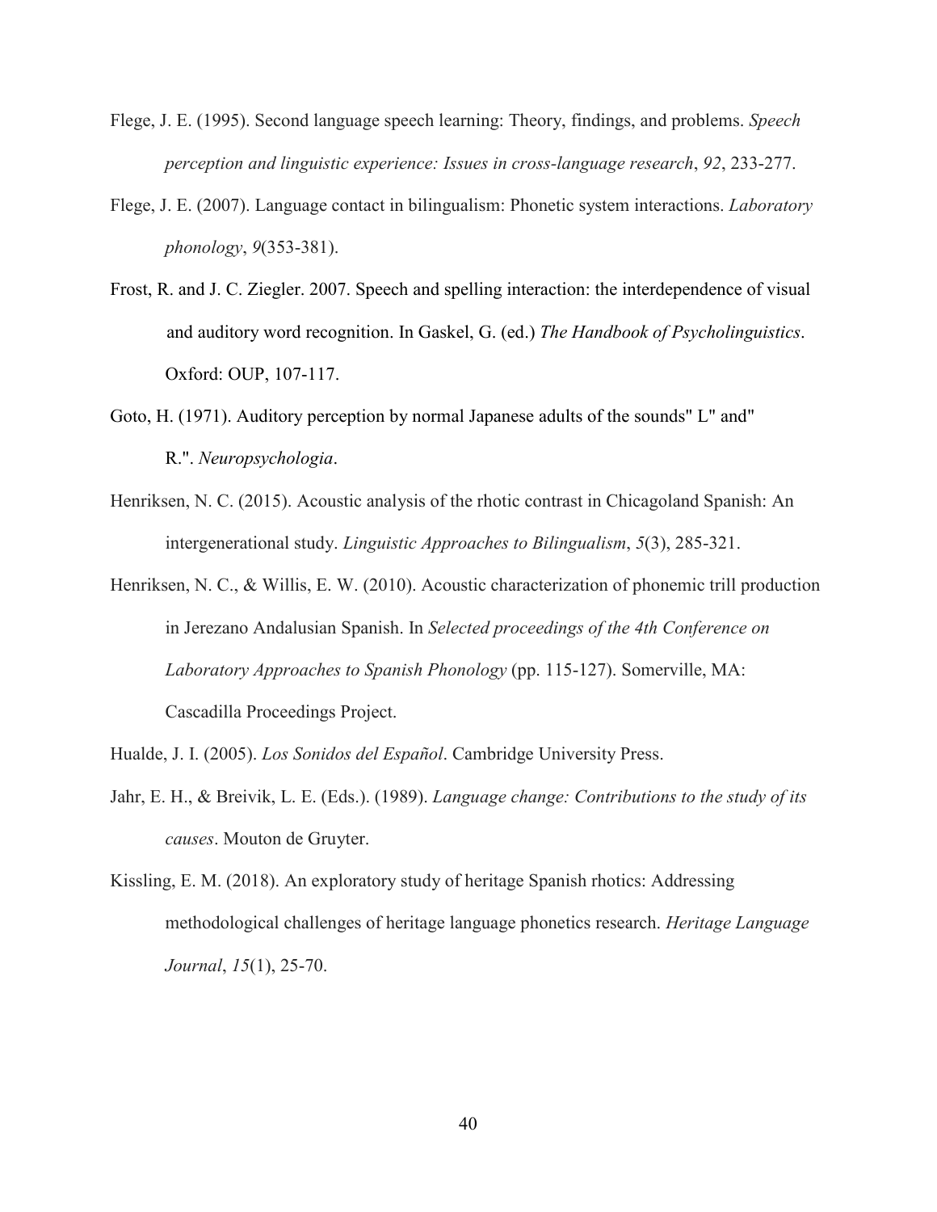Flege, J. E. (1995). Second language speech learning: Theory, findings, and problems. *Speech perception and linguistic experience: Issues in cross-language research*, *92*, 233-277.

Flege, J. E. (2007). Language contact in bilingualism: Phonetic system interactions. *Laboratory phonology*, *9*(353-381).

Frost, R. and J. C. Ziegler. 2007. Speech and spelling interaction: the interdependence of visual and auditory word recognition. In Gaskel, G. (ed.) *The Handbook of Psycholinguistics*. Oxford: OUP, 107-117.

Goto, H. (1971). Auditory perception by normal Japanese adults of the sounds" L" and" R.". *Neuropsychologia*.

Henriksen, N. C. (2015). Acoustic analysis of the rhotic contrast in Chicagoland Spanish: An intergenerational study. *Linguistic Approaches to Bilingualism*, *5*(3), 285-321.

Henriksen, N. C., & Willis, E. W. (2010). Acoustic characterization of phonemic trill production in Jerezano Andalusian Spanish. In *Selected proceedings of the 4th Conference on Laboratory Approaches to Spanish Phonology* (pp. 115-127). Somerville, MA: Cascadilla Proceedings Project.

Hualde, J. I. (2005). *Los Sonidos del Español*. Cambridge University Press.

Jahr, E. H., & Breivik, L. E. (Eds.). (1989). *Language change: Contributions to the study of its causes*. Mouton de Gruyter.

Kissling, E. M. (2018). An exploratory study of heritage Spanish rhotics: Addressing methodological challenges of heritage language phonetics research. *Heritage Language Journal*, *15*(1), 25-70.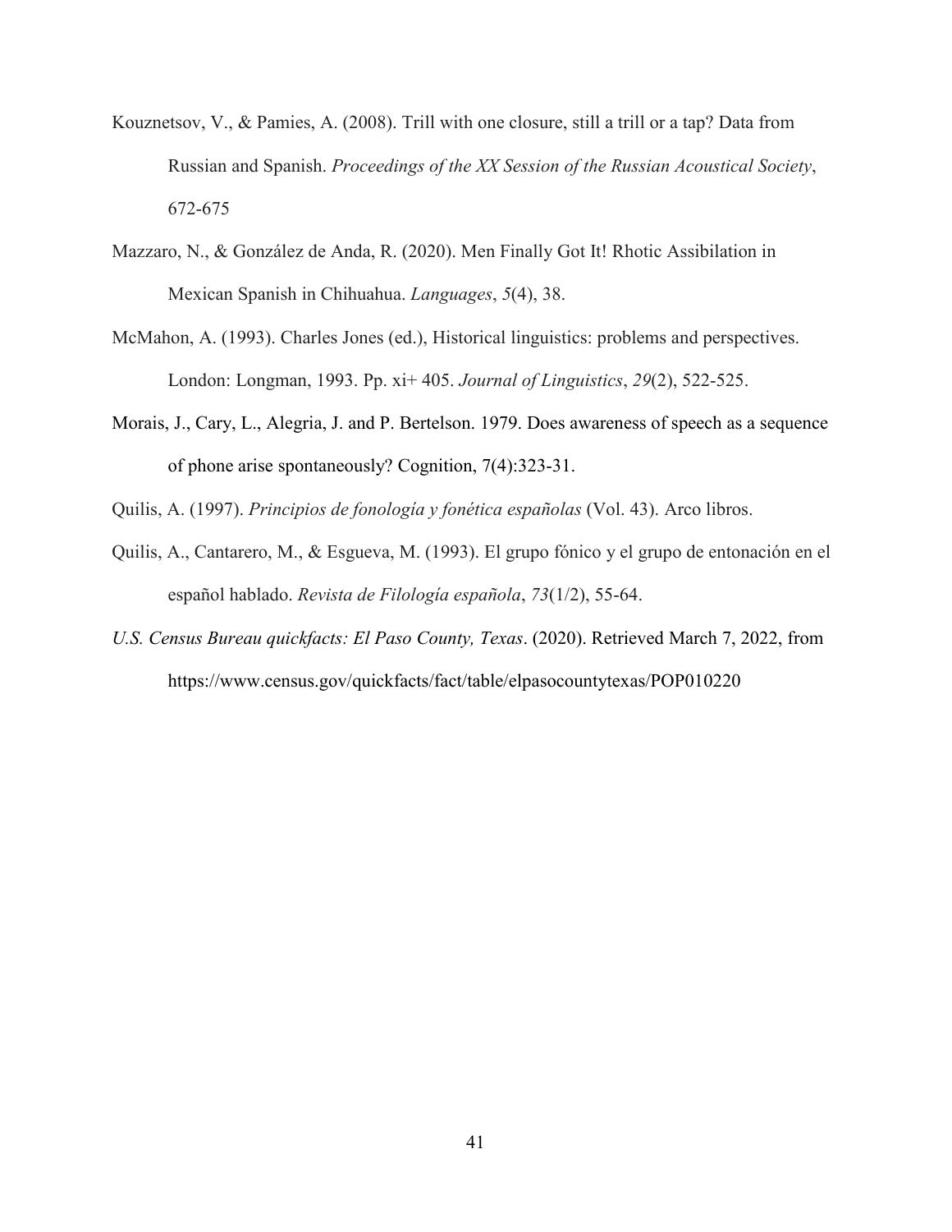Kouznetsov, V., & Pamies, A. (2008). Trill with one closure, still a trill or a tap? Data from Russian and Spanish. *Proceedings of the XX Session of the Russian Acoustical Society*, 672-675

Mazzaro, N., & González de Anda, R. (2020). Men Finally Got It! Rhotic Assibilation in Mexican Spanish in Chihuahua. *Languages*, *5*(4), 38.

McMahon, A. (1993). Charles Jones (ed.), Historical linguistics: problems and perspectives. London: Longman, 1993. Pp. xi+ 405. *Journal of Linguistics*, *29*(2), 522-525.

Morais, J., Cary, L., Alegria, J. and P. Bertelson. 1979. Does awareness of speech as a sequence of phone arise spontaneously? Cognition, 7(4):323-31.

Quilis, A. (1997). *Principios de fonología y fonética españolas* (Vol. 43). Arco libros.

Quilis, A., Cantarero, M., & Esgueva, M. (1993). El grupo fónico y el grupo de entonación en el español hablado. *Revista de Filología española*, *73*(1/2), 55-64.

*U.S. Census Bureau quickfacts: El Paso County, Texas*. (2020). Retrieved March 7, 2022, from https://www.census.gov/quickfacts/fact/table/elpasocountytexas/POP010220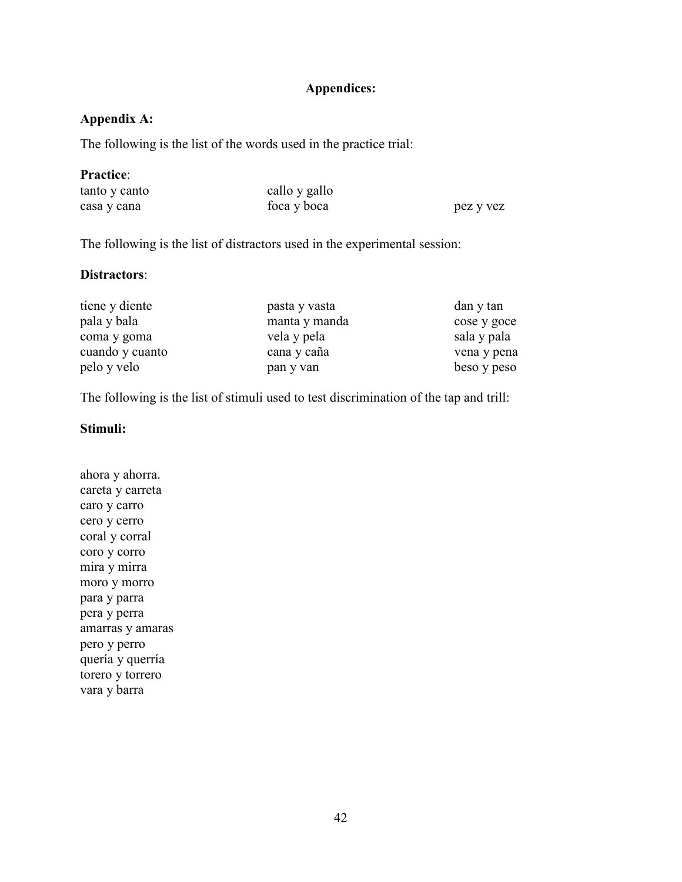## Appendices:

### Appendix A:

The following is the list of the words used in the practice trial:

**Practice**:

| | | |
|---|---|---|
| tanto y canto | callo y gallo | |
| casa y cana | foca y boca | pez y vez |

The following is the list of distractors used in the experimental session:

**Distractors**:

| | | |
|---|---|---|
| tiene y diente | pasta y vasta | dan y tan |
| pala y bala | manta y manda | cose y goce |
| coma y goma | vela y pela | sala y pala |
| cuando y cuanto | cana y caña | vena y pena |
| pelo y velo | pan y van | beso y peso |

The following is the list of stimuli used to test discrimination of the tap and trill:

**Stimuli:**

ahora y ahorra.
careta y carreta
caro y carro
cero y cerro
coral y corral
coro y corro
mira y mirra
moro y morro
para y parra
pera y perra
amarras y amaras
pero y perro
quería y querría
torero y torrero
vara y barra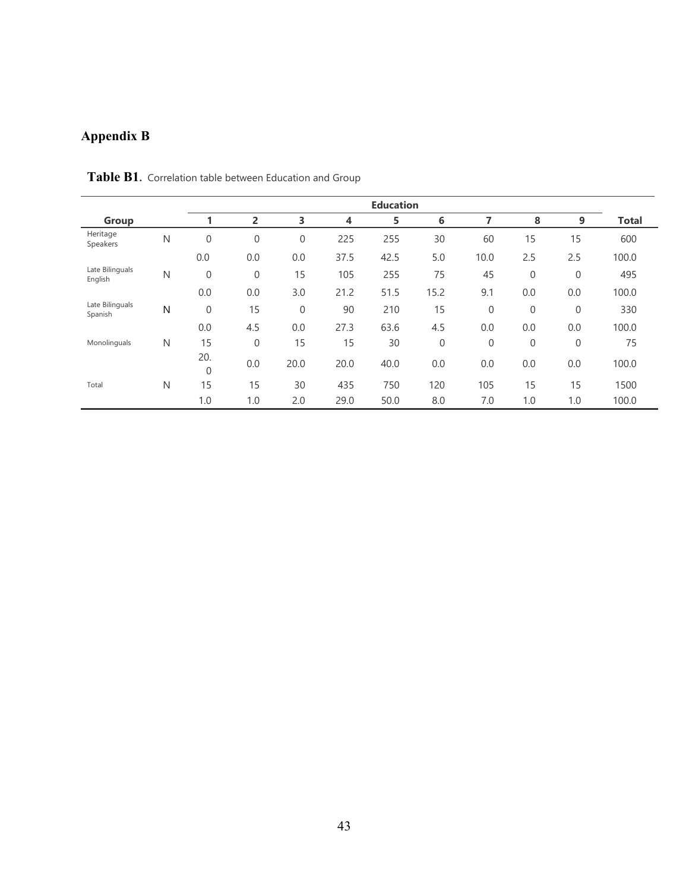# Appendix B

**Table B1.** Correlation table between Education and Group

| Group | | Education | | | | | | | | | Total |
|---|---|---|---|---|---|---|---|---|---|---|---|
| | | 1 | 2 | 3 | 4 | 5 | 6 | 7 | 8 | 9 | |
| Heritage Speakers | N | 0 | 0 | 0 | 225 | 255 | 30 | 60 | 15 | 15 | 600 |
| | | 0.0 | 0.0 | 0.0 | 37.5 | 42.5 | 5.0 | 10.0 | 2.5 | 2.5 | 100.0 |
| Late Bilinguals English | N | 0 | 0 | 15 | 105 | 255 | 75 | 45 | 0 | 0 | 495 |
| | | 0.0 | 0.0 | 3.0 | 21.2 | 51.5 | 15.2 | 9.1 | 0.0 | 0.0 | 100.0 |
| Late Bilinguals Spanish | N | 0 | 15 | 0 | 90 | 210 | 15 | 0 | 0 | 0 | 330 |
| | | 0.0 | 4.5 | 0.0 | 27.3 | 63.6 | 4.5 | 0.0 | 0.0 | 0.0 | 100.0 |
| Monolinguals | N | 15 | 0 | 15 | 15 | 30 | 0 | 0 | 0 | 0 | 75 |
| | | 20.0 | 0.0 | 20.0 | 20.0 | 40.0 | 0.0 | 0.0 | 0.0 | 0.0 | 100.0 |
| Total | N | 15 | 15 | 30 | 435 | 750 | 120 | 105 | 15 | 15 | 1500 |
| | | 1.0 | 1.0 | 2.0 | 29.0 | 50.0 | 8.0 | 7.0 | 1.0 | 1.0 | 100.0 |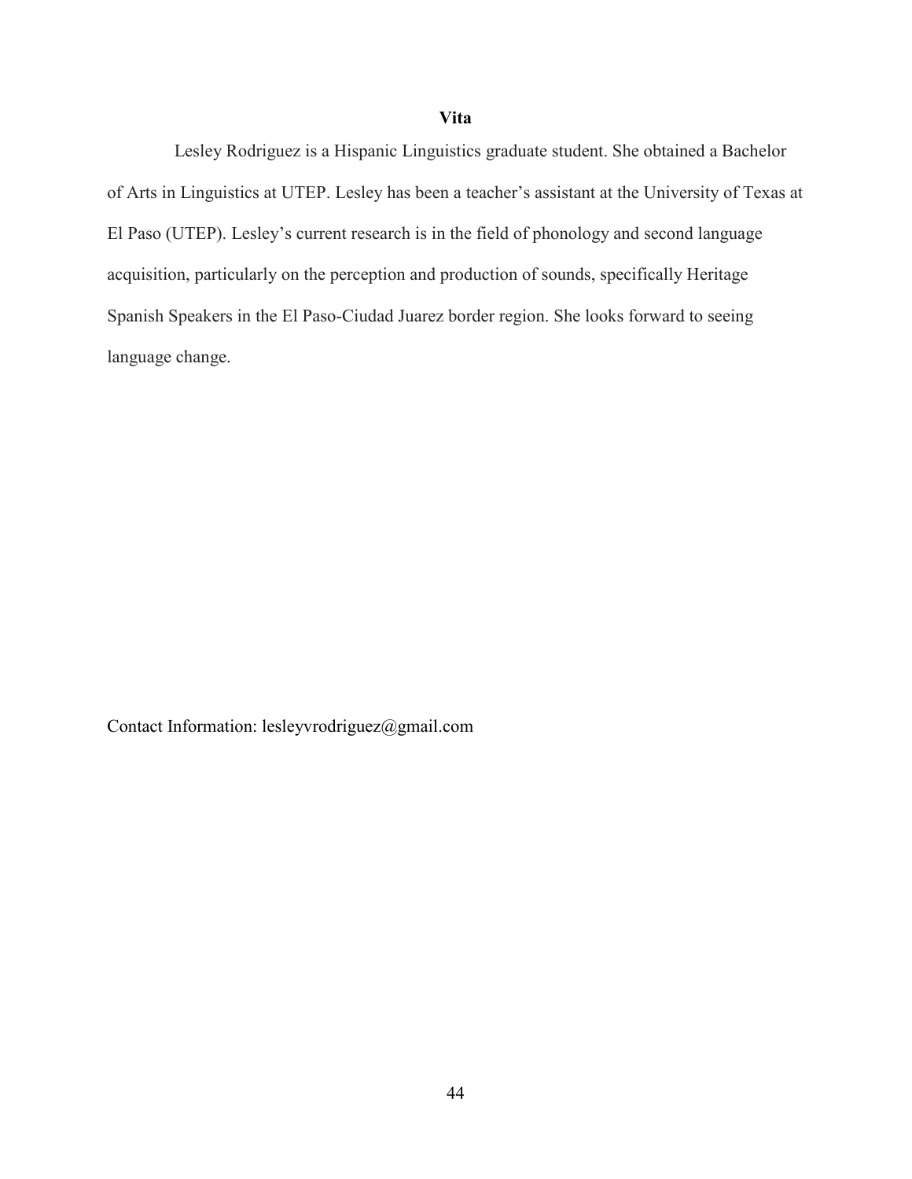# Vita

Lesley Rodriguez is a Hispanic Linguistics graduate student. She obtained a Bachelor of Arts in Linguistics at UTEP. Lesley has been a teacher's assistant at the University of Texas at El Paso (UTEP). Lesley's current research is in the field of phonology and second language acquisition, particularly on the perception and production of sounds, specifically Heritage Spanish Speakers in the El Paso-Ciudad Juarez border region. She looks forward to seeing language change.

Contact Information: lesleyvrodriguez@gmail.com